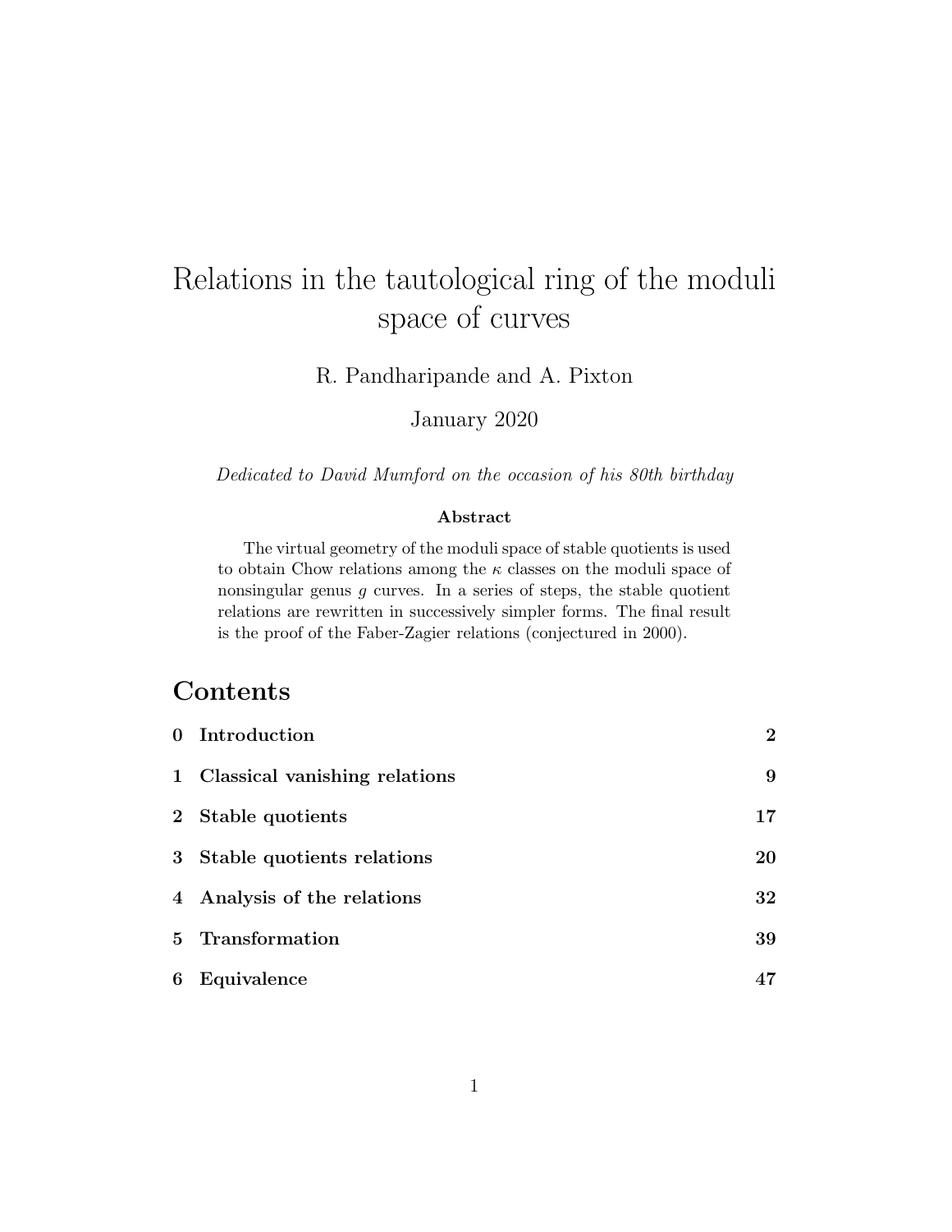# Relations in the tautological ring of the moduli space of curves

R. Pandharipande and A. Pixton

January 2020

*Dedicated to David Mumford on the occasion of his 80th birthday*

**Abstract**

The virtual geometry of the moduli space of stable quotients is used to obtain Chow relations among the $\kappa$ classes on the moduli space of nonsingular genus $g$ curves. In a series of steps, the stable quotient relations are rewritten in successively simpler forms. The final result is the proof of the Faber-Zagier relations (conjectured in 2000).

## Contents

| | | |
|---|---|---|
| **0** | **Introduction** | **2** |
| **1** | **Classical vanishing relations** | **9** |
| **2** | **Stable quotients** | **17** |
| **3** | **Stable quotients relations** | **20** |
| **4** | **Analysis of the relations** | **32** |
| **5** | **Transformation** | **39** |
| **6** | **Equivalence** | **47** |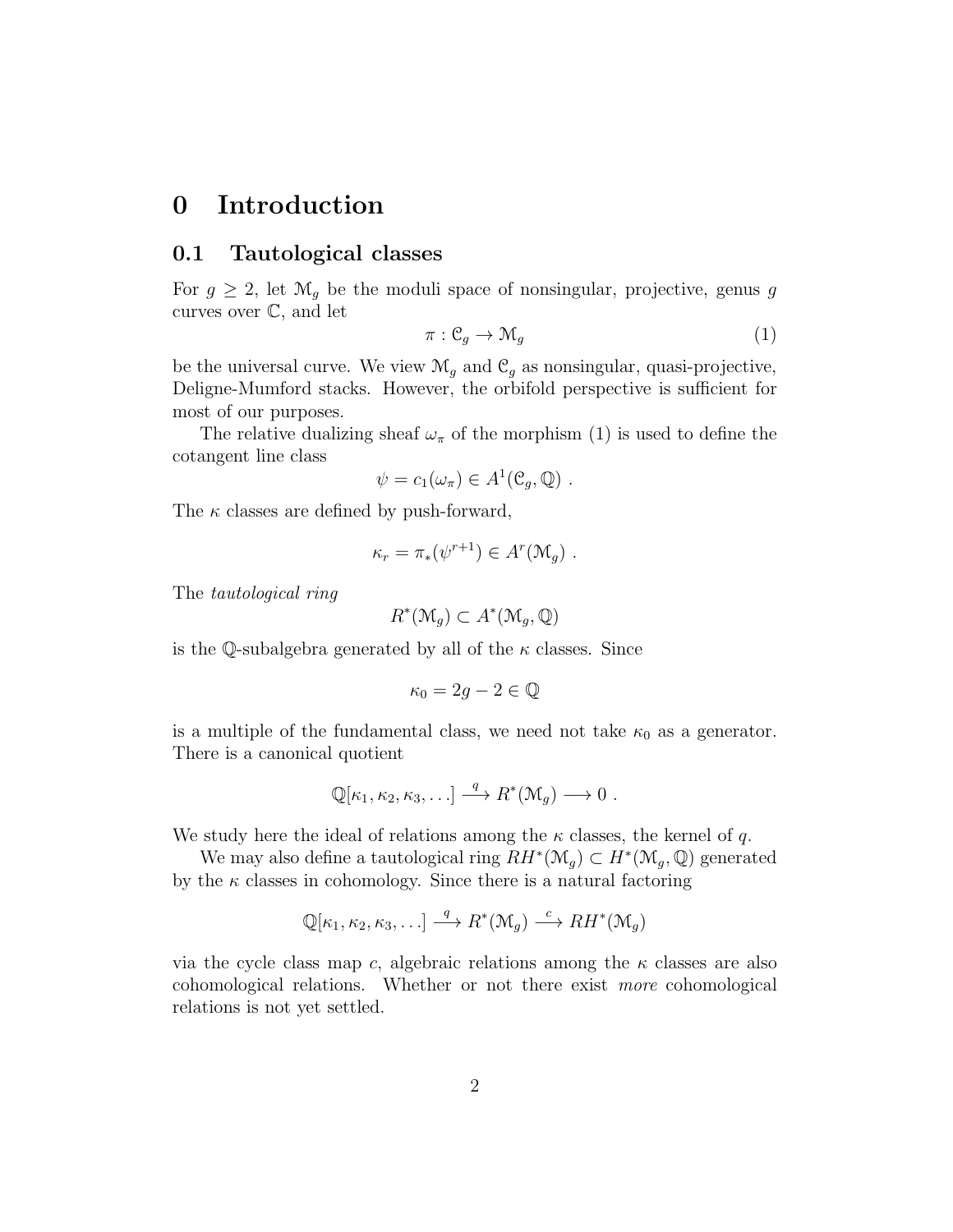# 0 Introduction

## 0.1 Tautological classes

For $g \geq 2$, let $\mathcal{M}_g$ be the moduli space of nonsingular, projective, genus $g$ curves over $\mathbb{C}$, and let

$$\pi : \mathcal{C}_g \to \mathcal{M}_g \tag{1}$$

be the universal curve. We view $\mathcal{M}_g$ and $\mathcal{C}_g$ as nonsingular, quasi-projective, Deligne-Mumford stacks. However, the orbifold perspective is sufficient for most of our purposes.

The relative dualizing sheaf $\omega_\pi$ of the morphism (1) is used to define the cotangent line class

$$\psi = c_1(\omega_\pi) \in A^1(\mathcal{C}_g, \mathbb{Q}) \ .$$

The $\kappa$ classes are defined by push-forward,

$$\kappa_r = \pi_*(\psi^{r+1}) \in A^r(\mathcal{M}_g) \ .$$

The *tautological ring*

$$R^*(\mathcal{M}_g) \subset A^*(\mathcal{M}_g, \mathbb{Q})$$

is the $\mathbb{Q}$-subalgebra generated by all of the $\kappa$ classes. Since

$$\kappa_0 = 2g - 2 \in \mathbb{Q}$$

is a multiple of the fundamental class, we need not take $\kappa_0$ as a generator. There is a canonical quotient

$$\mathbb{Q}[\kappa_1, \kappa_2, \kappa_3, \ldots] \stackrel{q}{\longrightarrow} R^*(\mathcal{M}_g) \longrightarrow 0 \ .$$

We study here the ideal of relations among the $\kappa$ classes, the kernel of $q$.

We may also define a tautological ring $RH^*(\mathcal{M}_g) \subset H^*(\mathcal{M}_g, \mathbb{Q})$ generated by the $\kappa$ classes in cohomology. Since there is a natural factoring

$$\mathbb{Q}[\kappa_1, \kappa_2, \kappa_3, \ldots] \stackrel{q}{\longrightarrow} R^*(\mathcal{M}_g) \stackrel{c}{\longrightarrow} RH^*(\mathcal{M}_g)$$

via the cycle class map $c$, algebraic relations among the $\kappa$ classes are also cohomological relations. Whether or not there exist *more* cohomological relations is not yet settled.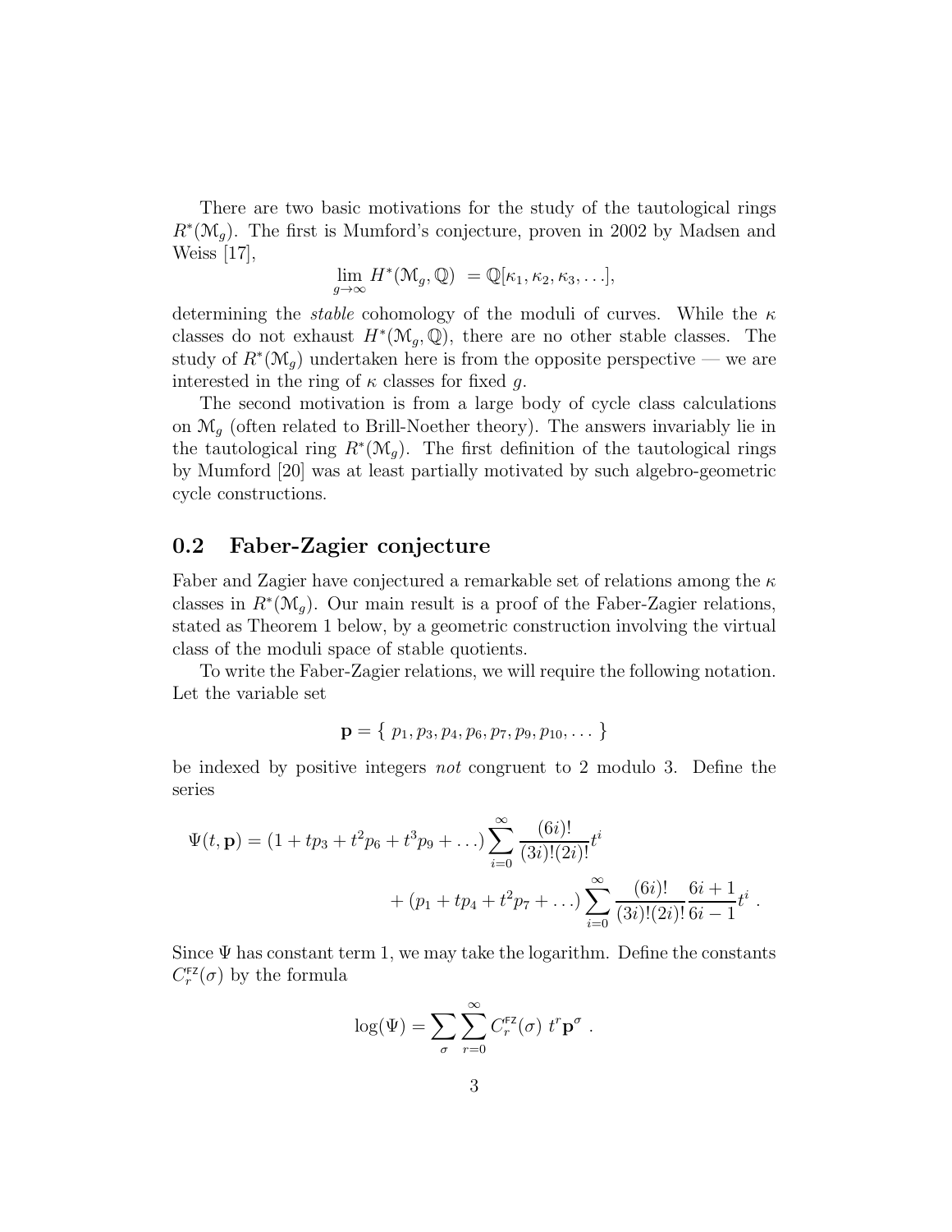There are two basic motivations for the study of the tautological rings $R^*(\mathcal{M}_g)$. The first is Mumford's conjecture, proven in 2002 by Madsen and Weiss [17],

$$\lim_{g \to \infty} H^*(\mathcal{M}_g, \mathbb{Q}) \ = \mathbb{Q}[\kappa_1, \kappa_2, \kappa_3, \ldots],$$

determining the *stable* cohomology of the moduli of curves. While the $\kappa$ classes do not exhaust $H^*(\mathcal{M}_g, \mathbb{Q})$, there are no other stable classes. The study of $R^*(\mathcal{M}_g)$ undertaken here is from the opposite perspective — we are interested in the ring of $\kappa$ classes for fixed $g$.

The second motivation is from a large body of cycle class calculations on $\mathcal{M}_g$ (often related to Brill-Noether theory). The answers invariably lie in the tautological ring $R^*(\mathcal{M}_g)$. The first definition of the tautological rings by Mumford [20] was at least partially motivated by such algebro-geometric cycle constructions.

## 0.2 Faber-Zagier conjecture

Faber and Zagier have conjectured a remarkable set of relations among the $\kappa$ classes in $R^*(\mathcal{M}_g)$. Our main result is a proof of the Faber-Zagier relations, stated as Theorem 1 below, by a geometric construction involving the virtual class of the moduli space of stable quotients.

To write the Faber-Zagier relations, we will require the following notation. Let the variable set

$$\mathbf{p} = \{ \ p_1, p_3, p_4, p_6, p_7, p_9, p_{10}, \ldots \ \}$$

be indexed by positive integers *not* congruent to 2 modulo 3. Define the series

$$\Psi(t, \mathbf{p}) = (1 + tp_3 + t^2 p_6 + t^3 p_9 + \ldots) \sum_{i=0}^{\infty} \frac{(6i)!}{(3i)!(2i)!} t^i$$
$$+ \ (p_1 + tp_4 + t^2 p_7 + \ldots) \sum_{i=0}^{\infty} \frac{(6i)!}{(3i)!(2i)!} \frac{6i+1}{6i-1} t^i \ .$$

Since $\Psi$ has constant term 1, we may take the logarithm. Define the constants $C_r^{\mathsf{FZ}}(\sigma)$ by the formula

$$\log(\Psi) = \sum_{\sigma} \sum_{r=0}^{\infty} C_r^{\mathsf{FZ}}(\sigma) \ t^r \mathbf{p}^{\sigma} \ .$$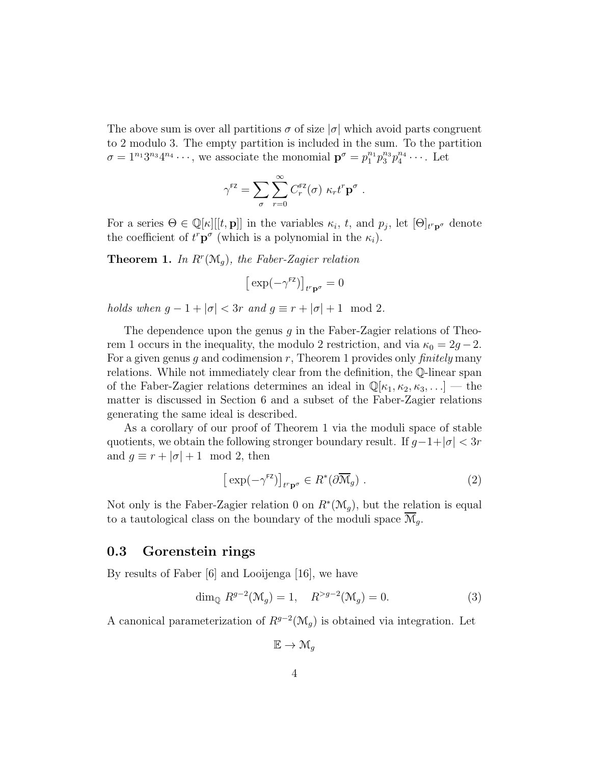The above sum is over all partitions $\sigma$ of size $|\sigma|$ which avoid parts congruent to 2 modulo 3. The empty partition is included in the sum. To the partition $\sigma = 1^{n_1}3^{n_3}4^{n_4}\cdots$, we associate the monomial $\mathbf{p}^\sigma = p_1^{n_1}p_3^{n_3}p_4^{n_4}\cdots$. Let

$$\gamma^{\mathsf{FZ}} = \sum_{\sigma} \sum_{r=0}^{\infty} C_r^{\mathsf{FZ}}(\sigma)\ \kappa_r t^r \mathbf{p}^\sigma\ .$$

For a series $\Theta \in \mathbb{Q}[\kappa][[t, \mathbf{p}]]$ in the variables $\kappa_i$, $t$, and $p_j$, let $[\Theta]_{t^r\mathbf{p}^\sigma}$ denote the coefficient of $t^r\mathbf{p}^\sigma$ (which is a polynomial in the $\kappa_i$).

**Theorem 1.** *In $R^r(\mathcal{M}_g)$, the Faber-Zagier relation*

$$\big[\exp(-\gamma^{\mathsf{FZ}})\big]_{t^r\mathbf{p}^\sigma} = 0$$

*holds when $g - 1 + |\sigma| < 3r$ and $g \equiv r + |\sigma| + 1 \mod 2$.*

The dependence upon the genus $g$ in the Faber-Zagier relations of Theorem 1 occurs in the inequality, the modulo 2 restriction, and via $\kappa_0 = 2g-2$. For a given genus $g$ and codimension $r$, Theorem 1 provides only *finitely* many relations. While not immediately clear from the definition, the $\mathbb{Q}$-linear span of the Faber-Zagier relations determines an ideal in $\mathbb{Q}[\kappa_1, \kappa_2, \kappa_3, \ldots]$ — the matter is discussed in Section 6 and a subset of the Faber-Zagier relations generating the same ideal is described.

As a corollary of our proof of Theorem 1 via the moduli space of stable quotients, we obtain the following stronger boundary result. If $g-1+|\sigma| < 3r$ and $g \equiv r + |\sigma| + 1 \mod 2$, then

$$\big[\exp(-\gamma^{\mathsf{FZ}})\big]_{t^r\mathbf{p}^\sigma} \in R^*(\partial\overline{\mathcal{M}}_g)\ . \tag{2}$$

Not only is the Faber-Zagier relation 0 on $R^*(\mathcal{M}_g)$, but the relation is equal to a tautological class on the boundary of the moduli space $\overline{\mathcal{M}}_g$.

## 0.3 Gorenstein rings

By results of Faber [6] and Looijenga [16], we have

$$\dim_{\mathbb{Q}} R^{g-2}(\mathcal{M}_g) = 1, \quad R^{>g-2}(\mathcal{M}_g) = 0. \tag{3}$$

A canonical parameterization of $R^{g-2}(\mathcal{M}_g)$ is obtained via integration. Let

$$\mathbb{E} \to \mathcal{M}_g$$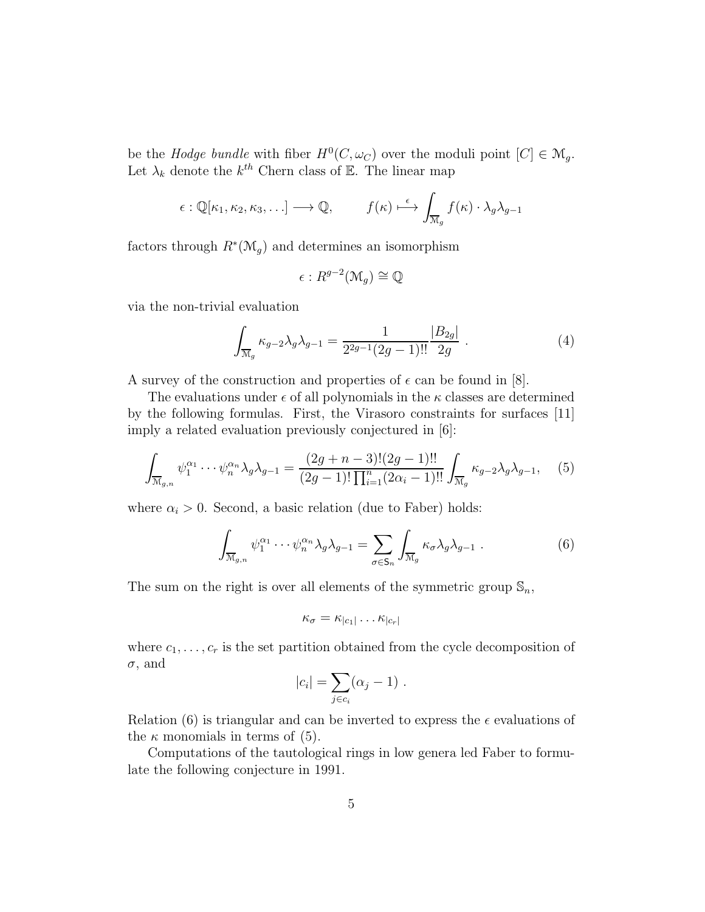be the *Hodge bundle* with fiber $H^0(C, \omega_C)$ over the moduli point $[C] \in \mathcal{M}_g$. Let $\lambda_k$ denote the $k^{th}$ Chern class of $\mathbb{E}$. The linear map

$$\epsilon : \mathbb{Q}[\kappa_1, \kappa_2, \kappa_3, \ldots] \longrightarrow \mathbb{Q}, \qquad f(\kappa) \overset{\epsilon}{\longmapsto} \int_{\overline{\mathcal{M}}_g} f(\kappa) \cdot \lambda_g \lambda_{g-1}$$

factors through $R^*(\mathcal{M}_g)$ and determines an isomorphism

$$\epsilon : R^{g-2}(\mathcal{M}_g) \cong \mathbb{Q}$$

via the non-trivial evaluation

$$\int_{\overline{\mathcal{M}}_g} \kappa_{g-2} \lambda_g \lambda_{g-1} = \frac{1}{2^{2g-1}(2g-1)!!} \frac{|B_{2g}|}{2g} \ . \tag{4}$$

A survey of the construction and properties of $\epsilon$ can be found in [8].

The evaluations under $\epsilon$ of all polynomials in the $\kappa$ classes are determined by the following formulas. First, the Virasoro constraints for surfaces [11] imply a related evaluation previously conjectured in [6]:

$$\int_{\overline{\mathcal{M}}_{g,n}} \psi_1^{\alpha_1} \cdots \psi_n^{\alpha_n} \lambda_g \lambda_{g-1} = \frac{(2g+n-3)!(2g-1)!!}{(2g-1)! \prod_{i=1}^{n} (2\alpha_i - 1)!!} \int_{\overline{\mathcal{M}}_g} \kappa_{g-2} \lambda_g \lambda_{g-1}, \tag{5}$$

where $\alpha_i > 0$. Second, a basic relation (due to Faber) holds:

$$\int_{\overline{\mathcal{M}}_{g,n}} \psi_1^{\alpha_1} \cdots \psi_n^{\alpha_n} \lambda_g \lambda_{g-1} = \sum_{\sigma \in \mathsf{S}_n} \int_{\overline{\mathcal{M}}_g} \kappa_\sigma \lambda_g \lambda_{g-1} \ . \tag{6}$$

The sum on the right is over all elements of the symmetric group $\mathbb{S}_n$,

$$\kappa_\sigma = \kappa_{|c_1|} \ldots \kappa_{|c_r|}$$

where $c_1, \ldots, c_r$ is the set partition obtained from the cycle decomposition of $\sigma$, and

$$|c_i| = \sum_{j \in c_i} (\alpha_j - 1) \ .$$

Relation (6) is triangular and can be inverted to express the $\epsilon$ evaluations of the $\kappa$ monomials in terms of (5).

Computations of the tautological rings in low genera led Faber to formulate the following conjecture in 1991.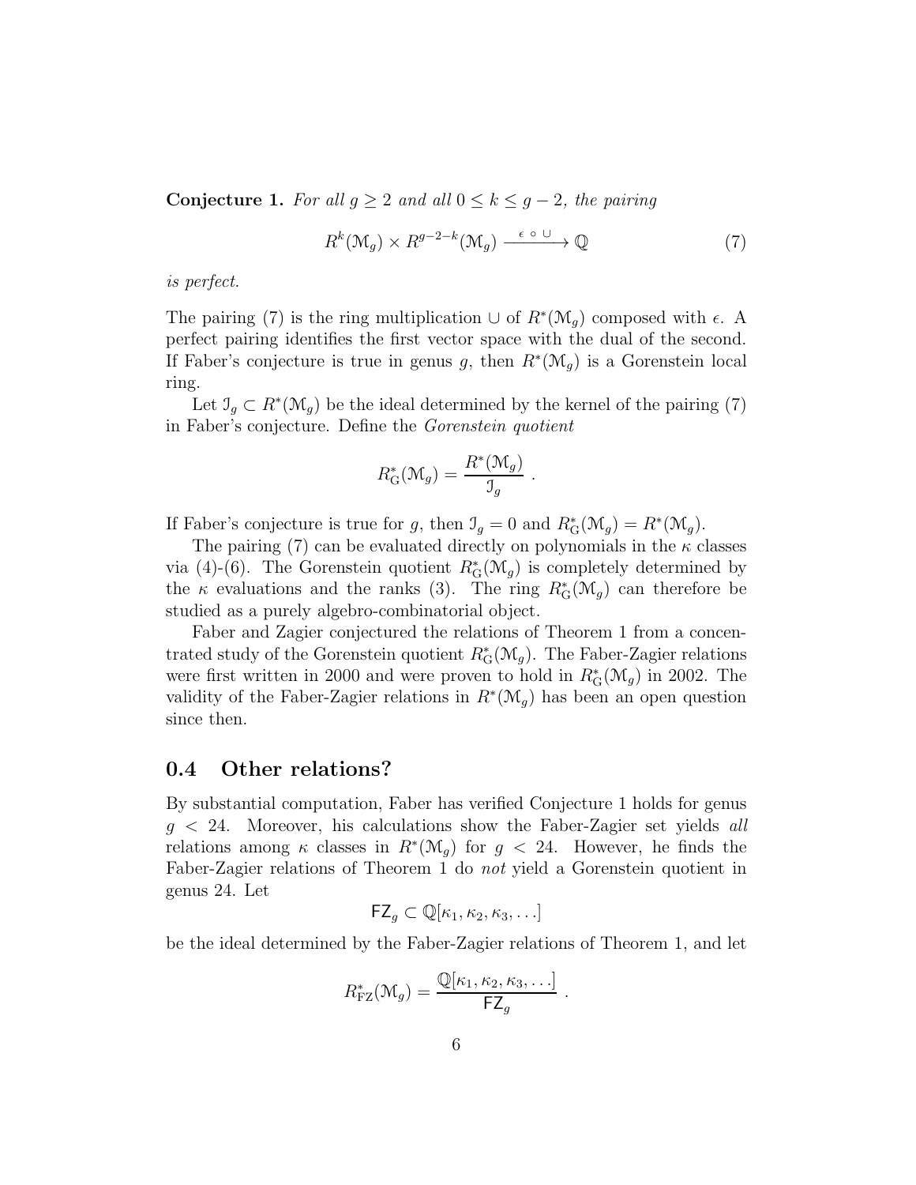**Conjecture 1.** *For all $g \geq 2$ and all $0 \leq k \leq g-2$, the pairing*

$$R^k(\mathcal{M}_g) \times R^{g-2-k}(\mathcal{M}_g) \xrightarrow{\ \epsilon\ \circ\ \cup\ } \mathbb{Q} \tag{7}$$

*is perfect.*

The pairing (7) is the ring multiplication $\cup$ of $R^*(\mathcal{M}_g)$ composed with $\epsilon$. A perfect pairing identifies the first vector space with the dual of the second. If Faber's conjecture is true in genus $g$, then $R^*(\mathcal{M}_g)$ is a Gorenstein local ring.

Let $\mathcal{I}_g \subset R^*(\mathcal{M}_g)$ be the ideal determined by the kernel of the pairing (7) in Faber's conjecture. Define the *Gorenstein quotient*

$$R^*_{\mathrm{G}}(\mathcal{M}_g) = \frac{R^*(\mathcal{M}_g)}{\mathcal{I}_g} \ .$$

If Faber's conjecture is true for $g$, then $\mathcal{I}_g = 0$ and $R^*_{\mathrm{G}}(\mathcal{M}_g) = R^*(\mathcal{M}_g)$.

The pairing (7) can be evaluated directly on polynomials in the $\kappa$ classes via (4)-(6). The Gorenstein quotient $R^*_{\mathrm{G}}(\mathcal{M}_g)$ is completely determined by the $\kappa$ evaluations and the ranks (3). The ring $R^*_{\mathrm{G}}(\mathcal{M}_g)$ can therefore be studied as a purely algebro-combinatorial object.

Faber and Zagier conjectured the relations of Theorem 1 from a concentrated study of the Gorenstein quotient $R^*_{\mathrm{G}}(\mathcal{M}_g)$. The Faber-Zagier relations were first written in 2000 and were proven to hold in $R^*_{\mathrm{G}}(\mathcal{M}_g)$ in 2002. The validity of the Faber-Zagier relations in $R^*(\mathcal{M}_g)$ has been an open question since then.

## 0.4 Other relations?

By substantial computation, Faber has verified Conjecture 1 holds for genus $g < 24$. Moreover, his calculations show the Faber-Zagier set yields *all* relations among $\kappa$ classes in $R^*(\mathcal{M}_g)$ for $g < 24$. However, he finds the Faber-Zagier relations of Theorem 1 do *not* yield a Gorenstein quotient in genus 24. Let

$$\mathsf{FZ}_g \subset \mathbb{Q}[\kappa_1, \kappa_2, \kappa_3, \ldots]$$

be the ideal determined by the Faber-Zagier relations of Theorem 1, and let

$$R^*_{\mathrm{FZ}}(\mathcal{M}_g) = \frac{\mathbb{Q}[\kappa_1, \kappa_2, \kappa_3, \ldots]}{\mathsf{FZ}_g} \ .$$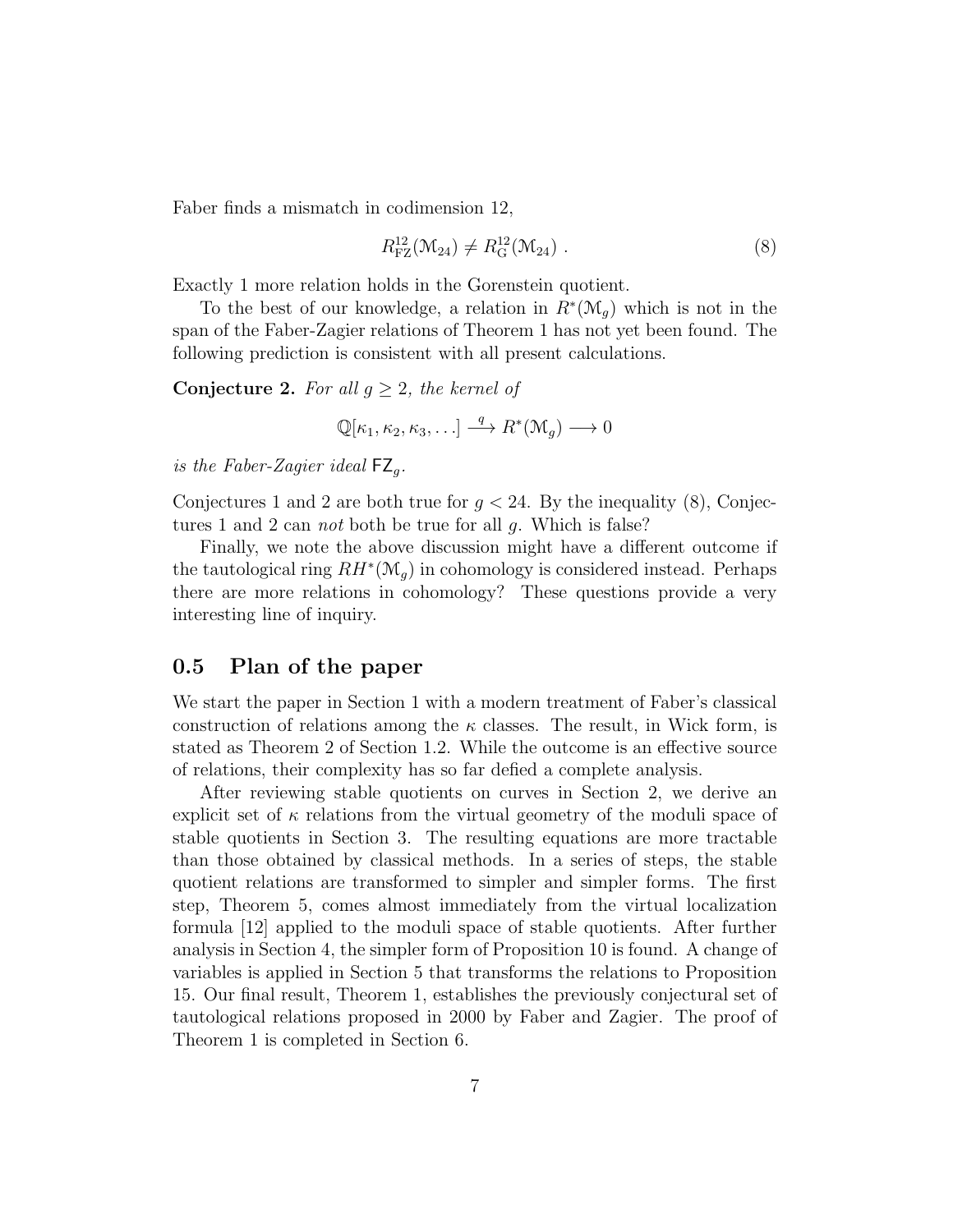Faber finds a mismatch in codimension 12,

$$R^{12}_{\mathrm{FZ}}(\mathcal{M}_{24}) \neq R^{12}_{\mathrm{G}}(\mathcal{M}_{24}) \ . \tag{8}$$

Exactly 1 more relation holds in the Gorenstein quotient.

To the best of our knowledge, a relation in $R^*(\mathcal{M}_g)$ which is not in the span of the Faber-Zagier relations of Theorem 1 has not yet been found. The following prediction is consistent with all present calculations.

**Conjecture 2.** *For all $g \geq 2$, the kernel of*

$$\mathbb{Q}[\kappa_1, \kappa_2, \kappa_3, \ldots] \xrightarrow{q} R^*(\mathcal{M}_g) \longrightarrow 0$$

*is the Faber-Zagier ideal $\mathsf{FZ}_g$.*

Conjectures 1 and 2 are both true for $g < 24$. By the inequality (8), Conjectures 1 and 2 can *not* both be true for all $g$. Which is false?

Finally, we note the above discussion might have a different outcome if the tautological ring $RH^*(\mathcal{M}_g)$ in cohomology is considered instead. Perhaps there are more relations in cohomology? These questions provide a very interesting line of inquiry.

## 0.5 Plan of the paper

We start the paper in Section 1 with a modern treatment of Faber's classical construction of relations among the $\kappa$ classes. The result, in Wick form, is stated as Theorem 2 of Section 1.2. While the outcome is an effective source of relations, their complexity has so far defied a complete analysis.

After reviewing stable quotients on curves in Section 2, we derive an explicit set of $\kappa$ relations from the virtual geometry of the moduli space of stable quotients in Section 3. The resulting equations are more tractable than those obtained by classical methods. In a series of steps, the stable quotient relations are transformed to simpler and simpler forms. The first step, Theorem 5, comes almost immediately from the virtual localization formula [12] applied to the moduli space of stable quotients. After further analysis in Section 4, the simpler form of Proposition 10 is found. A change of variables is applied in Section 5 that transforms the relations to Proposition 15. Our final result, Theorem 1, establishes the previously conjectural set of tautological relations proposed in 2000 by Faber and Zagier. The proof of Theorem 1 is completed in Section 6.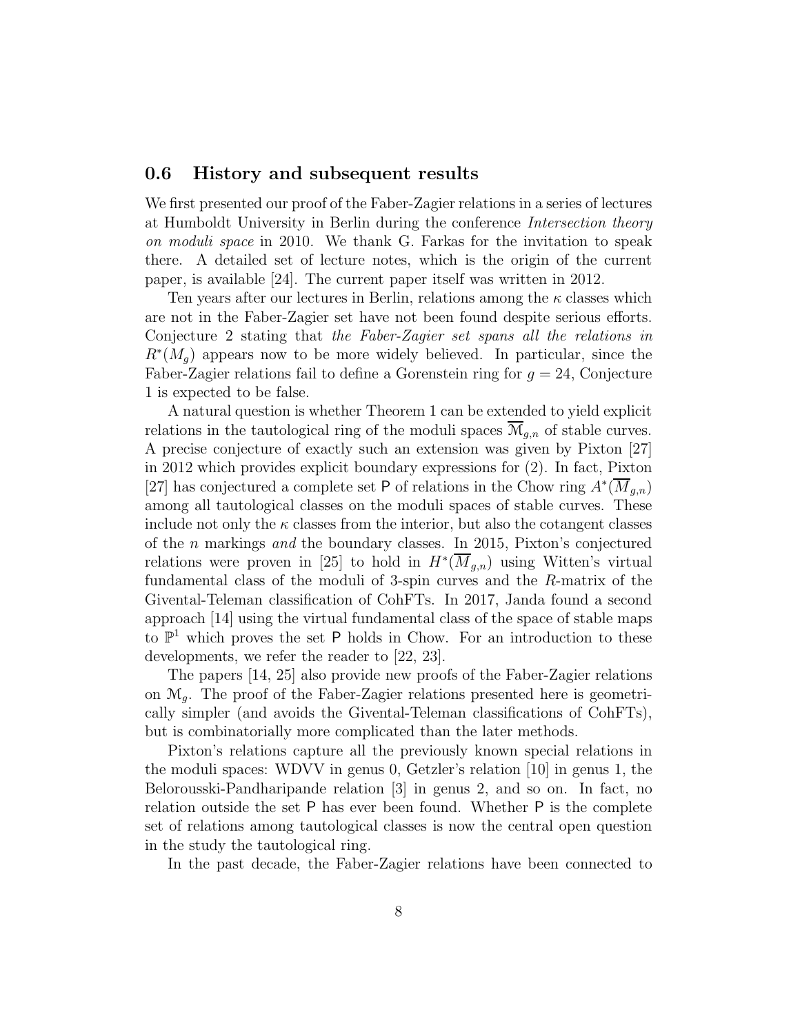### 0.6 History and subsequent results

We first presented our proof of the Faber-Zagier relations in a series of lectures at Humboldt University in Berlin during the conference *Intersection theory on moduli space* in 2010. We thank G. Farkas for the invitation to speak there. A detailed set of lecture notes, which is the origin of the current paper, is available [24]. The current paper itself was written in 2012.

Ten years after our lectures in Berlin, relations among the $\kappa$ classes which are not in the Faber-Zagier set have not been found despite serious efforts. Conjecture 2 stating that *the Faber-Zagier set spans all the relations in* $R^*(M_g)$ appears now to be more widely believed. In particular, since the Faber-Zagier relations fail to define a Gorenstein ring for $g = 24$, Conjecture 1 is expected to be false.

A natural question is whether Theorem 1 can be extended to yield explicit relations in the tautological ring of the moduli spaces $\overline{\mathcal{M}}_{g,n}$ of stable curves. A precise conjecture of exactly such an extension was given by Pixton [27] in 2012 which provides explicit boundary expressions for (2). In fact, Pixton [27] has conjectured a complete set $\mathsf{P}$ of relations in the Chow ring $A^*(\overline{M}_{g,n})$ among all tautological classes on the moduli spaces of stable curves. These include not only the $\kappa$ classes from the interior, but also the cotangent classes of the $n$ markings *and* the boundary classes. In 2015, Pixton's conjectured relations were proven in [25] to hold in $H^*(\overline{M}_{g,n})$ using Witten's virtual fundamental class of the moduli of 3-spin curves and the $R$-matrix of the Givental-Teleman classification of CohFTs. In 2017, Janda found a second approach [14] using the virtual fundamental class of the space of stable maps to $\mathbb{P}^1$ which proves the set $\mathsf{P}$ holds in Chow. For an introduction to these developments, we refer the reader to [22, 23].

The papers [14, 25] also provide new proofs of the Faber-Zagier relations on $\mathcal{M}_g$. The proof of the Faber-Zagier relations presented here is geometrically simpler (and avoids the Givental-Teleman classifications of CohFTs), but is combinatorially more complicated than the later methods.

Pixton's relations capture all the previously known special relations in the moduli spaces: WDVV in genus 0, Getzler's relation [10] in genus 1, the Belorousski-Pandharipande relation [3] in genus 2, and so on. In fact, no relation outside the set $\mathsf{P}$ has ever been found. Whether $\mathsf{P}$ is the complete set of relations among tautological classes is now the central open question in the study the tautological ring.

In the past decade, the Faber-Zagier relations have been connected to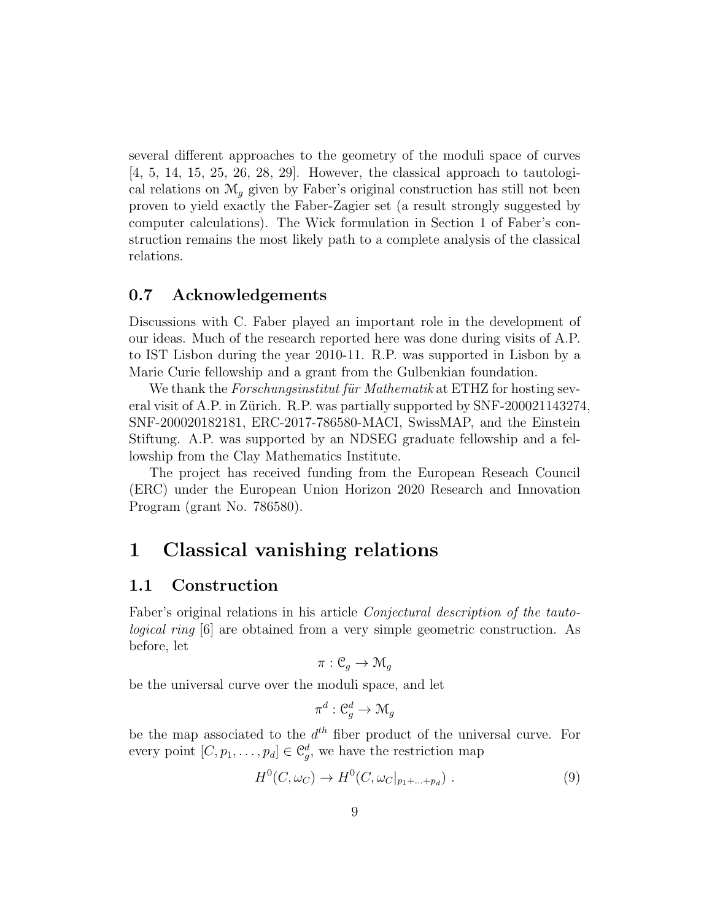several different approaches to the geometry of the moduli space of curves [4, 5, 14, 15, 25, 26, 28, 29]. However, the classical approach to tautological relations on $\mathcal{M}_g$ given by Faber's original construction has still not been proven to yield exactly the Faber-Zagier set (a result strongly suggested by computer calculations). The Wick formulation in Section 1 of Faber's construction remains the most likely path to a complete analysis of the classical relations.

## 0.7 Acknowledgements

Discussions with C. Faber played an important role in the development of our ideas. Much of the research reported here was done during visits of A.P. to IST Lisbon during the year 2010-11. R.P. was supported in Lisbon by a Marie Curie fellowship and a grant from the Gulbenkian foundation.

We thank the *Forschungsinstitut für Mathematik* at ETHZ for hosting several visit of A.P. in Zürich. R.P. was partially supported by SNF-200021143274, SNF-200020182181, ERC-2017-786580-MACI, SwissMAP, and the Einstein Stiftung. A.P. was supported by an NDSEG graduate fellowship and a fellowship from the Clay Mathematics Institute.

The project has received funding from the European Reseach Council (ERC) under the European Union Horizon 2020 Research and Innovation Program (grant No. 786580).

# 1 Classical vanishing relations

## 1.1 Construction

Faber's original relations in his article *Conjectural description of the tautological ring* [6] are obtained from a very simple geometric construction. As before, let

$$\pi : \mathcal{C}_g \to \mathcal{M}_g$$

be the universal curve over the moduli space, and let

$$\pi^d : \mathcal{C}_g^d \to \mathcal{M}_g$$

be the map associated to the $d^{th}$ fiber product of the universal curve. For every point $[C, p_1, \ldots, p_d] \in \mathcal{C}_g^d$, we have the restriction map

$$H^0(C, \omega_C) \to H^0(C, \omega_C|_{p_1 + \ldots + p_d}) \ . \tag{9}$$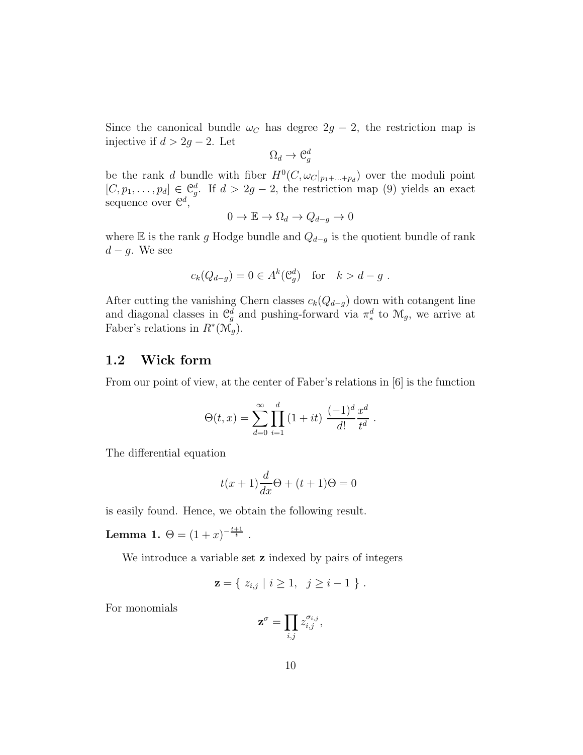Since the canonical bundle $\omega_C$ has degree $2g-2$, the restriction map is injective if $d > 2g-2$. Let

$$\Omega_d \to \mathcal{C}_g^d$$

be the rank $d$ bundle with fiber $H^0(C, \omega_C|_{p_1+\ldots+p_d})$ over the moduli point $[C, p_1, \ldots, p_d] \in \mathcal{C}_g^d$. If $d > 2g-2$, the restriction map (9) yields an exact sequence over $\mathcal{C}^d$,

$$0 \to \mathbb{E} \to \Omega_d \to Q_{d-g} \to 0$$

where $\mathbb{E}$ is the rank $g$ Hodge bundle and $Q_{d-g}$ is the quotient bundle of rank $d-g$. We see

$$c_k(Q_{d-g}) = 0 \in A^k(\mathcal{C}_g^d) \quad \text{for} \quad k > d-g \ .$$

After cutting the vanishing Chern classes $c_k(Q_{d-g})$ down with cotangent line and diagonal classes in $\mathcal{C}_g^d$ and pushing-forward via $\pi_*^d$ to $\mathcal{M}_g$, we arrive at Faber's relations in $R^*(\mathcal{M}_g)$.

## 1.2 Wick form

From our point of view, at the center of Faber's relations in [6] is the function

$$\Theta(t,x) = \sum_{d=0}^{\infty} \prod_{i=1}^{d} (1+it) \ \frac{(-1)^d}{d!} \frac{x^d}{t^d} \ .$$

The differential equation

$$t(x+1)\frac{d}{dx}\Theta + (t+1)\Theta = 0$$

is easily found. Hence, we obtain the following result.

**Lemma 1.** $\Theta = (1+x)^{-\frac{t+1}{t}}$ .

We introduce a variable set $\mathbf{z}$ indexed by pairs of integers

$$\mathbf{z} = \{ \ z_{i,j} \mid i \geq 1, \ \ j \geq i-1 \ \} \ .$$

For monomials

$$\mathbf{z}^\sigma = \prod_{i,j} z_{i,j}^{\sigma_{i,j}},$$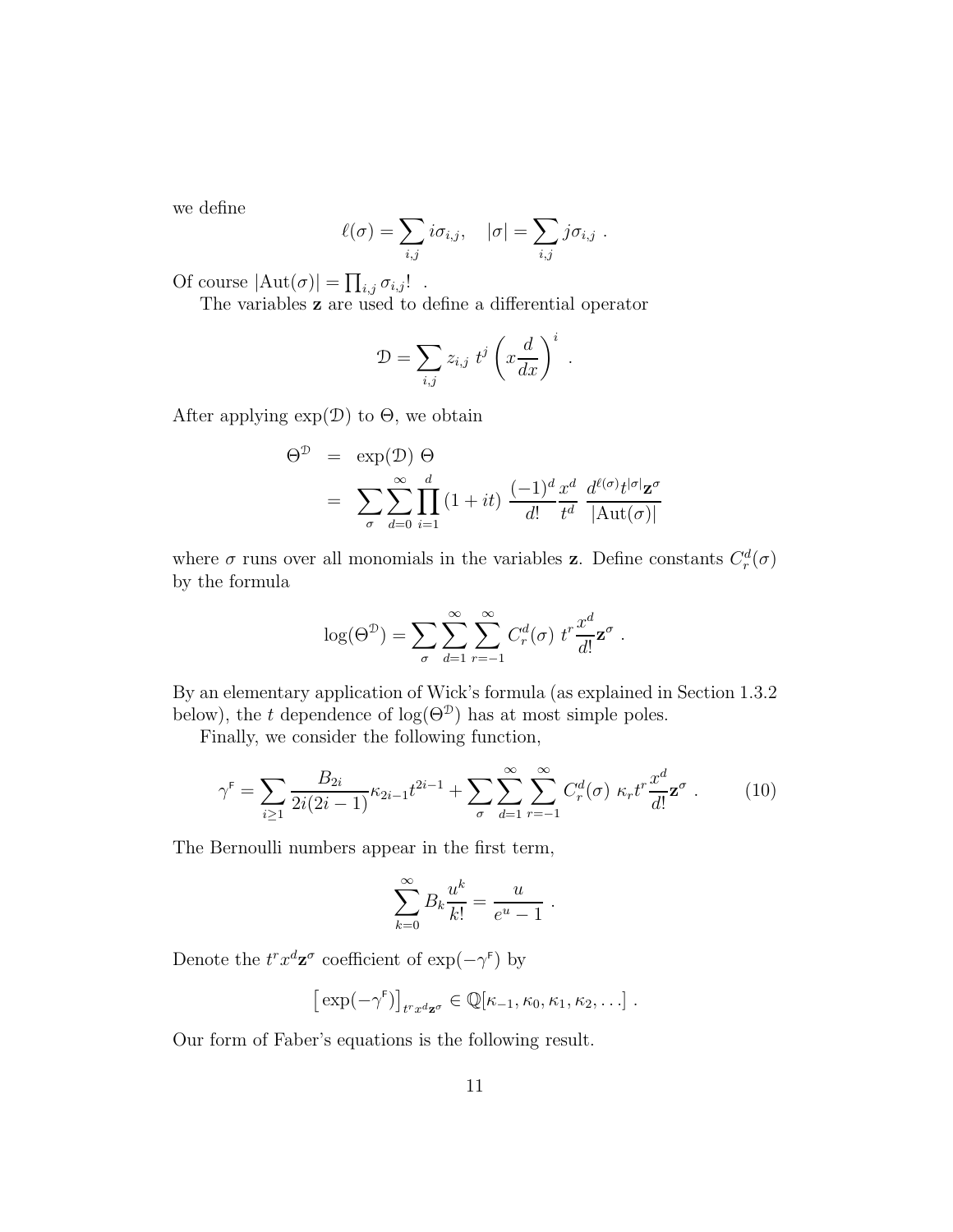we define

$$\ell(\sigma) = \sum_{i,j} i\sigma_{i,j}, \quad |\sigma| = \sum_{i,j} j\sigma_{i,j} \ .$$

Of course $|\mathrm{Aut}(\sigma)| = \prod_{i,j} \sigma_{i,j}!$ .

The variables $\mathbf{z}$ are used to define a differential operator

$$\mathcal{D} = \sum_{i,j} z_{i,j} \ t^j \left( x \frac{d}{dx} \right)^i \ .$$

After applying $\exp(\mathcal{D})$ to $\Theta$, we obtain

$$\begin{aligned}
\Theta^{\mathcal{D}} &= \exp(\mathcal{D}) \ \Theta \\
&= \sum_{\sigma} \sum_{d=0}^{\infty} \prod_{i=1}^{d} (1+it) \ \frac{(-1)^d}{d!} \frac{x^d}{t^d} \ \frac{d^{\ell(\sigma)} t^{|\sigma|} \mathbf{z}^{\sigma}}{|\mathrm{Aut}(\sigma)|}
\end{aligned}$$

where $\sigma$ runs over all monomials in the variables $\mathbf{z}$. Define constants $C_r^d(\sigma)$ by the formula

$$\log(\Theta^{\mathcal{D}}) = \sum_{\sigma} \sum_{d=1}^{\infty} \sum_{r=-1}^{\infty} C_r^d(\sigma) \ t^r \frac{x^d}{d!} \mathbf{z}^{\sigma} \ .$$

By an elementary application of Wick's formula (as explained in Section 1.3.2 below), the $t$ dependence of $\log(\Theta^{\mathcal{D}})$ has at most simple poles.

Finally, we consider the following function,

$$\gamma^{\mathsf{F}} = \sum_{i \geq 1} \frac{B_{2i}}{2i(2i-1)} \kappa_{2i-1} t^{2i-1} + \sum_{\sigma} \sum_{d=1}^{\infty} \sum_{r=-1}^{\infty} C_r^d(\sigma) \ \kappa_r t^r \frac{x^d}{d!} \mathbf{z}^{\sigma} \ . \tag{10}$$

The Bernoulli numbers appear in the first term,

$$\sum_{k=0}^{\infty} B_k \frac{u^k}{k!} = \frac{u}{e^u - 1} \ .$$

Denote the $t^r x^d \mathbf{z}^{\sigma}$ coefficient of $\exp(-\gamma^{\mathsf{F}})$ by

$$\left[ \exp(-\gamma^{\mathsf{F}}) \right]_{t^r x^d \mathbf{z}^{\sigma}} \in \mathbb{Q}[\kappa_{-1}, \kappa_0, \kappa_1, \kappa_2, \ldots] \ .$$

Our form of Faber's equations is the following result.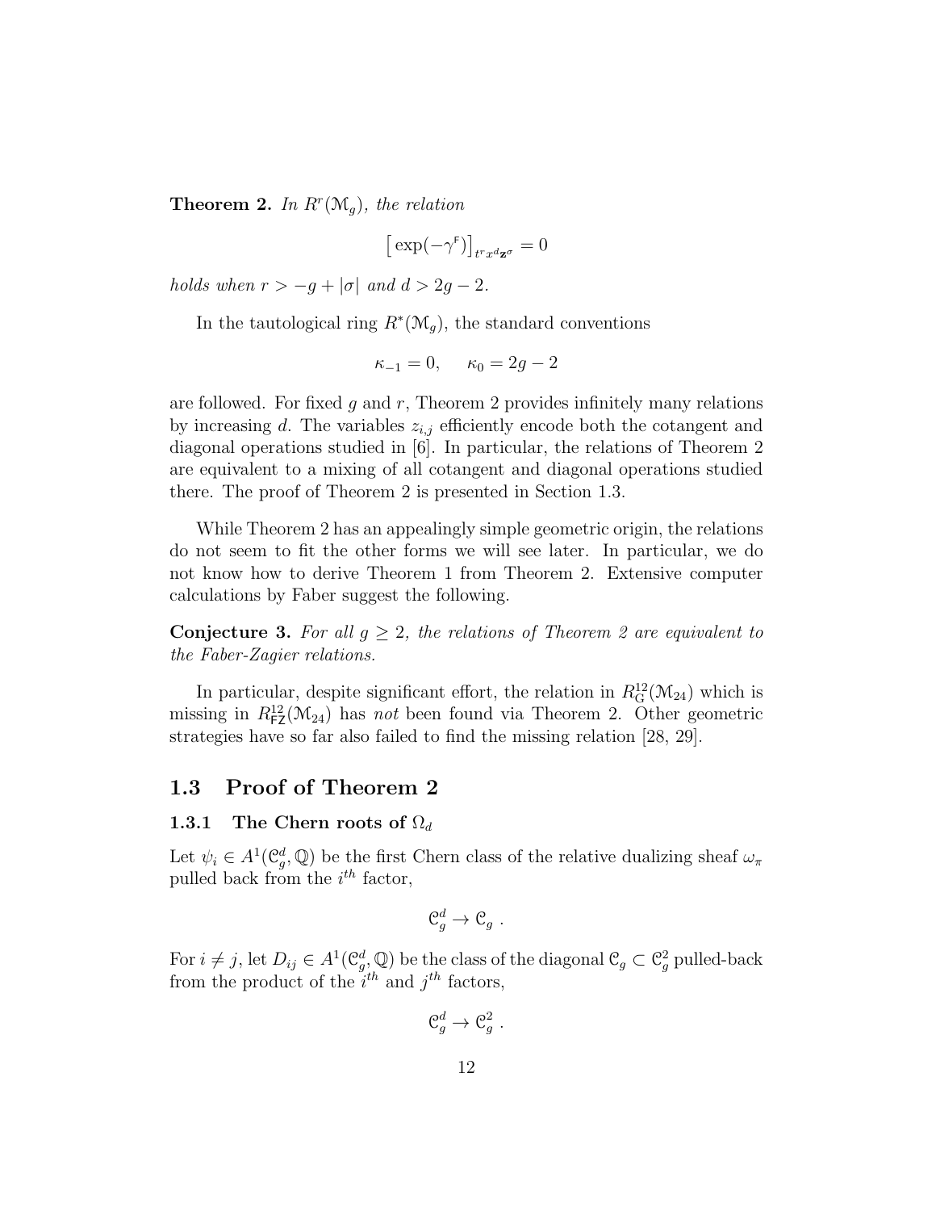**Theorem 2.** *In $R^r(\mathcal{M}_g)$, the relation*

$$\left[\, \exp(-\gamma^{\mathsf{F}}) \right]_{t^r x^d \mathbf{z}^\sigma} = 0$$

*holds when $r > -g + |\sigma|$ and $d > 2g - 2$.*

In the tautological ring $R^*(\mathcal{M}_g)$, the standard conventions

$$\kappa_{-1} = 0, \quad \kappa_0 = 2g - 2$$

are followed. For fixed $g$ and $r$, Theorem 2 provides infinitely many relations by increasing $d$. The variables $z_{i,j}$ efficiently encode both the cotangent and diagonal operations studied in [6]. In particular, the relations of Theorem 2 are equivalent to a mixing of all cotangent and diagonal operations studied there. The proof of Theorem 2 is presented in Section 1.3.

While Theorem 2 has an appealingly simple geometric origin, the relations do not seem to fit the other forms we will see later. In particular, we do not know how to derive Theorem 1 from Theorem 2. Extensive computer calculations by Faber suggest the following.

**Conjecture 3.** *For all $g \geq 2$, the relations of Theorem 2 are equivalent to the Faber-Zagier relations.*

In particular, despite significant effort, the relation in $R^{12}_{\mathrm{G}}(\mathcal{M}_{24})$ which is missing in $R^{12}_{\mathsf{FZ}}(\mathcal{M}_{24})$ has *not* been found via Theorem 2. Other geometric strategies have so far also failed to find the missing relation [28, 29].

## 1.3 Proof of Theorem 2

### 1.3.1 The Chern roots of $\Omega_d$

Let $\psi_i \in A^1(\mathcal{C}^d_g, \mathbb{Q})$ be the first Chern class of the relative dualizing sheaf $\omega_\pi$ pulled back from the $i^{th}$ factor,

$$\mathcal{C}^d_g \to \mathcal{C}_g \ .$$

For $i \neq j$, let $D_{ij} \in A^1(\mathcal{C}^d_g, \mathbb{Q})$ be the class of the diagonal $\mathcal{C}_g \subset \mathcal{C}^2_g$ pulled-back from the product of the $i^{th}$ and $j^{th}$ factors,

$$\mathcal{C}^d_g \to \mathcal{C}^2_g \ .$$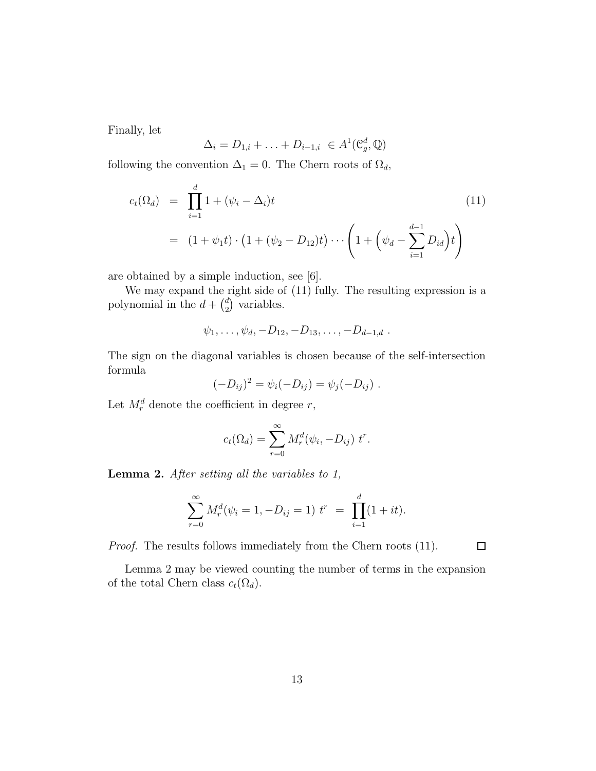Finally, let

$$\Delta_i = D_{1,i} + \ldots + D_{i-1,i} \ \in A^1(\mathcal{C}_g^d, \mathbb{Q})$$

following the convention $\Delta_1 = 0$. The Chern roots of $\Omega_d$,

$$\begin{aligned} c_t(\Omega_d) &= \prod_{i=1}^{d} 1 + (\psi_i - \Delta_i)t \qquad (11) \\ &= (1 + \psi_1 t) \cdot \big(1 + (\psi_2 - D_{12})t\big) \cdots \left(1 + \Big(\psi_d - \sum_{i=1}^{d-1} D_{id}\Big)t\right) \end{aligned}$$

are obtained by a simple induction, see [6].

We may expand the right side of (11) fully. The resulting expression is a polynomial in the $d + \binom{d}{2}$ variables.

$$\psi_1, \ldots, \psi_d, -D_{12}, -D_{13}, \ldots, -D_{d-1,d} \ .$$

The sign on the diagonal variables is chosen because of the self-intersection formula

$$(-D_{ij})^2 = \psi_i(-D_{ij}) = \psi_j(-D_{ij}) \ .$$

Let $M_r^d$ denote the coefficient in degree $r$,

$$c_t(\Omega_d) = \sum_{r=0}^{\infty} M_r^d(\psi_i, -D_{ij}) \ t^r.$$

**Lemma 2.** *After setting all the variables to 1,*

$$\sum_{r=0}^{\infty} M_r^d(\psi_i = 1, -D_{ij} = 1) \ t^r \ = \ \prod_{i=1}^{d}(1 + it).$$

*Proof.* The results follows immediately from the Chern roots (11). □

Lemma 2 may be viewed counting the number of terms in the expansion of the total Chern class $c_t(\Omega_d)$.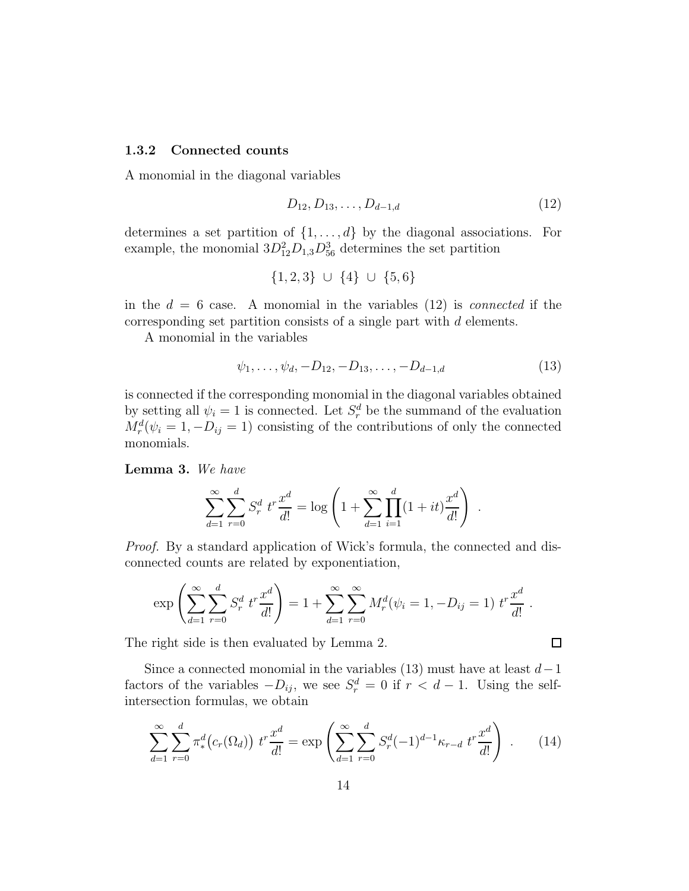### 1.3.2 Connected counts

A monomial in the diagonal variables

$$D_{12}, D_{13}, \ldots, D_{d-1,d} \tag{12}$$

determines a set partition of $\{1, \ldots, d\}$ by the diagonal associations. For example, the monomial $3D_{12}^2 D_{1,3} D_{56}^3$ determines the set partition

$$\{1,2,3\} \ \cup \ \{4\} \ \cup \ \{5,6\}$$

in the $d = 6$ case. A monomial in the variables (12) is *connected* if the corresponding set partition consists of a single part with $d$ elements.

A monomial in the variables

$$\psi_1, \ldots, \psi_d, -D_{12}, -D_{13}, \ldots, -D_{d-1,d} \tag{13}$$

is connected if the corresponding monomial in the diagonal variables obtained by setting all $\psi_i = 1$ is connected. Let $S_r^d$ be the summand of the evaluation $M_r^d(\psi_i = 1, -D_{ij} = 1)$ consisting of the contributions of only the connected monomials.

**Lemma 3.** *We have*

$$\sum_{d=1}^{\infty} \sum_{r=0}^{d} S_r^d \ t^r \frac{x^d}{d!} = \log \left( 1 + \sum_{d=1}^{\infty} \prod_{i=1}^{d} (1 + it) \frac{x^d}{d!} \right) \ .$$

*Proof.* By a standard application of Wick's formula, the connected and disconnected counts are related by exponentiation,

$$\exp \left( \sum_{d=1}^{\infty} \sum_{r=0}^{d} S_r^d \ t^r \frac{x^d}{d!} \right) = 1 + \sum_{d=1}^{\infty} \sum_{r=0}^{\infty} M_r^d(\psi_i = 1, -D_{ij} = 1) \ t^r \frac{x^d}{d!} \ .$$

The right side is then evaluated by Lemma 2. ∎

Since a connected monomial in the variables (13) must have at least $d-1$ factors of the variables $-D_{ij}$, we see $S_r^d = 0$ if $r < d-1$. Using the self-intersection formulas, we obtain

$$\sum_{d=1}^{\infty} \sum_{r=0}^{d} \pi_*^d\big(c_r(\Omega_d)\big) \ t^r \frac{x^d}{d!} = \exp \left( \sum_{d=1}^{\infty} \sum_{r=0}^{d} S_r^d (-1)^{d-1} \kappa_{r-d} \ t^r \frac{x^d}{d!} \right) \ . \tag{14}$$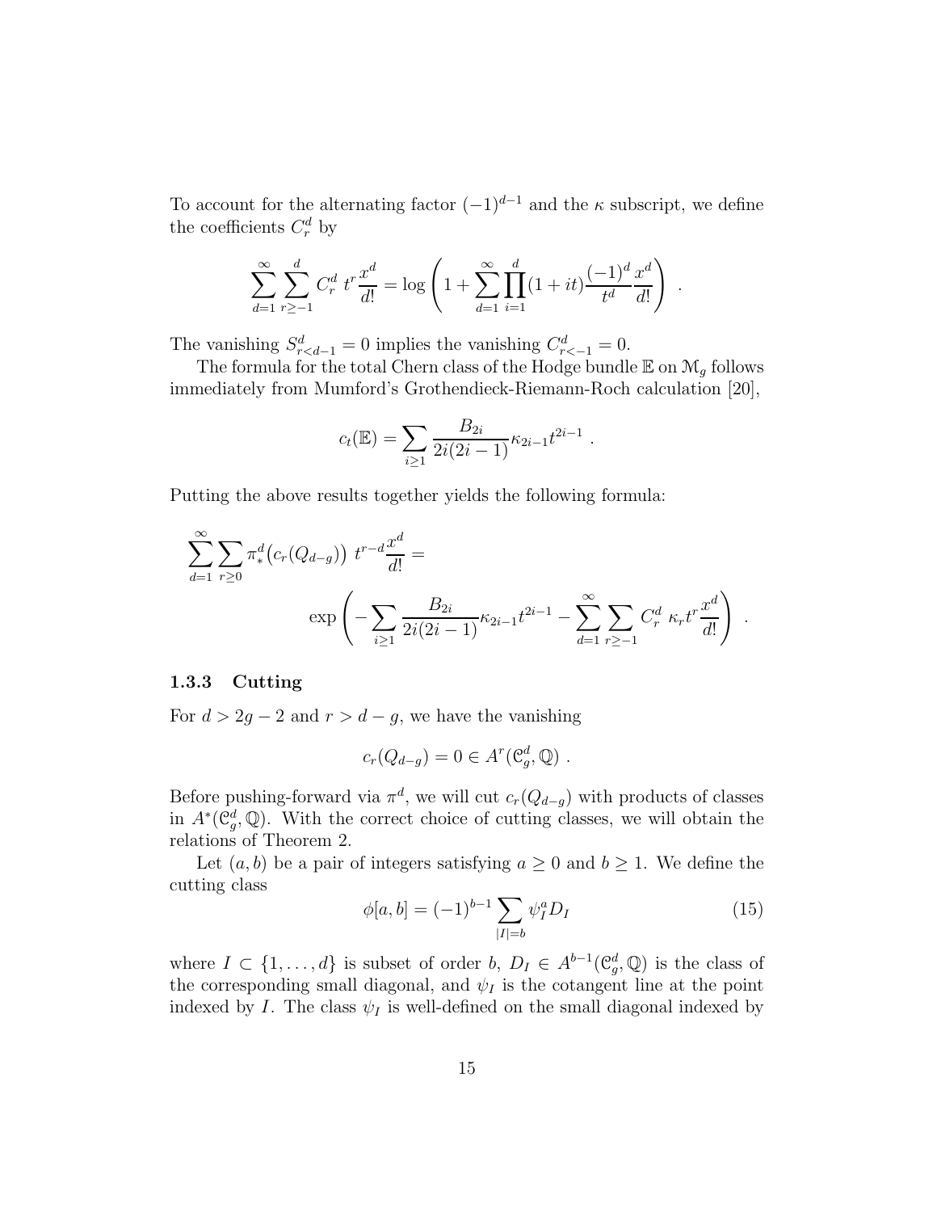To account for the alternating factor $(-1)^{d-1}$ and the $\kappa$ subscript, we define the coefficients $C^d_r$ by

$$\sum_{d=1}^{\infty} \sum_{r\geq -1}^{d} C^d_r \; t^r \frac{x^d}{d!} = \log \left( 1 + \sum_{d=1}^{\infty} \prod_{i=1}^{d} (1+it) \frac{(-1)^d}{t^d} \frac{x^d}{d!} \right) \; .$$

The vanishing $S^d_{r<d-1} = 0$ implies the vanishing $C^d_{r<-1} = 0$.

The formula for the total Chern class of the Hodge bundle $\mathbb{E}$ on $\mathcal{M}_g$ follows immediately from Mumford's Grothendieck-Riemann-Roch calculation [20],

$$c_t(\mathbb{E}) = \sum_{i\geq 1} \frac{B_{2i}}{2i(2i-1)} \kappa_{2i-1} t^{2i-1} \; .$$

Putting the above results together yields the following formula:

$$\sum_{d=1}^{\infty} \sum_{r\geq 0} \pi^d_* \big( c_r(Q_{d-g}) \big) \; t^{r-d} \frac{x^d}{d!} = \exp \left( - \sum_{i\geq 1} \frac{B_{2i}}{2i(2i-1)} \kappa_{2i-1} t^{2i-1} - \sum_{d=1}^{\infty} \sum_{r\geq -1} C^d_r \; \kappa_r t^r \frac{x^d}{d!} \right) \; .$$

### 1.3.3 Cutting

For $d > 2g-2$ and $r > d-g$, we have the vanishing

$$c_r(Q_{d-g}) = 0 \in A^r(\mathcal{C}^d_g, \mathbb{Q}) \; .$$

Before pushing-forward via $\pi^d$, we will cut $c_r(Q_{d-g})$ with products of classes in $A^*(\mathcal{C}^d_g, \mathbb{Q})$. With the correct choice of cutting classes, we will obtain the relations of Theorem 2.

Let $(a,b)$ be a pair of integers satisfying $a \geq 0$ and $b \geq 1$. We define the cutting class

$$\phi[a,b] = (-1)^{b-1} \sum_{|I|=b} \psi^a_I D_I \tag{15}$$

where $I \subset \{1, \ldots, d\}$ is subset of order $b$, $D_I \in A^{b-1}(\mathcal{C}^d_g, \mathbb{Q})$ is the class of the corresponding small diagonal, and $\psi_I$ is the cotangent line at the point indexed by $I$. The class $\psi_I$ is well-defined on the small diagonal indexed by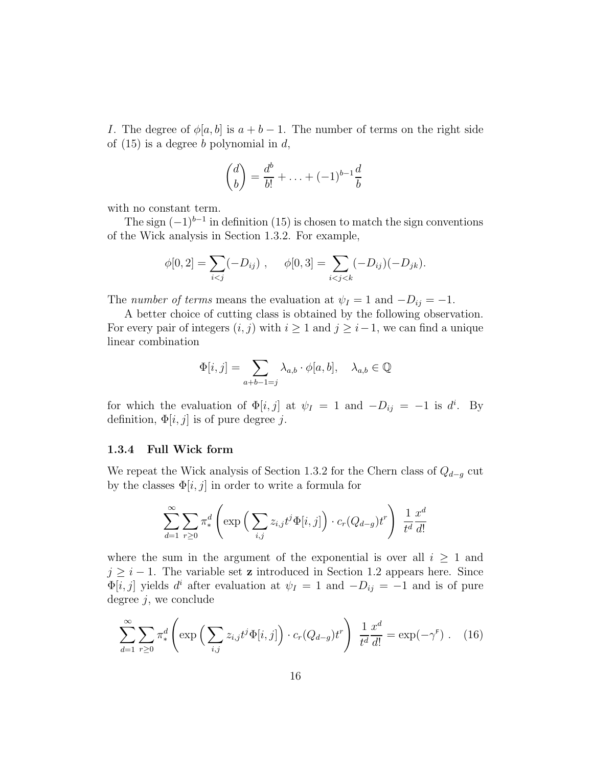$I$. The degree of $\phi[a,b]$ is $a+b-1$. The number of terms on the right side of (15) is a degree $b$ polynomial in $d$,

$$\binom{d}{b} = \frac{d^b}{b!} + \ldots + (-1)^{b-1}\frac{d}{b}$$

with no constant term.

The sign $(-1)^{b-1}$ in definition (15) is chosen to match the sign conventions of the Wick analysis in Section 1.3.2. For example,

$$\phi[0,2] = \sum_{i<j}(-D_{ij}) \ , \quad \phi[0,3] = \sum_{i<j<k}(-D_{ij})(-D_{jk}).$$

The *number of terms* means the evaluation at $\psi_I = 1$ and $-D_{ij} = -1$.

A better choice of cutting class is obtained by the following observation. For every pair of integers $(i,j)$ with $i \geq 1$ and $j \geq i-1$, we can find a unique linear combination

$$\Phi[i,j] = \sum_{a+b-1=j} \lambda_{a,b} \cdot \phi[a,b], \quad \lambda_{a,b} \in \mathbb{Q}$$

for which the evaluation of $\Phi[i,j]$ at $\psi_I = 1$ and $-D_{ij} = -1$ is $d^i$. By definition, $\Phi[i,j]$ is of pure degree $j$.

### 1.3.4 Full Wick form

We repeat the Wick analysis of Section 1.3.2 for the Chern class of $Q_{d-g}$ cut by the classes $\Phi[i,j]$ in order to write a formula for

$$\sum_{d=1}^{\infty}\sum_{r\geq 0} \pi^d_* \left( \exp\Big( \sum_{i,j} z_{i,j} t^j \Phi[i,j] \Big) \cdot c_r(Q_{d-g}) t^r \right) \ \frac{1}{t^d}\frac{x^d}{d!}$$

where the sum in the argument of the exponential is over all $i \geq 1$ and $j \geq i-1$. The variable set $\mathbf{z}$ introduced in Section 1.2 appears here. Since $\Phi[i,j]$ yields $d^i$ after evaluation at $\psi_I = 1$ and $-D_{ij} = -1$ and is of pure degree $j$, we conclude

$$\sum_{d=1}^{\infty}\sum_{r\geq 0} \pi^d_* \left( \exp\Big( \sum_{i,j} z_{i,j} t^j \Phi[i,j] \Big) \cdot c_r(Q_{d-g}) t^r \right) \ \frac{1}{t^d}\frac{x^d}{d!} = \exp(-\gamma^{\mathsf{F}}) \ . \quad (16)$$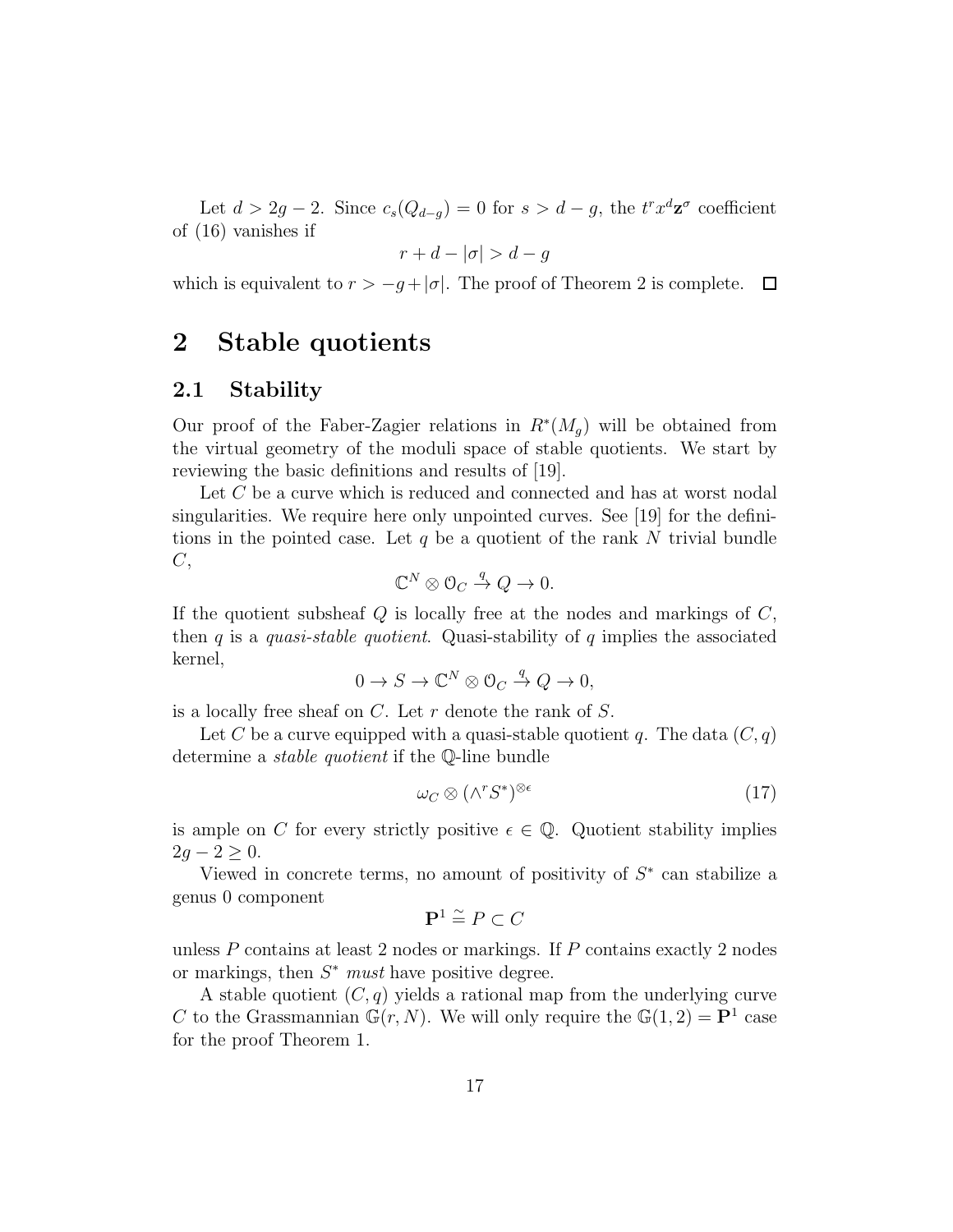Let $d > 2g-2$. Since $c_s(Q_{d-g}) = 0$ for $s > d-g$, the $t^r x^d \mathbf{z}^\sigma$ coefficient of (16) vanishes if

$$r + d - |\sigma| > d - g$$

which is equivalent to $r > -g + |\sigma|$. The proof of Theorem 2 is complete. $\square$

# 2 Stable quotients

## 2.1 Stability

Our proof of the Faber-Zagier relations in $R^*(M_g)$ will be obtained from the virtual geometry of the moduli space of stable quotients. We start by reviewing the basic definitions and results of [19].

Let $C$ be a curve which is reduced and connected and has at worst nodal singularities. We require here only unpointed curves. See [19] for the definitions in the pointed case. Let $q$ be a quotient of the rank $N$ trivial bundle $C$,

$$\mathbb{C}^N \otimes \mathcal{O}_C \xrightarrow{q} Q \to 0.$$

If the quotient subsheaf $Q$ is locally free at the nodes and markings of $C$, then $q$ is a *quasi-stable quotient*. Quasi-stability of $q$ implies the associated kernel,

$$0 \to S \to \mathbb{C}^N \otimes \mathcal{O}_C \xrightarrow{q} Q \to 0,$$

is a locally free sheaf on $C$. Let $r$ denote the rank of $S$.

Let $C$ be a curve equipped with a quasi-stable quotient $q$. The data $(C, q)$ determine a *stable quotient* if the $\mathbb{Q}$-line bundle

$$\omega_C \otimes (\wedge^r S^*)^{\otimes \epsilon} \tag{17}$$

is ample on $C$ for every strictly positive $\epsilon \in \mathbb{Q}$. Quotient stability implies $2g-2 \geq 0$.

Viewed in concrete terms, no amount of positivity of $S^*$ can stabilize a genus 0 component

$$\mathbf{P}^1 \stackrel{\sim}{=} P \subset C$$

unless $P$ contains at least 2 nodes or markings. If $P$ contains exactly 2 nodes or markings, then $S^*$ *must* have positive degree.

A stable quotient $(C, q)$ yields a rational map from the underlying curve $C$ to the Grassmannian $\mathbb{G}(r, N)$. We will only require the $\mathbb{G}(1, 2) = \mathbf{P}^1$ case for the proof Theorem 1.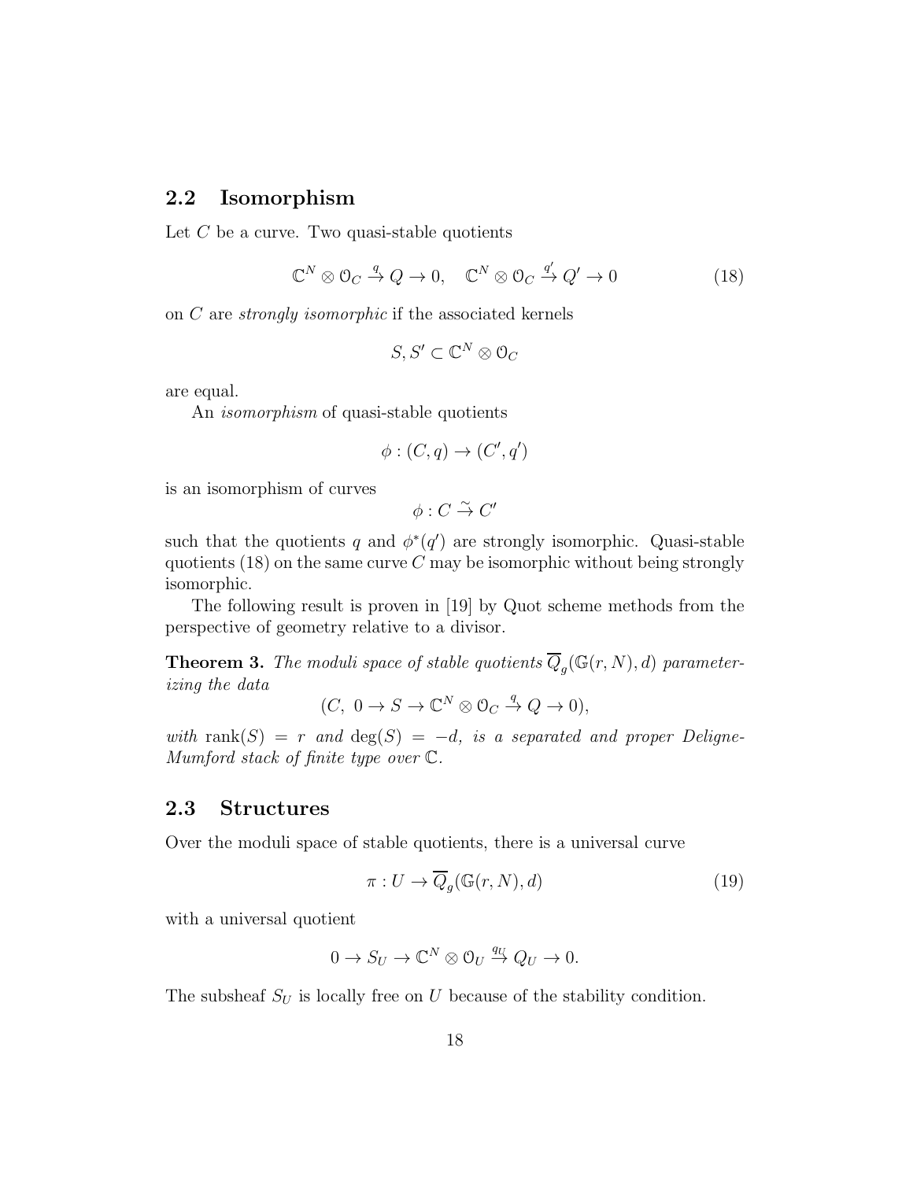## 2.2 Isomorphism

Let $C$ be a curve. Two quasi-stable quotients

$$\mathbb{C}^N \otimes \mathcal{O}_C \stackrel{q}{\to} Q \to 0, \quad \mathbb{C}^N \otimes \mathcal{O}_C \stackrel{q'}{\to} Q' \to 0 \tag{18}$$

on $C$ are *strongly isomorphic* if the associated kernels

$$S, S' \subset \mathbb{C}^N \otimes \mathcal{O}_C$$

are equal.

An *isomorphism* of quasi-stable quotients

$$\phi : (C, q) \to (C', q')$$

is an isomorphism of curves

$$\phi : C \stackrel{\sim}{\to} C'$$

such that the quotients $q$ and $\phi^*(q')$ are strongly isomorphic. Quasi-stable quotients (18) on the same curve $C$ may be isomorphic without being strongly isomorphic.

The following result is proven in [19] by Quot scheme methods from the perspective of geometry relative to a divisor.

**Theorem 3.** *The moduli space of stable quotients $\overline{Q}_g(\mathbb{G}(r, N), d)$ parameterizing the data*

$$(C,\ 0 \to S \to \mathbb{C}^N \otimes \mathcal{O}_C \stackrel{q}{\to} Q \to 0),$$

*with* $\text{rank}(S) = r$ *and* $\deg(S) = -d$*, is a separated and proper Deligne-Mumford stack of finite type over* $\mathbb{C}$*.*

## 2.3 Structures

Over the moduli space of stable quotients, there is a universal curve

$$\pi : U \to \overline{Q}_g(\mathbb{G}(r, N), d) \tag{19}$$

with a universal quotient

$$0 \to S_U \to \mathbb{C}^N \otimes \mathcal{O}_U \stackrel{q_U}{\to} Q_U \to 0.$$

The subsheaf $S_U$ is locally free on $U$ because of the stability condition.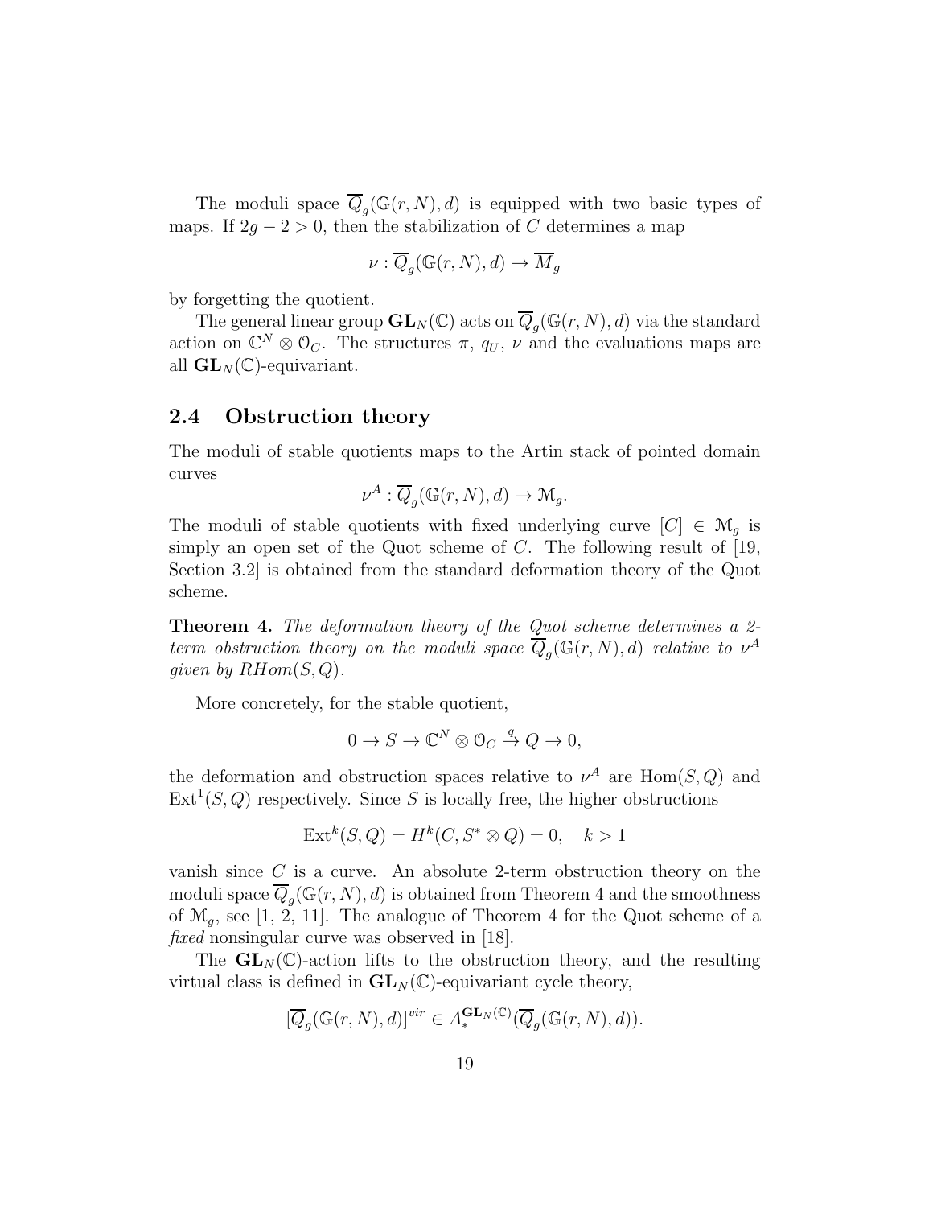The moduli space $\overline{Q}_g(\mathbb{G}(r,N),d)$ is equipped with two basic types of maps. If $2g-2>0$, then the stabilization of $C$ determines a map

$$\nu : \overline{Q}_g(\mathbb{G}(r,N),d) \to \overline{M}_g$$

by forgetting the quotient.

The general linear group $\mathbf{GL}_N(\mathbb{C})$ acts on $\overline{Q}_g(\mathbb{G}(r,N),d)$ via the standard action on $\mathbb{C}^N \otimes \mathcal{O}_C$. The structures $\pi$, $q_U$, $\nu$ and the evaluations maps are all $\mathbf{GL}_N(\mathbb{C})$-equivariant.

## 2.4 Obstruction theory

The moduli of stable quotients maps to the Artin stack of pointed domain curves

$$\nu^A : \overline{Q}_g(\mathbb{G}(r,N),d) \to \mathcal{M}_g.$$

The moduli of stable quotients with fixed underlying curve $[C] \in \mathcal{M}_g$ is simply an open set of the Quot scheme of $C$. The following result of [19, Section 3.2] is obtained from the standard deformation theory of the Quot scheme.

**Theorem 4.** *The deformation theory of the Quot scheme determines a 2-term obstruction theory on the moduli space $\overline{Q}_g(\mathbb{G}(r,N),d)$ relative to $\nu^A$ given by $RHom(S,Q)$.*

More concretely, for the stable quotient,

$$0 \to S \to \mathbb{C}^N \otimes \mathcal{O}_C \xrightarrow{q} Q \to 0,$$

the deformation and obstruction spaces relative to $\nu^A$ are $\mathrm{Hom}(S,Q)$ and $\mathrm{Ext}^1(S,Q)$ respectively. Since $S$ is locally free, the higher obstructions

$$\mathrm{Ext}^k(S,Q) = H^k(C, S^* \otimes Q) = 0, \quad k > 1$$

vanish since $C$ is a curve. An absolute 2-term obstruction theory on the moduli space $\overline{Q}_g(\mathbb{G}(r,N),d)$ is obtained from Theorem 4 and the smoothness of $\mathcal{M}_g$, see [1, 2, 11]. The analogue of Theorem 4 for the Quot scheme of a *fixed* nonsingular curve was observed in [18].

The $\mathbf{GL}_N(\mathbb{C})$-action lifts to the obstruction theory, and the resulting virtual class is defined in $\mathbf{GL}_N(\mathbb{C})$-equivariant cycle theory,

$$[\overline{Q}_g(\mathbb{G}(r,N),d)]^{vir} \in A_*^{\mathbf{GL}_N(\mathbb{C})}(\overline{Q}_g(\mathbb{G}(r,N),d)).$$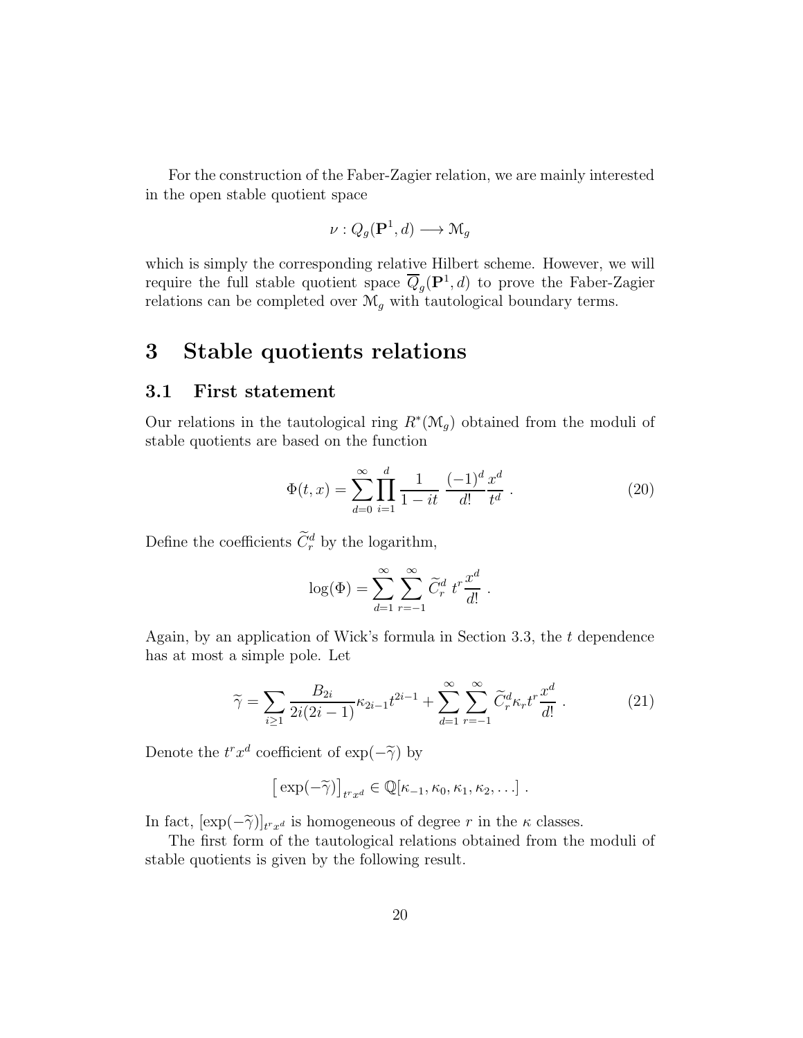For the construction of the Faber-Zagier relation, we are mainly interested in the open stable quotient space

$$\nu : Q_g(\mathbf{P}^1, d) \longrightarrow \mathcal{M}_g$$

which is simply the corresponding relative Hilbert scheme. However, we will require the full stable quotient space $\overline{Q}_g(\mathbf{P}^1, d)$ to prove the Faber-Zagier relations can be completed over $\mathcal{M}_g$ with tautological boundary terms.

# 3 Stable quotients relations

## 3.1 First statement

Our relations in the tautological ring $R^*(\mathcal{M}_g)$ obtained from the moduli of stable quotients are based on the function

$$\Phi(t, x) = \sum_{d=0}^{\infty} \prod_{i=1}^{d} \frac{1}{1 - it} \frac{(-1)^d}{d!} \frac{x^d}{t^d} . \tag{20}$$

Define the coefficients $\widetilde{C}_r^d$ by the logarithm,

$$\log(\Phi) = \sum_{d=1}^{\infty} \sum_{r=-1}^{\infty} \widetilde{C}_r^d \, t^r \frac{x^d}{d!} .$$

Again, by an application of Wick's formula in Section 3.3, the $t$ dependence has at most a simple pole. Let

$$\widetilde{\gamma} = \sum_{i \geq 1} \frac{B_{2i}}{2i(2i-1)} \kappa_{2i-1} t^{2i-1} + \sum_{d=1}^{\infty} \sum_{r=-1}^{\infty} \widetilde{C}_r^d \kappa_r t^r \frac{x^d}{d!} . \tag{21}$$

Denote the $t^r x^d$ coefficient of $\exp(-\widetilde{\gamma})$ by

$$\big[\exp(-\widetilde{\gamma})\big]_{t^r x^d} \in \mathbb{Q}[\kappa_{-1}, \kappa_0, \kappa_1, \kappa_2, \ldots] .$$

In fact, $[\exp(-\widetilde{\gamma})]_{t^r x^d}$ is homogeneous of degree $r$ in the $\kappa$ classes.

The first form of the tautological relations obtained from the moduli of stable quotients is given by the following result.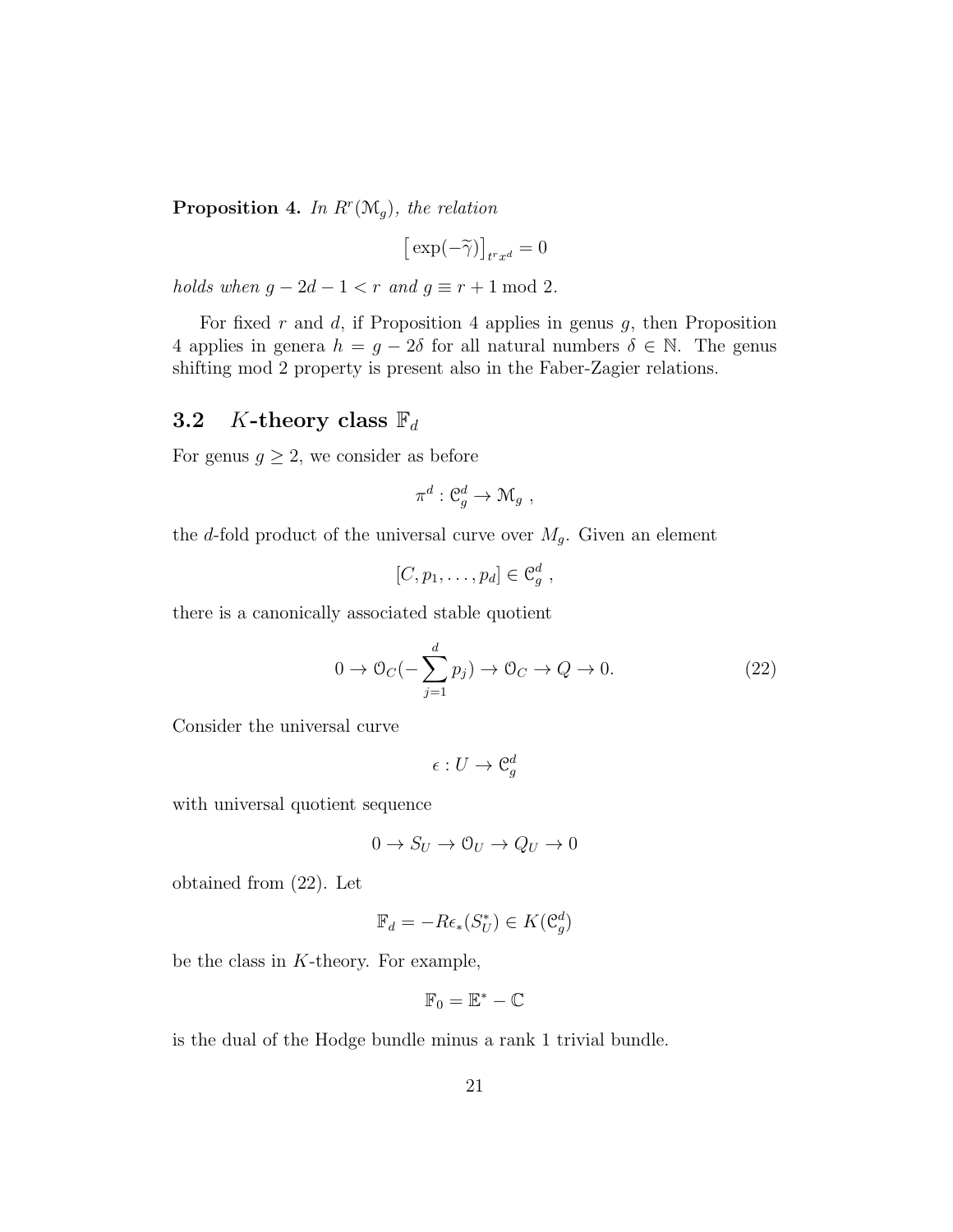**Proposition 4.** *In $R^r(\mathcal{M}_g)$, the relation*

$$\big[\exp(-\widetilde{\gamma})\big]_{t^r x^d} = 0$$

*holds when $g - 2d - 1 < r$ and $g \equiv r + 1 \mod 2$.*

For fixed $r$ and $d$, if Proposition 4 applies in genus $g$, then Proposition 4 applies in genera $h = g - 2\delta$ for all natural numbers $\delta \in \mathbb{N}$. The genus shifting mod 2 property is present also in the Faber-Zagier relations.

## 3.2 $K$-theory class $\mathbb{F}_d$

For genus $g \geq 2$, we consider as before

$$\pi^d : \mathcal{C}_g^d \to \mathcal{M}_g \ ,$$

the $d$-fold product of the universal curve over $M_g$. Given an element

$$[C, p_1, \ldots, p_d] \in \mathcal{C}_g^d \ ,$$

there is a canonically associated stable quotient

$$0 \to \mathcal{O}_C(-\sum_{j=1}^{d} p_j) \to \mathcal{O}_C \to Q \to 0. \tag{22}$$

Consider the universal curve

$$\epsilon : U \to \mathcal{C}_g^d$$

with universal quotient sequence

$$0 \to S_U \to \mathcal{O}_U \to Q_U \to 0$$

obtained from (22). Let

$$\mathbb{F}_d = -R\epsilon_*(S_U^*) \in K(\mathcal{C}_g^d)$$

be the class in $K$-theory. For example,

$$\mathbb{F}_0 = \mathbb{E}^* - \mathbb{C}$$

is the dual of the Hodge bundle minus a rank 1 trivial bundle.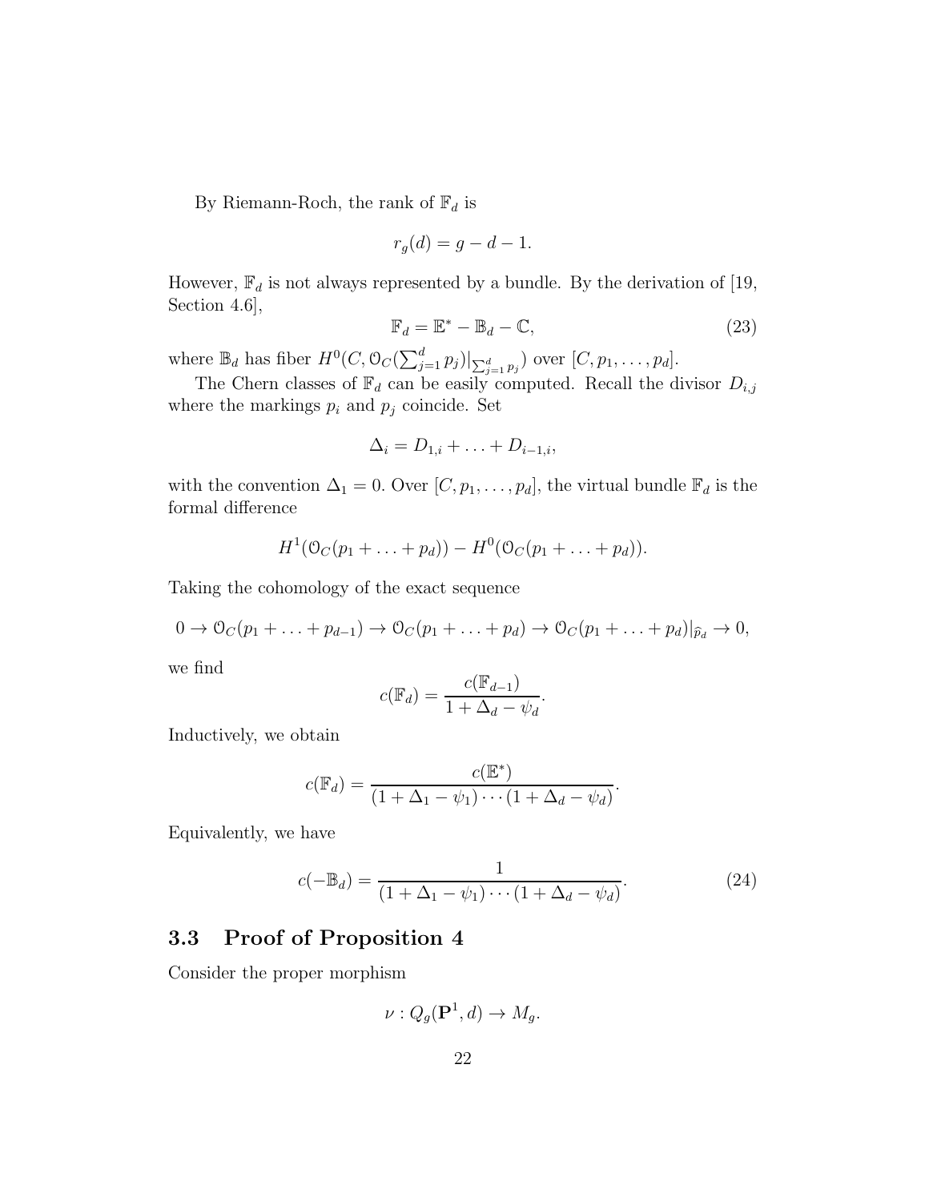By Riemann-Roch, the rank of $\mathbb{F}_d$ is

$$r_g(d) = g - d - 1.$$

However, $\mathbb{F}_d$ is not always represented by a bundle. By the derivation of [19, Section 4.6],

$$\mathbb{F}_d = \mathbb{E}^* - \mathbb{B}_d - \mathbb{C}, \tag{23}$$

where $\mathbb{B}_d$ has fiber $H^0(C, \mathcal{O}_C(\sum_{j=1}^d p_j)|_{\sum_{j=1}^d p_j})$ over $[C, p_1, \ldots, p_d]$.

The Chern classes of $\mathbb{F}_d$ can be easily computed. Recall the divisor $D_{i,j}$ where the markings $p_i$ and $p_j$ coincide. Set

$$\Delta_i = D_{1,i} + \ldots + D_{i-1,i},$$

with the convention $\Delta_1 = 0$. Over $[C, p_1, \ldots, p_d]$, the virtual bundle $\mathbb{F}_d$ is the formal difference

$$H^1(\mathcal{O}_C(p_1 + \ldots + p_d)) - H^0(\mathcal{O}_C(p_1 + \ldots + p_d)).$$

Taking the cohomology of the exact sequence

$$0 \to \mathcal{O}_C(p_1 + \ldots + p_{d-1}) \to \mathcal{O}_C(p_1 + \ldots + p_d) \to \mathcal{O}_C(p_1 + \ldots + p_d)|_{\widehat{p}_d} \to 0,$$

we find

$$c(\mathbb{F}_d) = \frac{c(\mathbb{F}_{d-1})}{1 + \Delta_d - \psi_d}.$$

Inductively, we obtain

$$c(\mathbb{F}_d) = \frac{c(\mathbb{E}^*)}{(1 + \Delta_1 - \psi_1) \cdots (1 + \Delta_d - \psi_d)}.$$

Equivalently, we have

$$c(-\mathbb{B}_d) = \frac{1}{(1 + \Delta_1 - \psi_1) \cdots (1 + \Delta_d - \psi_d)}. \tag{24}$$

## 3.3 Proof of Proposition 4

Consider the proper morphism

$$\nu : Q_g(\mathbf{P}^1, d) \to M_g.$$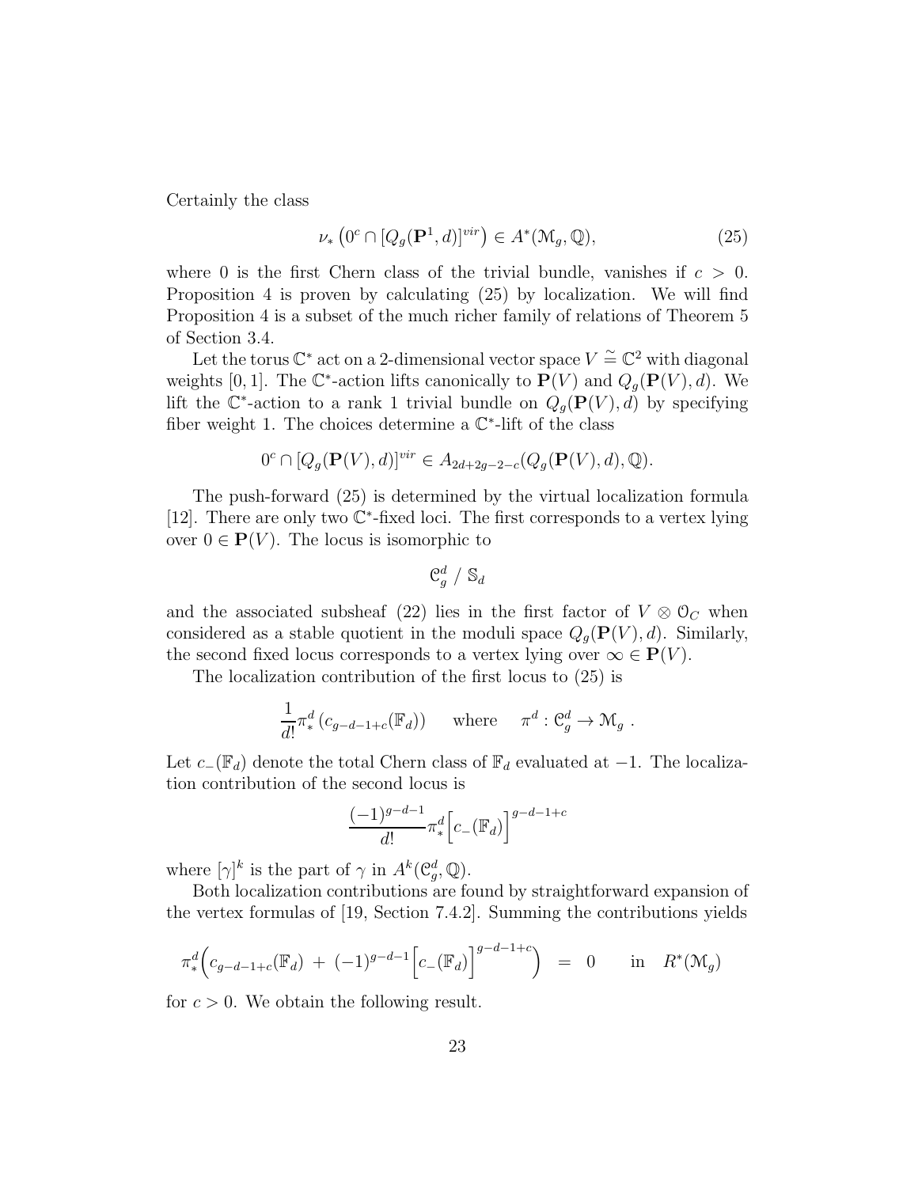Certainly the class

$$\nu_* \left(0^c \cap [Q_g(\mathbf{P}^1, d)]^{vir}\right) \in A^*(\mathcal{M}_g, \mathbb{Q}), \tag{25}$$

where 0 is the first Chern class of the trivial bundle, vanishes if $c > 0$. Proposition 4 is proven by calculating (25) by localization. We will find Proposition 4 is a subset of the much richer family of relations of Theorem 5 of Section 3.4.

Let the torus $\mathbb{C}^*$ act on a 2-dimensional vector space $V \stackrel{\sim}{=} \mathbb{C}^2$ with diagonal weights $[0, 1]$. The $\mathbb{C}^*$-action lifts canonically to $\mathbf{P}(V)$ and $Q_g(\mathbf{P}(V), d)$. We lift the $\mathbb{C}^*$-action to a rank 1 trivial bundle on $Q_g(\mathbf{P}(V), d)$ by specifying fiber weight 1. The choices determine a $\mathbb{C}^*$-lift of the class

$$0^c \cap [Q_g(\mathbf{P}(V), d)]^{vir} \in A_{2d+2g-2-c}(Q_g(\mathbf{P}(V), d), \mathbb{Q}).$$

The push-forward (25) is determined by the virtual localization formula [12]. There are only two $\mathbb{C}^*$-fixed loci. The first corresponds to a vertex lying over $0 \in \mathbf{P}(V)$. The locus is isomorphic to

$$\mathcal{C}_g^d \ / \ \mathbb{S}_d$$

and the associated subsheaf (22) lies in the first factor of $V \otimes \mathcal{O}_C$ when considered as a stable quotient in the moduli space $Q_g(\mathbf{P}(V), d)$. Similarly, the second fixed locus corresponds to a vertex lying over $\infty \in \mathbf{P}(V)$.

The localization contribution of the first locus to (25) is

$$\frac{1}{d!}\pi^d_* \left(c_{g-d-1+c}(\mathbb{F}_d)\right) \quad \text{where} \quad \pi^d : \mathcal{C}_g^d \to \mathcal{M}_g \ .$$

Let $c_-(\mathbb{F}_d)$ denote the total Chern class of $\mathbb{F}_d$ evaluated at $-1$. The localization contribution of the second locus is

$$\frac{(-1)^{g-d-1}}{d!}\pi^d_* \Big[c_-(\mathbb{F}_d)\Big]^{g-d-1+c}$$

where $[\gamma]^k$ is the part of $\gamma$ in $A^k(\mathcal{C}_g^d, \mathbb{Q})$.

Both localization contributions are found by straightforward expansion of the vertex formulas of [19, Section 7.4.2]. Summing the contributions yields

$$\pi^d_*\Big(c_{g-d-1+c}(\mathbb{F}_d) \ + \ (-1)^{g-d-1}\Big[c_-(\mathbb{F}_d)\Big]^{g-d-1+c}\Big) \ = \ 0 \qquad \text{in} \quad R^*(\mathcal{M}_g)$$

for $c > 0$. We obtain the following result.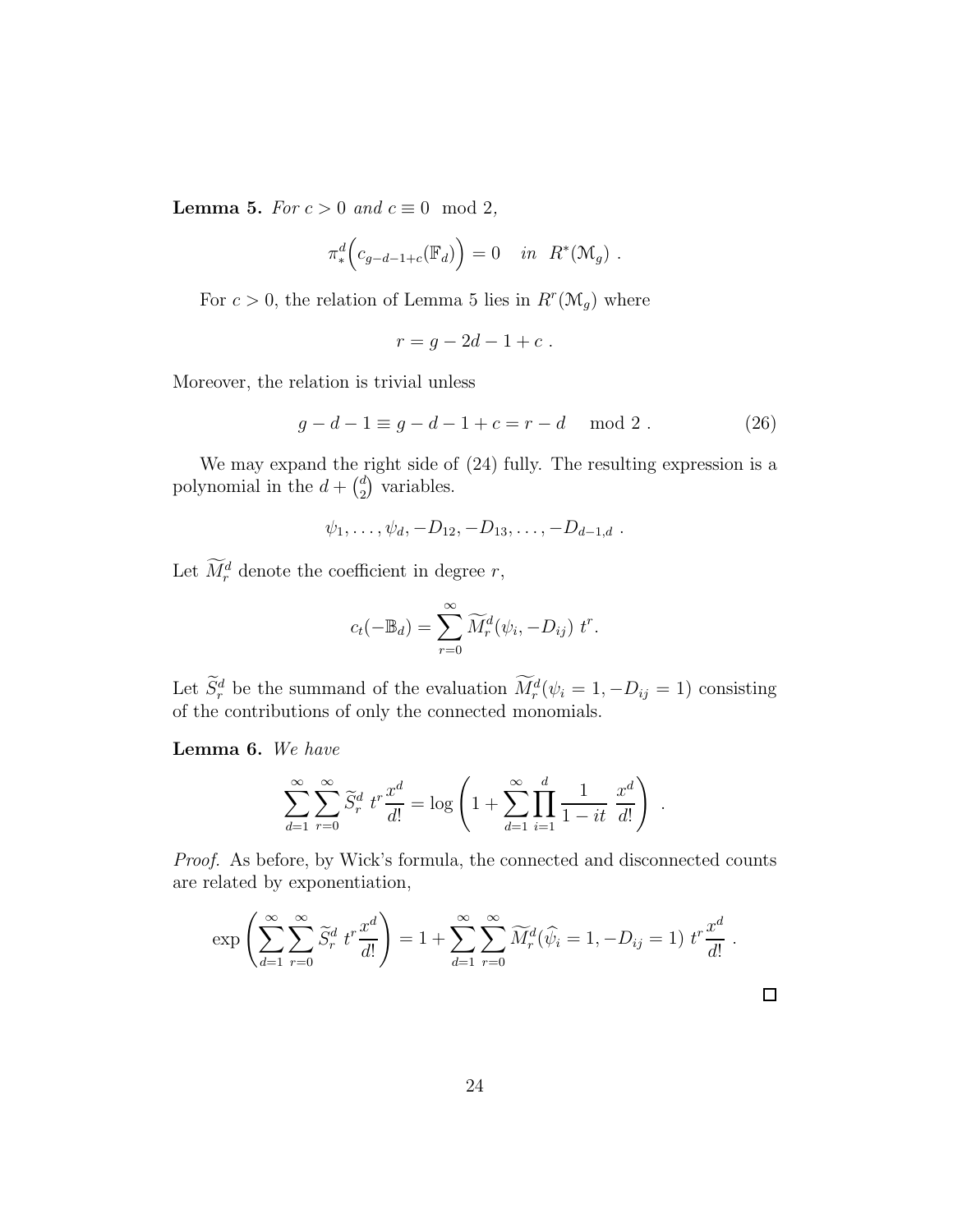**Lemma 5.** *For $c > 0$ and $c \equiv 0 \mod 2$,*

$$\pi^d_*\Big(c_{g-d-1+c}(\mathbb{F}_d)\Big) = 0 \quad in \;\; R^*(\mathcal{M}_g) \ .$$

For $c > 0$, the relation of Lemma 5 lies in $R^r(\mathcal{M}_g)$ where

$$r = g - 2d - 1 + c \ .$$

Moreover, the relation is trivial unless

$$g - d - 1 \equiv g - d - 1 + c = r - d \mod 2 \ . \tag{26}$$

We may expand the right side of (24) fully. The resulting expression is a polynomial in the $d + \binom{d}{2}$ variables.

$$\psi_1, \ldots, \psi_d, -D_{12}, -D_{13}, \ldots, -D_{d-1,d} \ .$$

Let $\widetilde{M}^d_r$ denote the coefficient in degree $r$,

$$c_t(-\mathbb{B}_d) = \sum_{r=0}^{\infty} \widetilde{M}^d_r(\psi_i, -D_{ij}) \ t^r.$$

Let $\widetilde{S}^d_r$ be the summand of the evaluation $\widetilde{M}^d_r(\psi_i = 1, -D_{ij} = 1)$ consisting of the contributions of only the connected monomials.

**Lemma 6.** *We have*

$$\sum_{d=1}^{\infty} \sum_{r=0}^{\infty} \widetilde{S}^d_r \ t^r \frac{x^d}{d!} = \log\left(1 + \sum_{d=1}^{\infty} \prod_{i=1}^{d} \frac{1}{1 - it} \ \frac{x^d}{d!}\right) \ .$$

*Proof.* As before, by Wick's formula, the connected and disconnected counts are related by exponentiation,

$$\exp\left(\sum_{d=1}^{\infty} \sum_{r=0}^{\infty} \widetilde{S}^d_r \ t^r \frac{x^d}{d!}\right) = 1 + \sum_{d=1}^{\infty} \sum_{r=0}^{\infty} \widetilde{M}^d_r(\widehat{\psi}_i = 1, -D_{ij} = 1) \ t^r \frac{x^d}{d!} \ .$$

□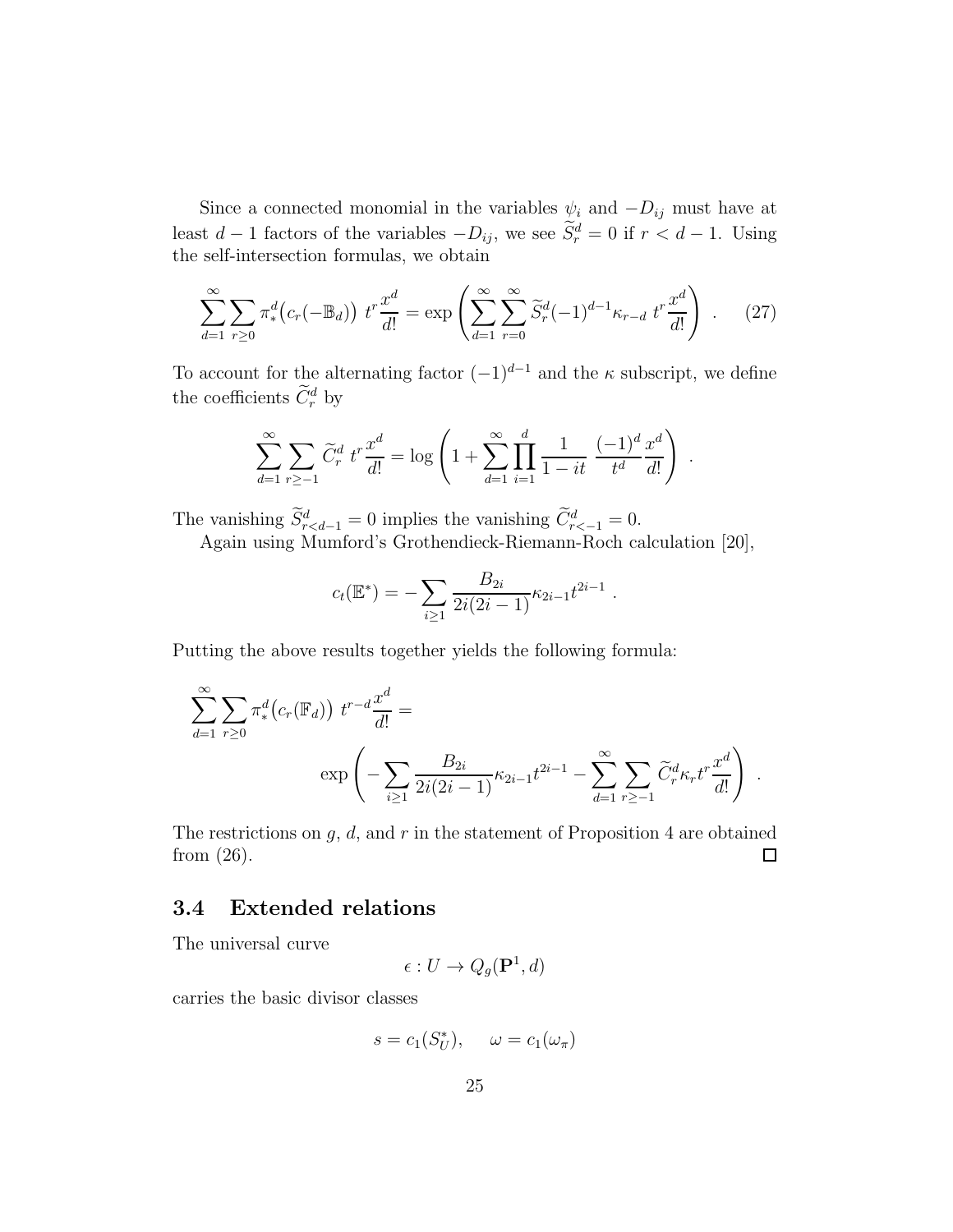Since a connected monomial in the variables $\psi_i$ and $-D_{ij}$ must have at least $d-1$ factors of the variables $-D_{ij}$, we see $\widetilde{S}^d_r = 0$ if $r < d-1$. Using the self-intersection formulas, we obtain

$$\sum_{d=1}^{\infty} \sum_{r \geq 0} \pi^d_*\big(c_r(-\mathbb{B}_d)\big)\ t^r \frac{x^d}{d!} = \exp\left( \sum_{d=1}^{\infty} \sum_{r=0}^{\infty} \widetilde{S}^d_r (-1)^{d-1} \kappa_{r-d}\ t^r \frac{x^d}{d!} \right) \ . \tag{27}$$

To account for the alternating factor $(-1)^{d-1}$ and the $\kappa$ subscript, we define the coefficients $\widetilde{C}^d_r$ by

$$\sum_{d=1}^{\infty} \sum_{r \geq -1} \widetilde{C}^d_r\ t^r \frac{x^d}{d!} = \log\left( 1 + \sum_{d=1}^{\infty} \prod_{i=1}^{d} \frac{1}{1-it}\ \frac{(-1)^d}{t^d} \frac{x^d}{d!} \right) \ .$$

The vanishing $\widetilde{S}^d_{r<d-1} = 0$ implies the vanishing $\widetilde{C}^d_{r<-1} = 0$.

Again using Mumford's Grothendieck-Riemann-Roch calculation [20],

$$c_t(\mathbb{E}^*) = -\sum_{i \geq 1} \frac{B_{2i}}{2i(2i-1)} \kappa_{2i-1} t^{2i-1} \ .$$

Putting the above results together yields the following formula:

$$\sum_{d=1}^{\infty} \sum_{r \geq 0} \pi^d_*\big(c_r(\mathbb{F}_d)\big)\ t^{r-d} \frac{x^d}{d!} =$$
$$\exp\left( -\sum_{i \geq 1} \frac{B_{2i}}{2i(2i-1)} \kappa_{2i-1} t^{2i-1} - \sum_{d=1}^{\infty} \sum_{r \geq -1} \widetilde{C}^d_r \kappa_r t^r \frac{x^d}{d!} \right) \ .$$

The restrictions on $g$, $d$, and $r$ in the statement of Proposition 4 are obtained from (26). ◻

### 3.4 Extended relations

The universal curve

$$\epsilon : U \to Q_g(\mathbf{P}^1, d)$$

carries the basic divisor classes

$$s = c_1(S^*_U), \quad \omega = c_1(\omega_\pi)$$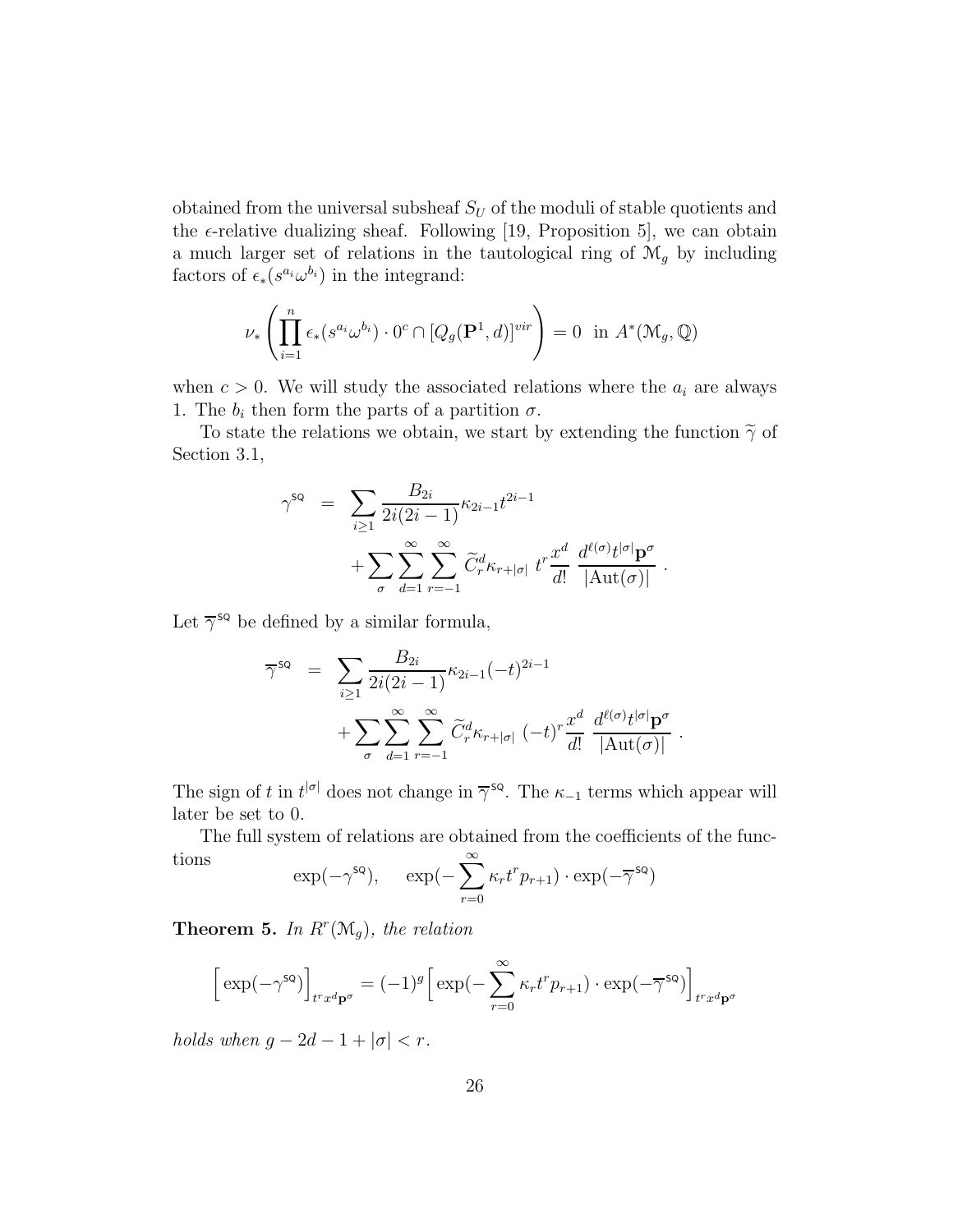obtained from the universal subsheaf $S_U$ of the moduli of stable quotients and the $\epsilon$-relative dualizing sheaf. Following [19, Proposition 5], we can obtain a much larger set of relations in the tautological ring of $\mathcal{M}_g$ by including factors of $\epsilon_*(s^{a_i}\omega^{b_i})$ in the integrand:

$$\nu_*\left(\prod_{i=1}^n \epsilon_*(s^{a_i}\omega^{b_i}) \cdot 0^c \cap [Q_g(\mathbf{P}^1, d)]^{vir}\right) = 0 \ \text{ in } A^*(\mathcal{M}_g, \mathbb{Q})$$

when $c > 0$. We will study the associated relations where the $a_i$ are always 1. The $b_i$ then form the parts of a partition $\sigma$.

To state the relations we obtain, we start by extending the function $\widetilde{\gamma}$ of Section 3.1,

$$\begin{aligned}
\gamma^{\mathsf{SQ}} &= \sum_{i\geq 1} \frac{B_{2i}}{2i(2i-1)}\kappa_{2i-1}t^{2i-1} \\
&\quad + \sum_{\sigma}\sum_{d=1}^{\infty}\sum_{r=-1}^{\infty} \widetilde{C}_r^d \kappa_{r+|\sigma|}\ t^r \frac{x^d}{d!}\ \frac{d^{\ell(\sigma)}t^{|\sigma|}\mathbf{p}^\sigma}{|\mathrm{Aut}(\sigma)|}\ .
\end{aligned}$$

Let $\overline{\gamma}^{\mathsf{SQ}}$ be defined by a similar formula,

$$\begin{aligned}
\overline{\gamma}^{\mathsf{SQ}} &= \sum_{i\geq 1} \frac{B_{2i}}{2i(2i-1)}\kappa_{2i-1}(-t)^{2i-1} \\
&\quad + \sum_{\sigma}\sum_{d=1}^{\infty}\sum_{r=-1}^{\infty} \widetilde{C}_r^d \kappa_{r+|\sigma|}\ (-t)^r \frac{x^d}{d!}\ \frac{d^{\ell(\sigma)}t^{|\sigma|}\mathbf{p}^\sigma}{|\mathrm{Aut}(\sigma)|}\ .
\end{aligned}$$

The sign of $t$ in $t^{|\sigma|}$ does not change in $\overline{\gamma}^{\mathsf{SQ}}$. The $\kappa_{-1}$ terms which appear will later be set to 0.

The full system of relations are obtained from the coefficients of the functions

$$\exp(-\gamma^{\mathsf{SQ}}), \qquad \exp(-\sum_{r=0}^{\infty}\kappa_r t^r p_{r+1})\cdot \exp(-\overline{\gamma}^{\mathsf{SQ}})$$

**Theorem 5.** *In $R^r(\mathcal{M}_g)$, the relation*

$$\Big[\exp(-\gamma^{\mathsf{SQ}})\Big]_{t^r x^d \mathbf{p}^\sigma} = (-1)^g\Big[\exp(-\sum_{r=0}^{\infty}\kappa_r t^r p_{r+1})\cdot\exp(-\overline{\gamma}^{\mathsf{SQ}})\Big]_{t^r x^d \mathbf{p}^\sigma}$$

*holds when $g - 2d - 1 + |\sigma| < r$.*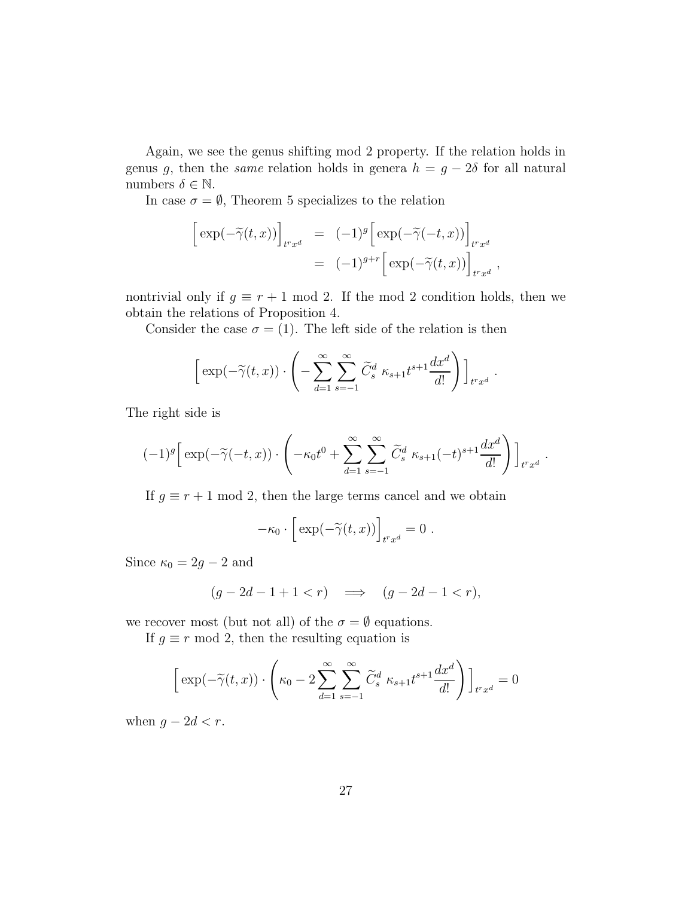Again, we see the genus shifting mod 2 property. If the relation holds in genus $g$, then the *same* relation holds in genera $h = g - 2\delta$ for all natural numbers $\delta \in \mathbb{N}$.

In case $\sigma = \emptyset$, Theorem 5 specializes to the relation

$$
\begin{aligned}
\Big[ \exp(-\widetilde{\gamma}(t,x)) \Big]_{t^r x^d} &= (-1)^g \Big[ \exp(-\widetilde{\gamma}(-t,x)) \Big]_{t^r x^d} \\
&= (-1)^{g+r} \Big[ \exp(-\widetilde{\gamma}(t,x)) \Big]_{t^r x^d} ,
\end{aligned}
$$

nontrivial only if $g \equiv r+1 \bmod 2$. If the mod 2 condition holds, then we obtain the relations of Proposition 4.

Consider the case $\sigma = (1)$. The left side of the relation is then

$$
\Big[ \exp(-\widetilde{\gamma}(t,x)) \cdot \left( - \sum_{d=1}^{\infty} \sum_{s=-1}^{\infty} \widetilde{C}_s^d \ \kappa_{s+1} t^{s+1} \frac{dx^d}{d!} \right) \Big]_{t^r x^d} .
$$

The right side is

$$
(-1)^g \Big[ \exp(-\widetilde{\gamma}(-t,x)) \cdot \left( -\kappa_0 t^0 + \sum_{d=1}^{\infty} \sum_{s=-1}^{\infty} \widetilde{C}_s^d \ \kappa_{s+1} (-t)^{s+1} \frac{dx^d}{d!} \right) \Big]_{t^r x^d} .
$$

If $g \equiv r+1 \bmod 2$, then the large terms cancel and we obtain

$$
-\kappa_0 \cdot \Big[ \exp(-\widetilde{\gamma}(t,x)) \Big]_{t^r x^d} = 0 \ .
$$

Since $\kappa_0 = 2g-2$ and

$$
(g - 2d - 1 + 1 < r) \quad \Longrightarrow \quad (g - 2d - 1 < r),
$$

we recover most (but not all) of the $\sigma = \emptyset$ equations.

If $g \equiv r \bmod 2$, then the resulting equation is

$$
\Big[ \exp(-\widetilde{\gamma}(t,x)) \cdot \left( \kappa_0 - 2 \sum_{d=1}^{\infty} \sum_{s=-1}^{\infty} \widetilde{C}_s^d \ \kappa_{s+1} t^{s+1} \frac{dx^d}{d!} \right) \Big]_{t^r x^d} = 0
$$

when $g - 2d < r$.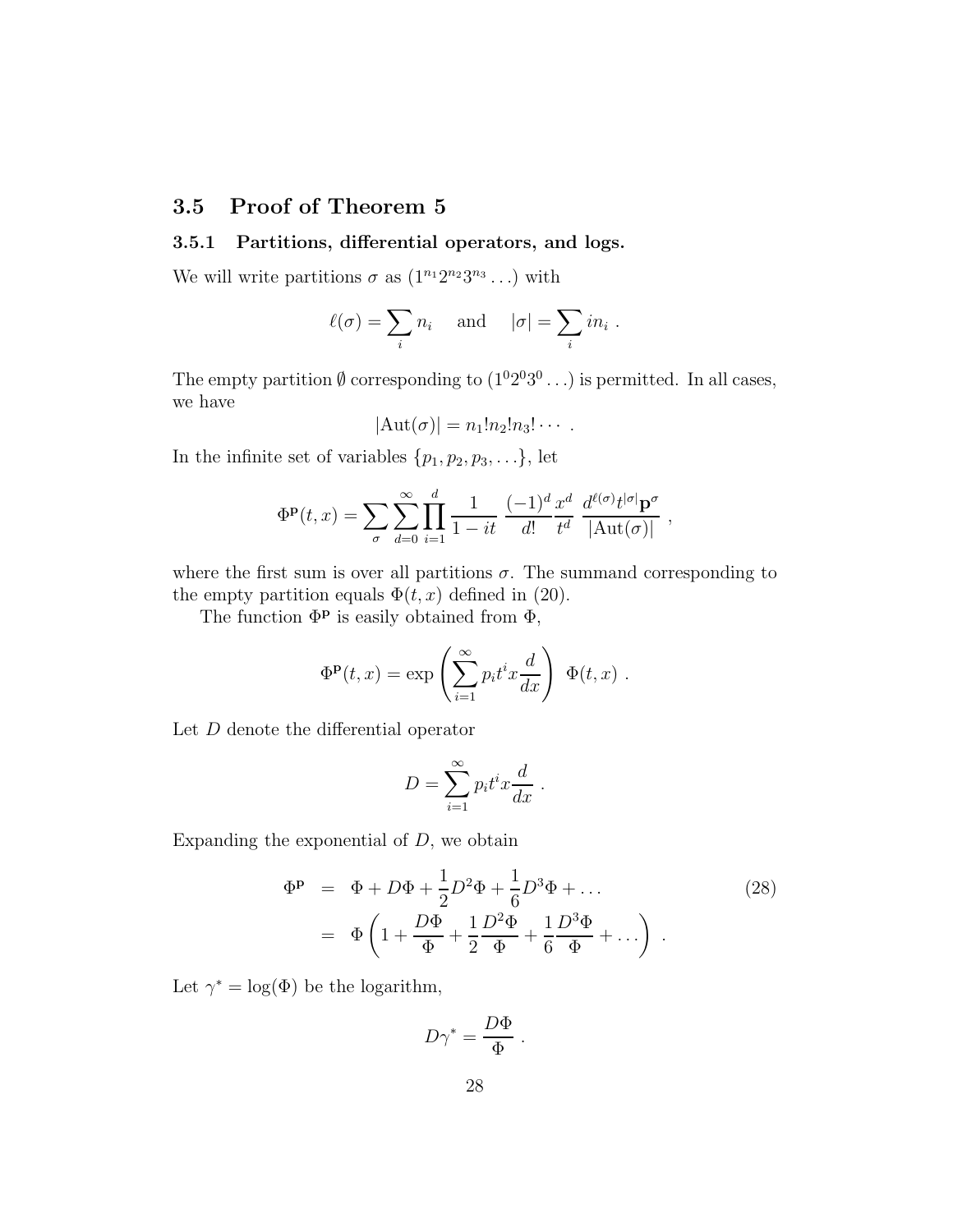## 3.5 Proof of Theorem 5

### 3.5.1 Partitions, differential operators, and logs.

We will write partitions $\sigma$ as $(1^{n_1}2^{n_2}3^{n_3}\ldots)$ with

$$\ell(\sigma) = \sum_i n_i \quad \text{and} \quad |\sigma| = \sum_i i n_i \ .$$

The empty partition $\emptyset$ corresponding to $(1^0 2^0 3^0 \ldots)$ is permitted. In all cases, we have

$$|\mathrm{Aut}(\sigma)| = n_1! n_2! n_3! \cdots \ .$$

In the infinite set of variables $\{p_1, p_2, p_3, \ldots\}$, let

$$\Phi^{\mathbf{p}}(t,x) = \sum_{\sigma} \sum_{d=0}^{\infty} \prod_{i=1}^{d} \frac{1}{1-it} \ \frac{(-1)^d}{d!} \frac{x^d}{t^d} \ \frac{d^{\ell(\sigma)} t^{|\sigma|} \mathbf{p}^{\sigma}}{|\mathrm{Aut}(\sigma)|} \ ,$$

where the first sum is over all partitions $\sigma$. The summand corresponding to the empty partition equals $\Phi(t,x)$ defined in (20).

The function $\Phi^{\mathbf{p}}$ is easily obtained from $\Phi$,

$$\Phi^{\mathbf{p}}(t,x) = \exp\left( \sum_{i=1}^{\infty} p_i t^i x \frac{d}{dx} \right) \ \Phi(t,x) \ .$$

Let $D$ denote the differential operator

$$D = \sum_{i=1}^{\infty} p_i t^i x \frac{d}{dx} \ .$$

Expanding the exponential of $D$, we obtain

$$\begin{aligned} \Phi^{\mathbf{p}} &= \Phi + D\Phi + \frac{1}{2} D^2 \Phi + \frac{1}{6} D^3 \Phi + \ldots \\ &= \Phi \left( 1 + \frac{D\Phi}{\Phi} + \frac{1}{2} \frac{D^2\Phi}{\Phi} + \frac{1}{6} \frac{D^3 \Phi}{\Phi} + \ldots \right) \ . \end{aligned} \tag{28}$$

Let $\gamma^* = \log(\Phi)$ be the logarithm,

$$D\gamma^* = \frac{D\Phi}{\Phi} \ .$$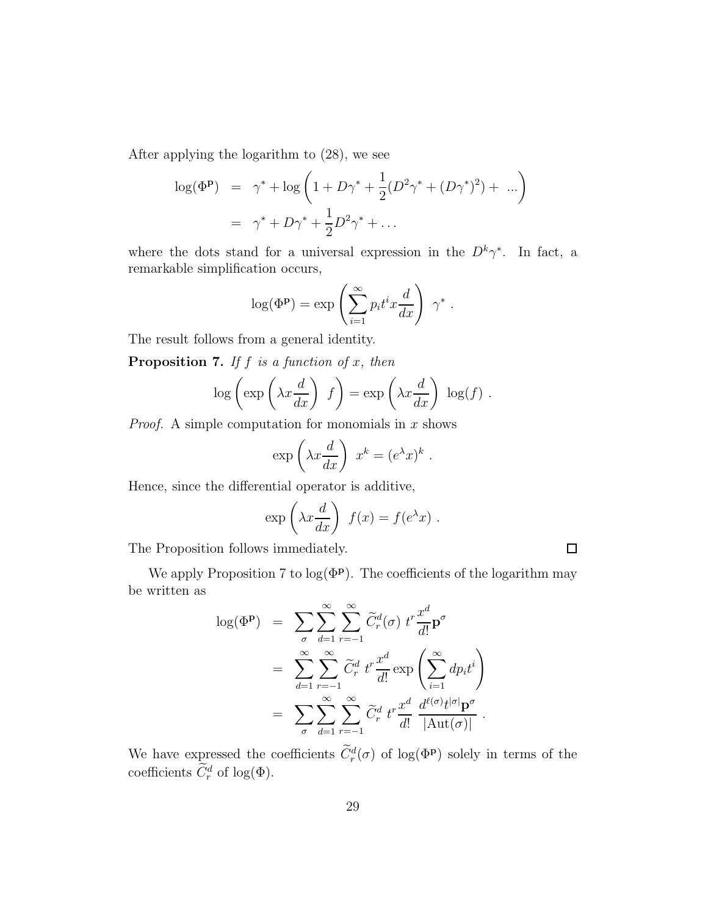After applying the logarithm to (28), we see

$$
\begin{aligned}
\log(\Phi^{\mathbf{p}}) &= \gamma^* + \log\left(1 + D\gamma^* + \frac{1}{2}(D^2\gamma^* + (D\gamma^*)^2) + \ \ldots\right) \\
&= \gamma^* + D\gamma^* + \frac{1}{2}D^2\gamma^* + \ldots
\end{aligned}
$$

where the dots stand for a universal expression in the $D^k\gamma^*$. In fact, a remarkable simplification occurs,

$$
\log(\Phi^{\mathbf{p}}) = \exp\left(\sum_{i=1}^{\infty} p_i t^i x \frac{d}{dx}\right) \ \gamma^* \ .
$$

The result follows from a general identity.

**Proposition 7.** *If $f$ is a function of $x$, then*

$$
\log\left(\exp\left(\lambda x \frac{d}{dx}\right) \ f\right) = \exp\left(\lambda x \frac{d}{dx}\right) \ \log(f) \ .
$$

*Proof.* A simple computation for monomials in $x$ shows

$$
\exp\left(\lambda x \frac{d}{dx}\right) \ x^k = (e^{\lambda} x)^k \ .
$$

Hence, since the differential operator is additive,

$$
\exp\left(\lambda x \frac{d}{dx}\right) \ f(x) = f(e^{\lambda} x) \ .
$$

The Proposition follows immediately. □

We apply Proposition 7 to $\log(\Phi^{\mathbf{p}})$. The coefficients of the logarithm may be written as

$$
\begin{aligned}
\log(\Phi^{\mathbf{p}}) &= \sum_{\sigma} \sum_{d=1}^{\infty} \sum_{r=-1}^{\infty} \widetilde{C}_r^d(\sigma) \ t^r \frac{x^d}{d!} \mathbf{p}^{\sigma} \\
&= \sum_{d=1}^{\infty} \sum_{r=-1}^{\infty} \widetilde{C}_r^d \ t^r \frac{x^d}{d!} \exp\left(\sum_{i=1}^{\infty} d p_i t^i\right) \\
&= \sum_{\sigma} \sum_{d=1}^{\infty} \sum_{r=-1}^{\infty} \widetilde{C}_r^d \ t^r \frac{x^d}{d!} \ \frac{d^{\ell(\sigma)} t^{|\sigma|} \mathbf{p}^{\sigma}}{|\mathrm{Aut}(\sigma)|} \ .
\end{aligned}
$$

We have expressed the coefficients $\widetilde{C}_r^d(\sigma)$ of $\log(\Phi^{\mathbf{p}})$ solely in terms of the coefficients $\widetilde{C}_r^d$ of $\log(\Phi)$.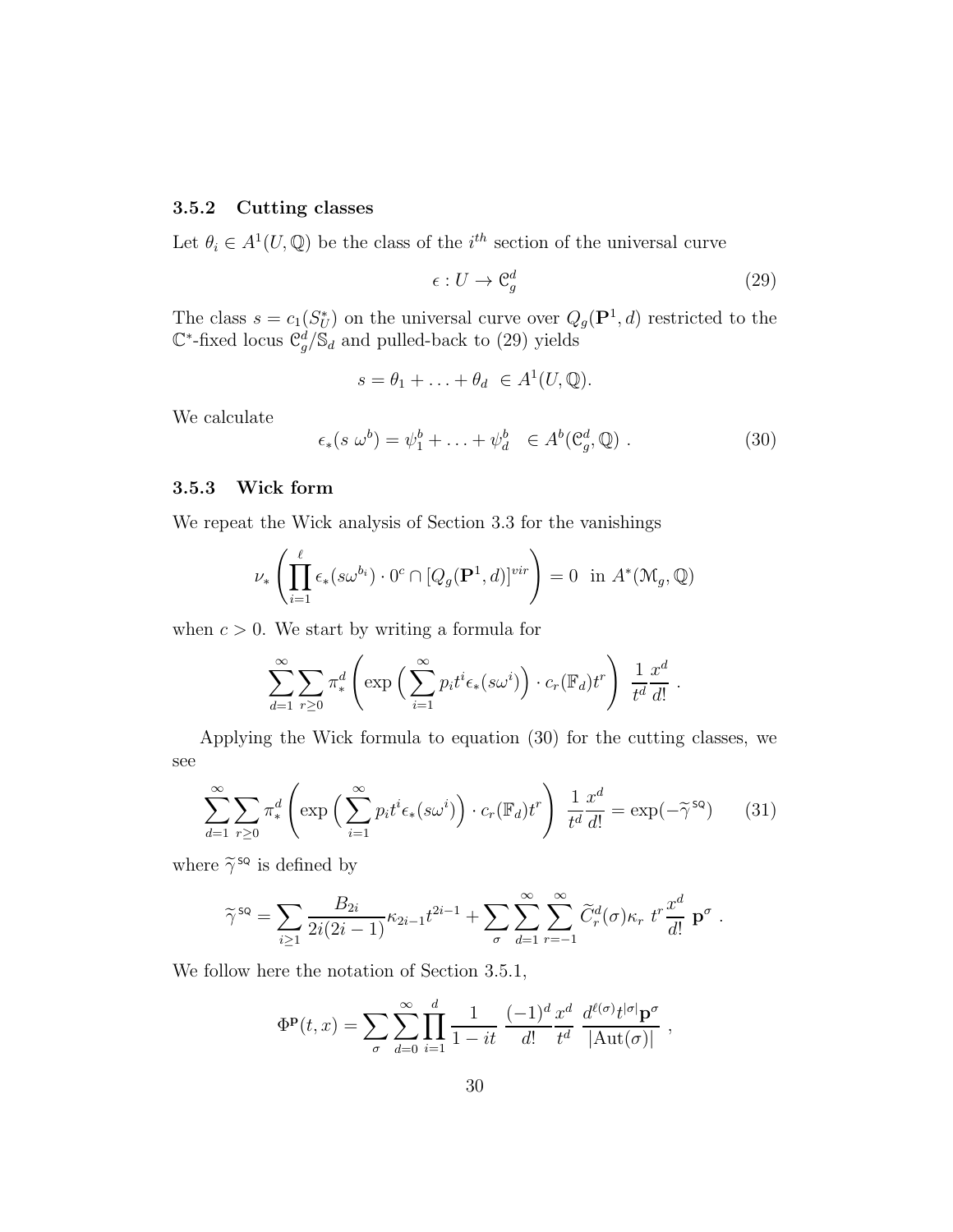### 3.5.2 Cutting classes

Let $\theta_i \in A^1(U, \mathbb{Q})$ be the class of the $i^{th}$ section of the universal curve

$$\epsilon : U \to \mathcal{C}_g^d \tag{29}$$

The class $s = c_1(S_U^*)$ on the universal curve over $Q_g(\mathbf{P}^1, d)$ restricted to the $\mathbb{C}^*$-fixed locus $\mathcal{C}_g^d/\mathbb{S}_d$ and pulled-back to (29) yields

$$s = \theta_1 + \ldots + \theta_d \ \in A^1(U, \mathbb{Q}).$$

We calculate

$$\epsilon_*(s\ \omega^b) = \psi_1^b + \ldots + \psi_d^b \quad \in A^b(\mathcal{C}_g^d, \mathbb{Q})\ . \tag{30}$$

### 3.5.3 Wick form

We repeat the Wick analysis of Section 3.3 for the vanishings

$$\nu_*\left(\prod_{i=1}^{\ell} \epsilon_*(s\omega^{b_i}) \cdot 0^c \cap [Q_g(\mathbf{P}^1, d)]^{vir}\right) = 0 \ \text{ in } A^*(\mathcal{M}_g, \mathbb{Q})$$

when $c > 0$. We start by writing a formula for

$$\sum_{d=1}^{\infty} \sum_{r \geq 0} \pi_*^d \left( \exp\Big( \sum_{i=1}^{\infty} p_i t^i \epsilon_*(s\omega^i) \Big) \cdot c_r(\mathbb{F}_d) t^r \right) \ \frac{1}{t^d} \frac{x^d}{d!}\ .$$

Applying the Wick formula to equation (30) for the cutting classes, we see

$$\sum_{d=1}^{\infty} \sum_{r \geq 0} \pi_*^d \left( \exp\Big( \sum_{i=1}^{\infty} p_i t^i \epsilon_*(s\omega^i) \Big) \cdot c_r(\mathbb{F}_d) t^r \right) \ \frac{1}{t^d} \frac{x^d}{d!} = \exp(-\widetilde{\gamma}^{\mathsf{SQ}}) \tag{31}$$

where $\widetilde{\gamma}^{\mathsf{SQ}}$ is defined by

$$\widetilde{\gamma}^{\mathsf{SQ}} = \sum_{i \geq 1} \frac{B_{2i}}{2i(2i-1)} \kappa_{2i-1} t^{2i-1} + \sum_{\sigma} \sum_{d=1}^{\infty} \sum_{r=-1}^{\infty} \widetilde{C}_r^d(\sigma) \kappa_r \ t^r \frac{x^d}{d!}\ \mathbf{p}^{\sigma}\ .$$

We follow here the notation of Section 3.5.1,

$$\Phi^{\mathbf{p}}(t,x) = \sum_{\sigma} \sum_{d=0}^{\infty} \prod_{i=1}^{d} \frac{1}{1-it}\ \frac{(-1)^d}{d!} \frac{x^d}{t^d}\ \frac{d^{\ell(\sigma)} t^{|\sigma|} \mathbf{p}^{\sigma}}{|\mathrm{Aut}(\sigma)|}\ ,$$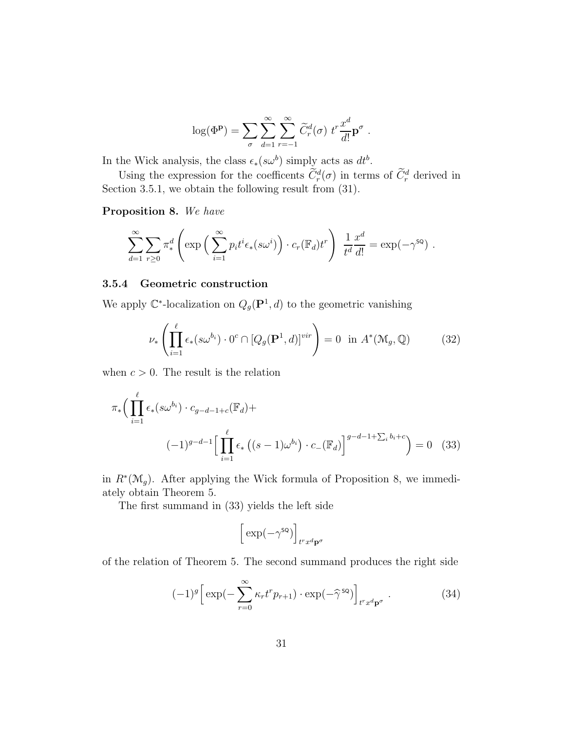$$\log(\Phi^{\mathbf{p}}) = \sum_{\sigma} \sum_{d=1}^{\infty} \sum_{r=-1}^{\infty} \widetilde{C}_r^d(\sigma)\ t^r \frac{x^d}{d!} \mathbf{p}^{\sigma}\ .$$

In the Wick analysis, the class $\epsilon_*(s\omega^b)$ simply acts as $dt^b$.

Using the expression for the coefficents $\widetilde{C}_r^d(\sigma)$ in terms of $\widetilde{C}_r^d$ derived in Section 3.5.1, we obtain the following result from (31).

**Proposition 8.** *We have*

$$\sum_{d=1}^{\infty} \sum_{r\geq 0} \pi_*^d \left( \exp\Big( \sum_{i=1}^{\infty} p_i t^i \epsilon_*(s\omega^i) \Big) \cdot c_r(\mathbb{F}_d) t^r \right)\ \frac{1}{t^d} \frac{x^d}{d!} = \exp(-\gamma^{\mathsf{SQ}})\ .$$

### 3.5.4 Geometric construction

We apply $\mathbb{C}^*$-localization on $Q_g(\mathbf{P}^1, d)$ to the geometric vanishing

$$\nu_* \left( \prod_{i=1}^{\ell} \epsilon_*(s\omega^{b_i}) \cdot 0^c \cap [Q_g(\mathbf{P}^1, d)]^{vir} \right) = 0 \ \text{ in } A^*(\mathcal{M}_g, \mathbb{Q}) \tag{32}$$

when $c > 0$. The result is the relation

$$\pi_* \Big( \prod_{i=1}^{\ell} \epsilon_*(s\omega^{b_i}) \cdot c_{g-d-1+c}(\mathbb{F}_d) + \\ (-1)^{g-d-1} \Big[ \prod_{i=1}^{\ell} \epsilon_* \left( (s-1)\omega^{b_i} \right) \cdot c_-(\mathbb{F}_d) \Big]^{g-d-1+\sum_i b_i + c} \Big) = 0 \tag{33}$$

in $R^*(\mathcal{M}_g)$. After applying the Wick formula of Proposition 8, we immediately obtain Theorem 5.

The first summand in (33) yields the left side

$$\Big[ \exp(-\gamma^{\mathsf{SQ}}) \Big]_{t^r x^d \mathbf{p}^\sigma}$$

of the relation of Theorem 5. The second summand produces the right side

$$(-1)^g \Big[ \exp(-\sum_{r=0}^{\infty} \kappa_r t^r p_{r+1}) \cdot \exp(-\widehat{\gamma}^{\,\mathsf{SQ}}) \Big]_{t^r x^d \mathbf{p}^\sigma}\ . \tag{34}$$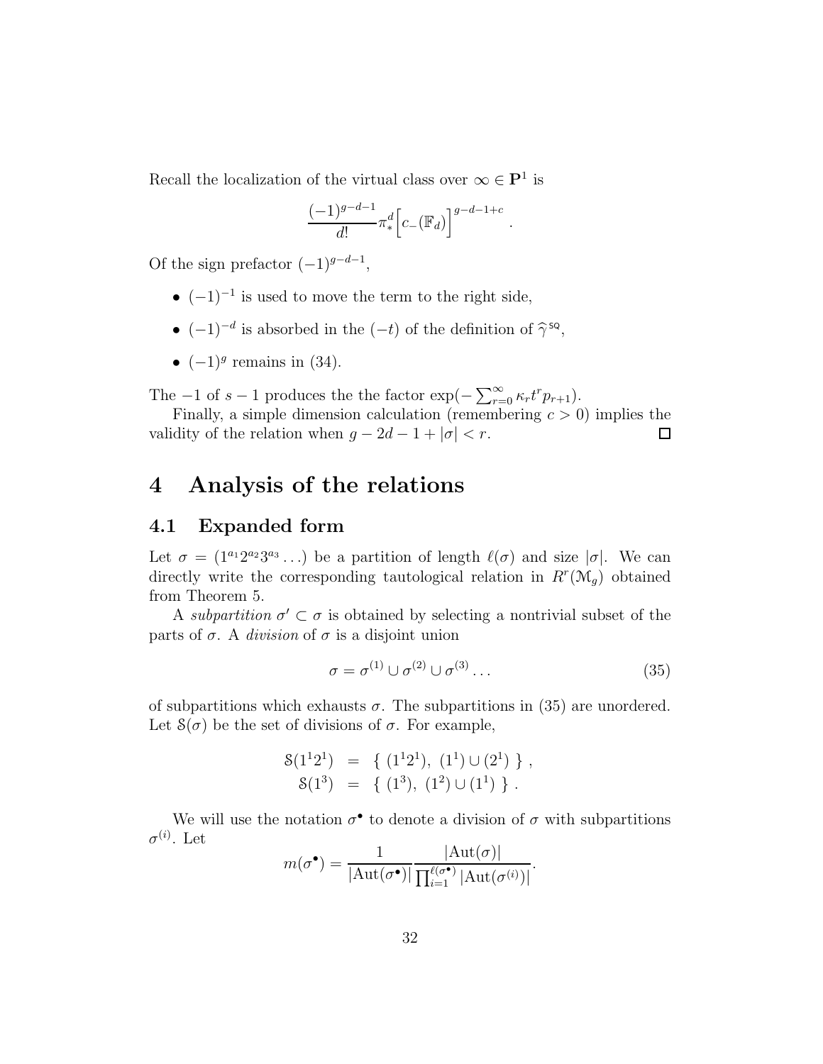Recall the localization of the virtual class over $\infty \in \mathbf{P}^1$ is

$$\frac{(-1)^{g-d-1}}{d!} \pi^d_* \Big[ c_-(\mathbb{F}_d) \Big]^{g-d-1+c} .$$

Of the sign prefactor $(-1)^{g-d-1}$,

- $(-1)^{-1}$ is used to move the term to the right side,
- $(-1)^{-d}$ is absorbed in the $(-t)$ of the definition of $\widehat{\gamma}^{\mathsf{SQ}}$,
- $(-1)^g$ remains in (34).

The $-1$ of $s-1$ produces the the factor $\exp(-\sum_{r=0}^{\infty} \kappa_r t^r p_{r+1})$.

Finally, a simple dimension calculation (remembering $c > 0$) implies the validity of the relation when $g - 2d - 1 + |\sigma| < r$. $\square$

# 4 Analysis of the relations

## 4.1 Expanded form

Let $\sigma = (1^{a_1} 2^{a_2} 3^{a_3} \ldots)$ be a partition of length $\ell(\sigma)$ and size $|\sigma|$. We can directly write the corresponding tautological relation in $R^r(\mathcal{M}_g)$ obtained from Theorem 5.

A *subpartition* $\sigma' \subset \sigma$ is obtained by selecting a nontrivial subset of the parts of $\sigma$. A *division* of $\sigma$ is a disjoint union

$$\sigma = \sigma^{(1)} \cup \sigma^{(2)} \cup \sigma^{(3)} \ldots \tag{35}$$

of subpartitions which exhausts $\sigma$. The subpartitions in (35) are unordered. Let $\mathcal{S}(\sigma)$ be the set of divisions of $\sigma$. For example,

$$\begin{aligned} \mathcal{S}(1^1 2^1) &= \{ \ (1^1 2^1), \ (1^1) \cup (2^1) \ \} , \\ \mathcal{S}(1^3) &= \{ \ (1^3), \ (1^2) \cup (1^1) \ \} . \end{aligned}$$

We will use the notation $\sigma^\bullet$ to denote a division of $\sigma$ with subpartitions $\sigma^{(i)}$. Let

$$m(\sigma^\bullet) = \frac{1}{|\mathrm{Aut}(\sigma^\bullet)|} \frac{|\mathrm{Aut}(\sigma)|}{\prod_{i=1}^{\ell(\sigma^\bullet)} |\mathrm{Aut}(\sigma^{(i)})|}.$$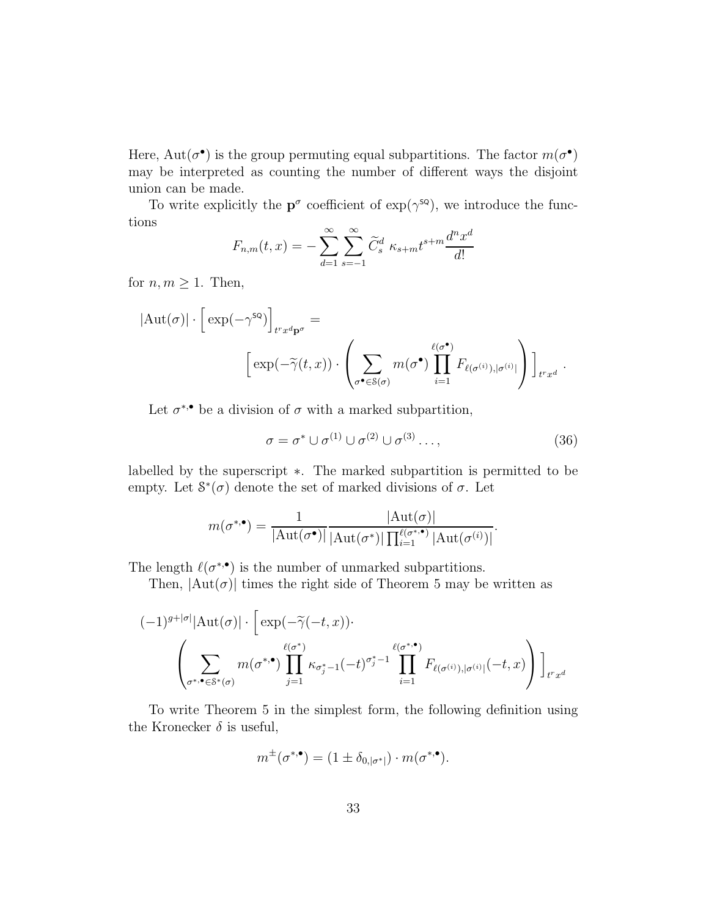Here, $\mathrm{Aut}(\sigma^\bullet)$ is the group permuting equal subpartitions. The factor $m(\sigma^\bullet)$ may be interpreted as counting the number of different ways the disjoint union can be made.

To write explicitly the $\mathbf{p}^\sigma$ coefficient of $\exp(\gamma^{\mathsf{SQ}})$, we introduce the functions

$$F_{n,m}(t,x) = -\sum_{d=1}^{\infty} \sum_{s=-1}^{\infty} \widetilde{C}_s^d \ \kappa_{s+m} t^{s+m} \frac{d^n x^d}{d!}$$

for $n, m \geq 1$. Then,

$$|\mathrm{Aut}(\sigma)| \cdot \Big[\exp(-\gamma^{\mathsf{SQ}})\Big]_{t^r x^d \mathbf{p}^\sigma} = \\ \Big[\exp(-\widetilde{\gamma}(t,x)) \cdot \left( \sum_{\sigma^\bullet \in \mathcal{S}(\sigma)} m(\sigma^\bullet) \prod_{i=1}^{\ell(\sigma^\bullet)} F_{\ell(\sigma^{(i)}),|\sigma^{(i)}|} \right) \Big]_{t^r x^d}.$$

Let $\sigma^{*,\bullet}$ be a division of $\sigma$ with a marked subpartition,

$$\sigma = \sigma^* \cup \sigma^{(1)} \cup \sigma^{(2)} \cup \sigma^{(3)} \ldots, \tag{36}$$

labelled by the superscript $*$. The marked subpartition is permitted to be empty. Let $\mathcal{S}^*(\sigma)$ denote the set of marked divisions of $\sigma$. Let

$$m(\sigma^{*,\bullet}) = \frac{1}{|\mathrm{Aut}(\sigma^\bullet)|} \frac{|\mathrm{Aut}(\sigma)|}{|\mathrm{Aut}(\sigma^*)| \prod_{i=1}^{\ell(\sigma^{*,\bullet})} |\mathrm{Aut}(\sigma^{(i)})|}.$$

The length $\ell(\sigma^{*,\bullet})$ is the number of unmarked subpartitions.

Then, $|\mathrm{Aut}(\sigma)|$ times the right side of Theorem 5 may be written as

$$(-1)^{g+|\sigma|} |\mathrm{Aut}(\sigma)| \cdot \Big[\exp(-\widetilde{\gamma}(-t,x)) \cdot \\ \left( \sum_{\sigma^{*,\bullet} \in \mathcal{S}^*(\sigma)} m(\sigma^{*,\bullet}) \prod_{j=1}^{\ell(\sigma^*)} \kappa_{\sigma_j^*-1} (-t)^{\sigma_j^*-1} \prod_{i=1}^{\ell(\sigma^{*,\bullet})} F_{\ell(\sigma^{(i)}),|\sigma^{(i)}|}(-t,x) \right) \Big]_{t^r x^d}$$

To write Theorem 5 in the simplest form, the following definition using the Kronecker $\delta$ is useful,

$$m^{\pm}(\sigma^{*,\bullet}) = (1 \pm \delta_{0,|\sigma^*|}) \cdot m(\sigma^{*,\bullet}).$$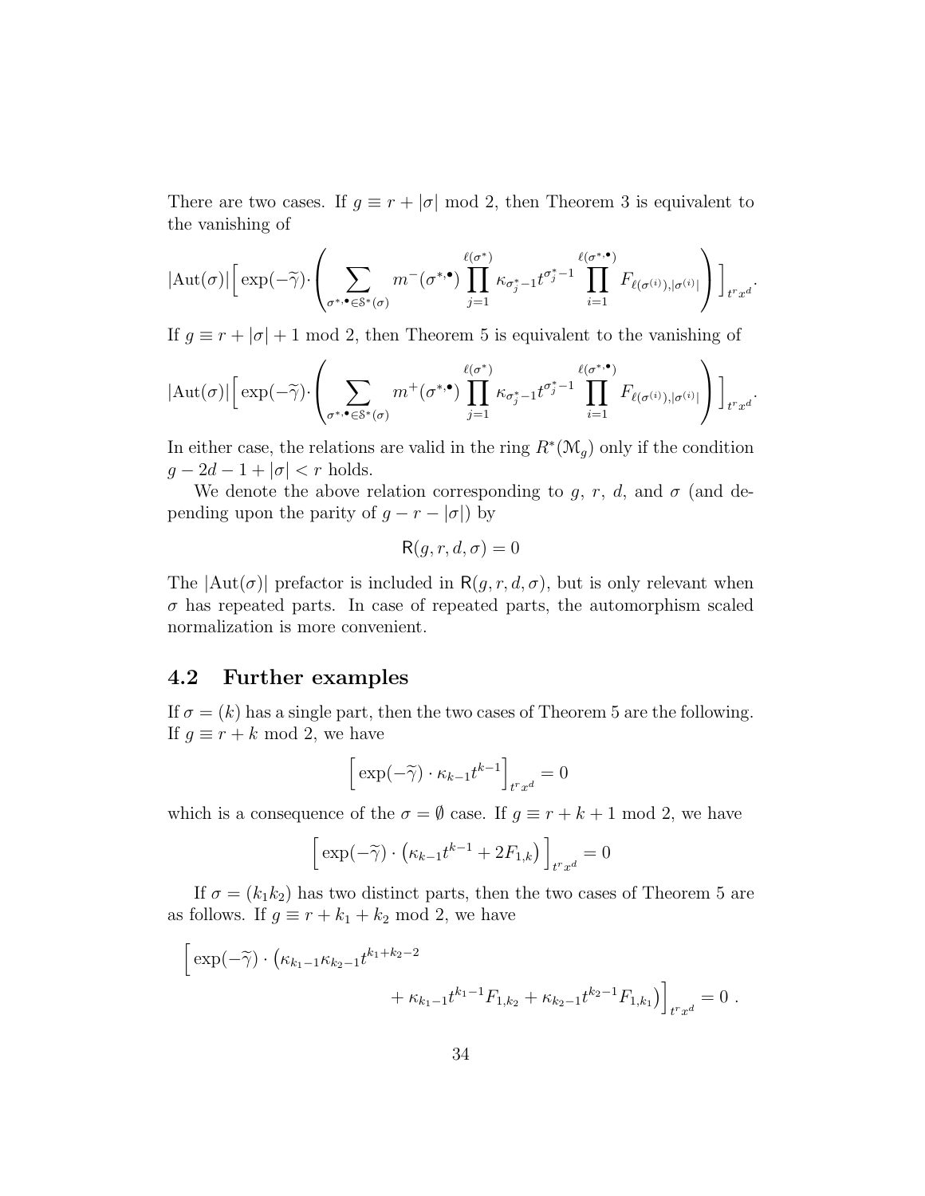There are two cases. If $g \equiv r + |\sigma| \bmod 2$, then Theorem 3 is equivalent to the vanishing of

$$|\mathrm{Aut}(\sigma)| \Big[ \exp(-\widetilde{\gamma}) \cdot \left( \sum_{\sigma^{*,\bullet} \in \mathcal{S}^*(\sigma)} m^-(\sigma^{*,\bullet}) \prod_{j=1}^{\ell(\sigma^*)} \kappa_{\sigma_j^*-1} t^{\sigma_j^*-1} \prod_{i=1}^{\ell(\sigma^{*,\bullet})} F_{\ell(\sigma^{(i)}),|\sigma^{(i)}|} \right) \Big]_{t^r x^d}.$$

If $g \equiv r + |\sigma| + 1 \bmod 2$, then Theorem 5 is equivalent to the vanishing of

$$|\mathrm{Aut}(\sigma)| \Big[ \exp(-\widetilde{\gamma}) \cdot \left( \sum_{\sigma^{*,\bullet} \in \mathcal{S}^*(\sigma)} m^+(\sigma^{*,\bullet}) \prod_{j=1}^{\ell(\sigma^*)} \kappa_{\sigma_j^*-1} t^{\sigma_j^*-1} \prod_{i=1}^{\ell(\sigma^{*,\bullet})} F_{\ell(\sigma^{(i)}),|\sigma^{(i)}|} \right) \Big]_{t^r x^d}.$$

In either case, the relations are valid in the ring $R^*(\mathcal{M}_g)$ only if the condition $g - 2d - 1 + |\sigma| < r$ holds.

We denote the above relation corresponding to $g$, $r$, $d$, and $\sigma$ (and depending upon the parity of $g - r - |\sigma|$) by

$$\mathsf{R}(g, r, d, \sigma) = 0$$

The $|\mathrm{Aut}(\sigma)|$ prefactor is included in $\mathsf{R}(g, r, d, \sigma)$, but is only relevant when $\sigma$ has repeated parts. In case of repeated parts, the automorphism scaled normalization is more convenient.

## 4.2 Further examples

If $\sigma = (k)$ has a single part, then the two cases of Theorem 5 are the following. If $g \equiv r + k \bmod 2$, we have

$$\Big[ \exp(-\widetilde{\gamma}) \cdot \kappa_{k-1} t^{k-1} \Big]_{t^r x^d} = 0$$

which is a consequence of the $\sigma = \emptyset$ case. If $g \equiv r + k + 1 \bmod 2$, we have

$$\Big[ \exp(-\widetilde{\gamma}) \cdot \big( \kappa_{k-1} t^{k-1} + 2F_{1,k} \big) \Big]_{t^r x^d} = 0$$

If $\sigma = (k_1 k_2)$ has two distinct parts, then the two cases of Theorem 5 are as follows. If $g \equiv r + k_1 + k_2 \bmod 2$, we have

$$\Big[ \exp(-\widetilde{\gamma}) \cdot \big( \kappa_{k_1-1} \kappa_{k_2-1} t^{k_1+k_2-2} + \kappa_{k_1-1} t^{k_1-1} F_{1,k_2} + \kappa_{k_2-1} t^{k_2-1} F_{1,k_1} \big) \Big]_{t^r x^d} = 0 \; .$$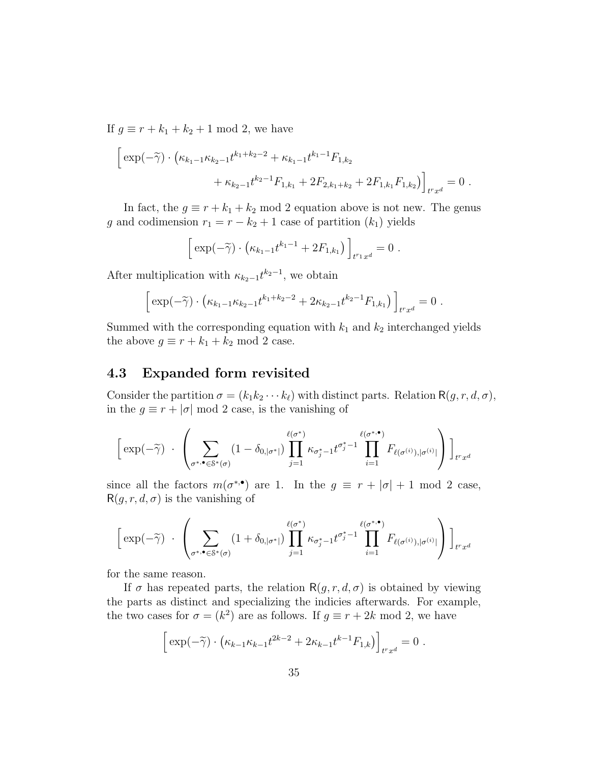If $g \equiv r + k_1 + k_2 + 1 \bmod 2$, we have

$$\Big[ \exp(-\widetilde{\gamma}) \cdot \big(\kappa_{k_1-1}\kappa_{k_2-1}t^{k_1+k_2-2} + \kappa_{k_1-1}t^{k_1-1}F_{1,k_2} + \kappa_{k_2-1}t^{k_2-1}F_{1,k_1} + 2F_{2,k_1+k_2} + 2F_{1,k_1}F_{1,k_2}\big)\Big]_{t^r x^d} = 0 \;.$$

In fact, the $g \equiv r + k_1 + k_2 \bmod 2$ equation above is not new. The genus $g$ and codimension $r_1 = r - k_2 + 1$ case of partition $(k_1)$ yields

$$\Big[ \exp(-\widetilde{\gamma}) \cdot \big(\kappa_{k_1-1}t^{k_1-1} + 2F_{1,k_1}\big) \Big]_{t^{r_1} x^d} = 0 \;.$$

After multiplication with $\kappa_{k_2-1}t^{k_2-1}$, we obtain

$$\Big[ \exp(-\widetilde{\gamma}) \cdot \big(\kappa_{k_1-1}\kappa_{k_2-1}t^{k_1+k_2-2} + 2\kappa_{k_2-1}t^{k_2-1}F_{1,k_1}\big) \Big]_{t^r x^d} = 0 \;.$$

Summed with the corresponding equation with $k_1$ and $k_2$ interchanged yields the above $g \equiv r + k_1 + k_2 \bmod 2$ case.

## 4.3 Expanded form revisited

Consider the partition $\sigma = (k_1 k_2 \cdots k_\ell)$ with distinct parts. Relation $\mathsf{R}(g, r, d, \sigma)$, in the $g \equiv r + |\sigma| \bmod 2$ case, is the vanishing of

$$\Big[ \exp(-\widetilde{\gamma}) \;\cdot\; \left( \sum_{\sigma^{*,\bullet} \in \mathcal{S}^*(\sigma)} (1 - \delta_{0,|\sigma^*|}) \prod_{j=1}^{\ell(\sigma^*)} \kappa_{\sigma_j^*-1} t^{\sigma_j^*-1} \prod_{i=1}^{\ell(\sigma^{*,\bullet})} F_{\ell(\sigma^{(i)}),|\sigma^{(i)}|} \right) \Big]_{t^r x^d}$$

since all the factors $m(\sigma^{*,\bullet})$ are 1. In the $g \equiv r + |\sigma| + 1 \bmod 2$ case, $\mathsf{R}(g, r, d, \sigma)$ is the vanishing of

$$\Big[ \exp(-\widetilde{\gamma}) \;\cdot\; \left( \sum_{\sigma^{*,\bullet} \in \mathcal{S}^*(\sigma)} (1 + \delta_{0,|\sigma^*|}) \prod_{j=1}^{\ell(\sigma^*)} \kappa_{\sigma_j^*-1} t^{\sigma_j^*-1} \prod_{i=1}^{\ell(\sigma^{*,\bullet})} F_{\ell(\sigma^{(i)}),|\sigma^{(i)}|} \right) \Big]_{t^r x^d}$$

for the same reason.

If $\sigma$ has repeated parts, the relation $\mathsf{R}(g, r, d, \sigma)$ is obtained by viewing the parts as distinct and specializing the indicies afterwards. For example, the two cases for $\sigma = (k^2)$ are as follows. If $g \equiv r + 2k \bmod 2$, we have

$$\Big[ \exp(-\widetilde{\gamma}) \cdot \big(\kappa_{k-1}\kappa_{k-1}t^{2k-2} + 2\kappa_{k-1}t^{k-1}F_{1,k}\big)\Big]_{t^r x^d} = 0 \;.$$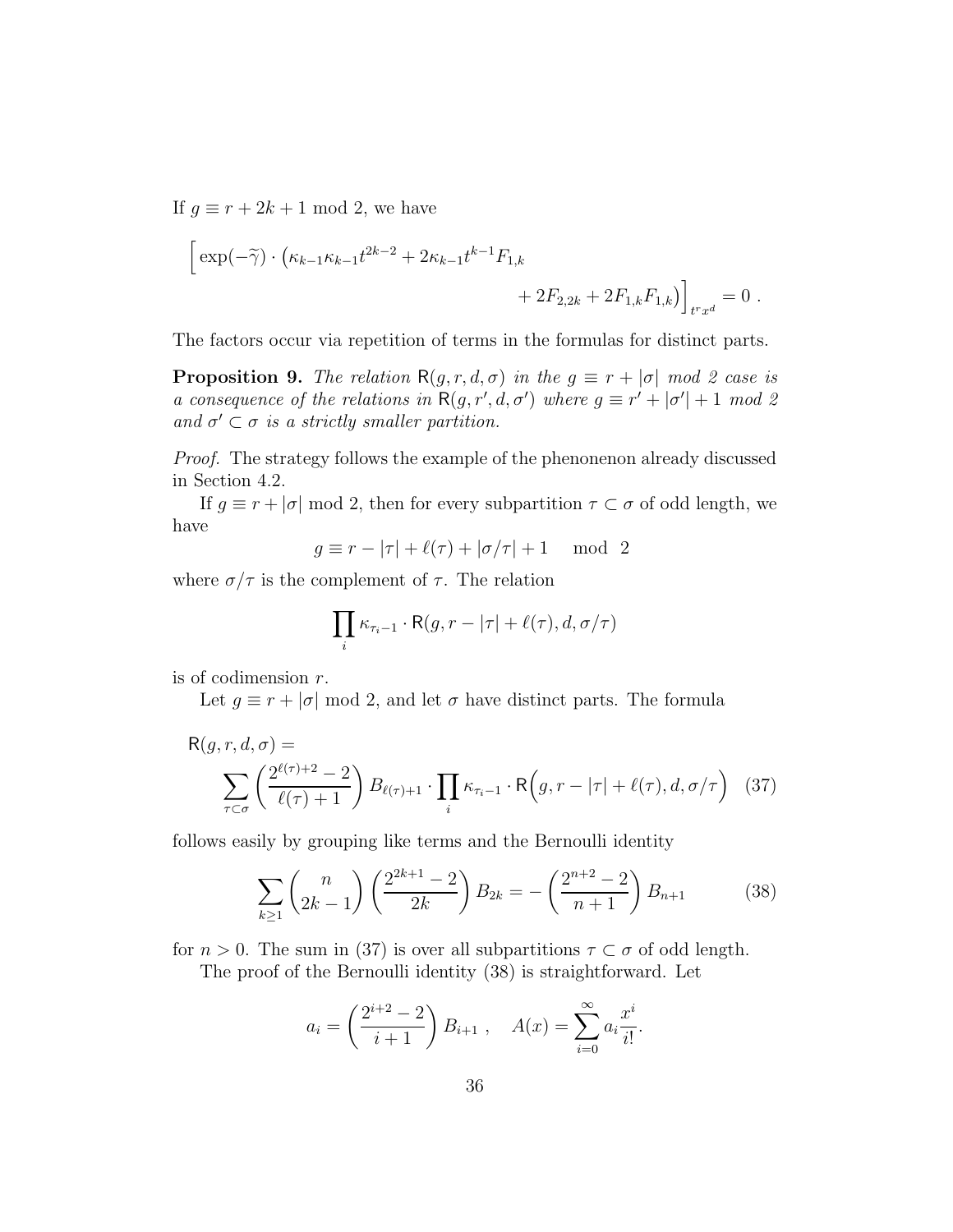If $g \equiv r + 2k + 1 \bmod 2$, we have

$$\Big[\exp(-\widetilde{\gamma}) \cdot \big(\kappa_{k-1}\kappa_{k-1}t^{2k-2} + 2\kappa_{k-1}t^{k-1}F_{1,k} + 2F_{2,2k} + 2F_{1,k}F_{1,k}\big)\Big]_{t^r x^d} = 0 \ .$$

The factors occur via repetition of terms in the formulas for distinct parts.

**Proposition 9.** *The relation $\mathsf{R}(g, r, d, \sigma)$ in the $g \equiv r + |\sigma|$ mod 2 case is a consequence of the relations in $\mathsf{R}(g, r', d, \sigma')$ where $g \equiv r' + |\sigma'| + 1$ mod 2 and $\sigma' \subset \sigma$ is a strictly smaller partition.*

*Proof.* The strategy follows the example of the phenonenon already discussed in Section 4.2.

If $g \equiv r + |\sigma| \bmod 2$, then for every subpartition $\tau \subset \sigma$ of odd length, we have

$$g \equiv r - |\tau| + \ell(\tau) + |\sigma/\tau| + 1 \mod 2$$

where $\sigma/\tau$ is the complement of $\tau$. The relation

$$\prod_i \kappa_{\tau_i - 1} \cdot \mathsf{R}(g, r - |\tau| + \ell(\tau), d, \sigma/\tau)$$

is of codimension $r$.

Let $g \equiv r + |\sigma| \bmod 2$, and let $\sigma$ have distinct parts. The formula

$$\mathsf{R}(g, r, d, \sigma) = \sum_{\tau \subset \sigma} \left( \frac{2^{\ell(\tau)+2} - 2}{\ell(\tau) + 1} \right) B_{\ell(\tau)+1} \cdot \prod_i \kappa_{\tau_i - 1} \cdot \mathsf{R}\Big(g, r - |\tau| + \ell(\tau), d, \sigma/\tau\Big) \quad (37)$$

follows easily by grouping like terms and the Bernoulli identity

$$\sum_{k \geq 1} \binom{n}{2k-1} \left( \frac{2^{2k+1} - 2}{2k} \right) B_{2k} = -\left( \frac{2^{n+2} - 2}{n+1} \right) B_{n+1} \quad (38)$$

for $n > 0$. The sum in (37) is over all subpartitions $\tau \subset \sigma$ of odd length.

The proof of the Bernoulli identity (38) is straightforward. Let

$$a_i = \left( \frac{2^{i+2} - 2}{i+1} \right) B_{i+1} \ , \quad A(x) = \sum_{i=0}^{\infty} a_i \frac{x^i}{i!}.$$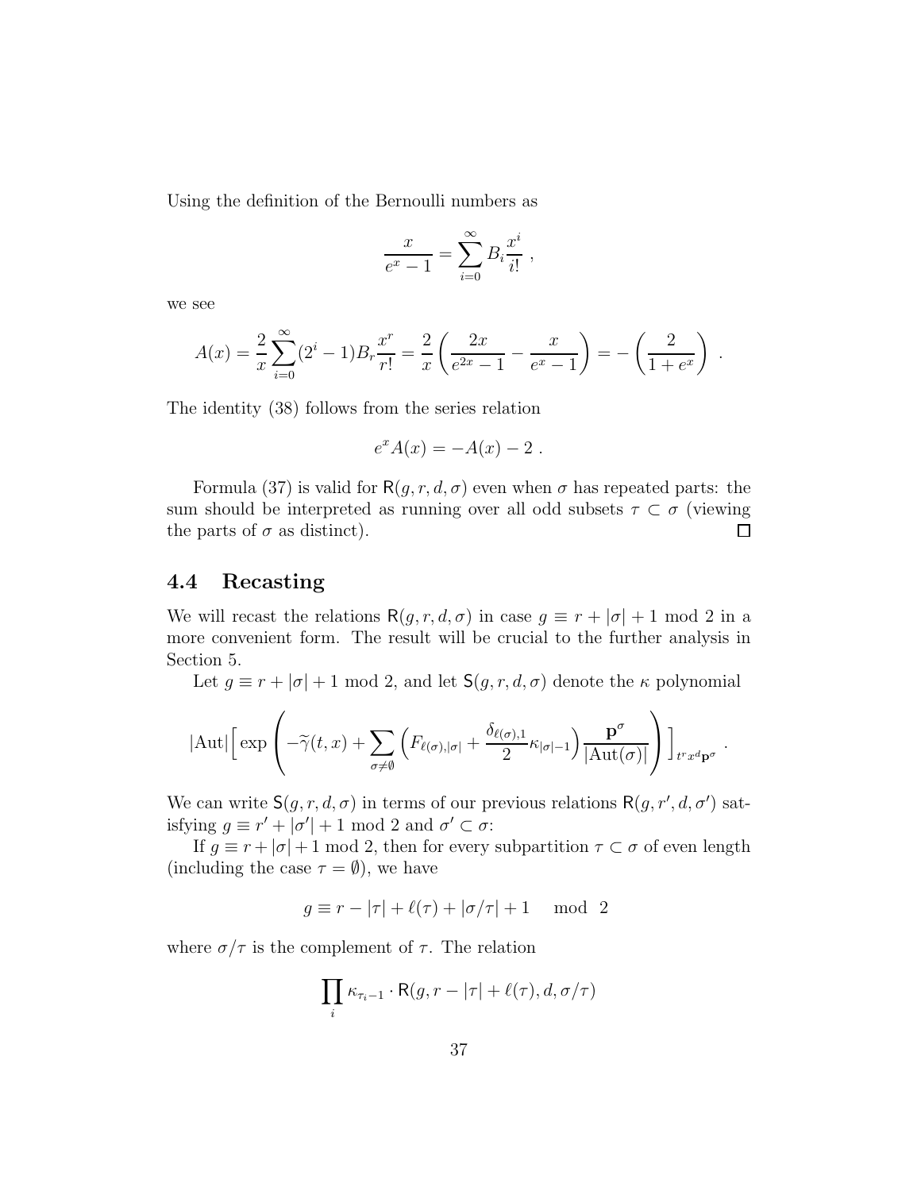Using the definition of the Bernoulli numbers as

$$\frac{x}{e^x - 1} = \sum_{i=0}^{\infty} B_i \frac{x^i}{i!} \ ,$$

we see

$$A(x) = \frac{2}{x} \sum_{i=0}^{\infty} (2^i - 1) B_r \frac{x^r}{r!} = \frac{2}{x} \left( \frac{2x}{e^{2x} - 1} - \frac{x}{e^x - 1} \right) = - \left( \frac{2}{1 + e^x} \right) \ .$$

The identity (38) follows from the series relation

$$e^x A(x) = -A(x) - 2 \ .$$

Formula (37) is valid for $\mathsf{R}(g, r, d, \sigma)$ even when $\sigma$ has repeated parts: the sum should be interpreted as running over all odd subsets $\tau \subset \sigma$ (viewing the parts of $\sigma$ as distinct). $\square$

## 4.4 Recasting

We will recast the relations $\mathsf{R}(g, r, d, \sigma)$ in case $g \equiv r + |\sigma| + 1 \bmod 2$ in a more convenient form. The result will be crucial to the further analysis in Section 5.

Let $g \equiv r + |\sigma| + 1 \bmod 2$, and let $\mathsf{S}(g, r, d, \sigma)$ denote the $\kappa$ polynomial

$$|\text{Aut}| \Big[ \exp \left( -\widetilde{\gamma}(t, x) + \sum_{\sigma \neq \emptyset} \left( F_{\ell(\sigma), |\sigma|} + \frac{\delta_{\ell(\sigma),1}}{2} \kappa_{|\sigma|-1} \right) \frac{\mathbf{p}^\sigma}{|\text{Aut}(\sigma)|} \right) \Big]_{t^r x^d \mathbf{p}^\sigma} \ .$$

We can write $\mathsf{S}(g, r, d, \sigma)$ in terms of our previous relations $\mathsf{R}(g, r', d, \sigma')$ satisfying $g \equiv r' + |\sigma'| + 1 \bmod 2$ and $\sigma' \subset \sigma$:

If $g \equiv r + |\sigma| + 1 \bmod 2$, then for every subpartition $\tau \subset \sigma$ of even length (including the case $\tau = \emptyset$), we have

$$g \equiv r - |\tau| + \ell(\tau) + |\sigma/\tau| + 1 \mod 2$$

where $\sigma/\tau$ is the complement of $\tau$. The relation

$$\prod_i \kappa_{\tau_i - 1} \cdot \mathsf{R}(g, r - |\tau| + \ell(\tau), d, \sigma/\tau)$$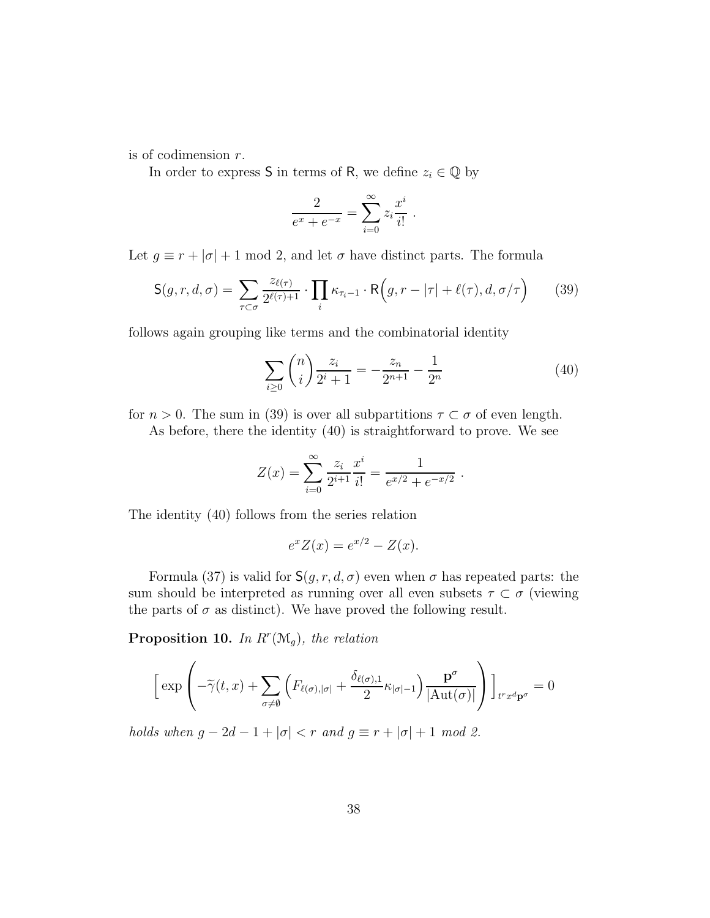is of codimension $r$.

In order to express $\mathsf{S}$ in terms of $\mathsf{R}$, we define $z_i \in \mathbb{Q}$ by

$$\frac{2}{e^x + e^{-x}} = \sum_{i=0}^{\infty} z_i \frac{x^i}{i!} \ .$$

Let $g \equiv r + |\sigma| + 1 \bmod 2$, and let $\sigma$ have distinct parts. The formula

$$\mathsf{S}(g, r, d, \sigma) = \sum_{\tau \subset \sigma} \frac{z_{\ell(\tau)}}{2^{\ell(\tau)+1}} \cdot \prod_i \kappa_{\tau_i - 1} \cdot \mathsf{R}\Big(g, r - |\tau| + \ell(\tau), d, \sigma/\tau\Big) \tag{39}$$

follows again grouping like terms and the combinatorial identity

$$\sum_{i \geq 0} \binom{n}{i} \frac{z_i}{2^i + 1} = -\frac{z_n}{2^{n+1}} - \frac{1}{2^n} \tag{40}$$

for $n > 0$. The sum in (39) is over all subpartitions $\tau \subset \sigma$ of even length.

As before, there the identity (40) is straightforward to prove. We see

$$Z(x) = \sum_{i=0}^{\infty} \frac{z_i}{2^{i+1}} \frac{x^i}{i!} = \frac{1}{e^{x/2} + e^{-x/2}} \ .$$

The identity (40) follows from the series relation

$$e^x Z(x) = e^{x/2} - Z(x).$$

Formula (37) is valid for $\mathsf{S}(g, r, d, \sigma)$ even when $\sigma$ has repeated parts: the sum should be interpreted as running over all even subsets $\tau \subset \sigma$ (viewing the parts of $\sigma$ as distinct). We have proved the following result.

**Proposition 10.** *In $R^r(\mathcal{M}_g)$, the relation*

$$\Big[ \exp\left( -\widetilde{\gamma}(t, x) + \sum_{\sigma \neq \emptyset} \Big( F_{\ell(\sigma), |\sigma|} + \frac{\delta_{\ell(\sigma),1}}{2} \kappa_{|\sigma|-1} \Big) \frac{\mathbf{p}^\sigma}{|\mathrm{Aut}(\sigma)|} \right) \Big]_{t^r x^d \mathbf{p}^\sigma} = 0$$

*holds when $g - 2d - 1 + |\sigma| < r$ and $g \equiv r + |\sigma| + 1$ mod 2.*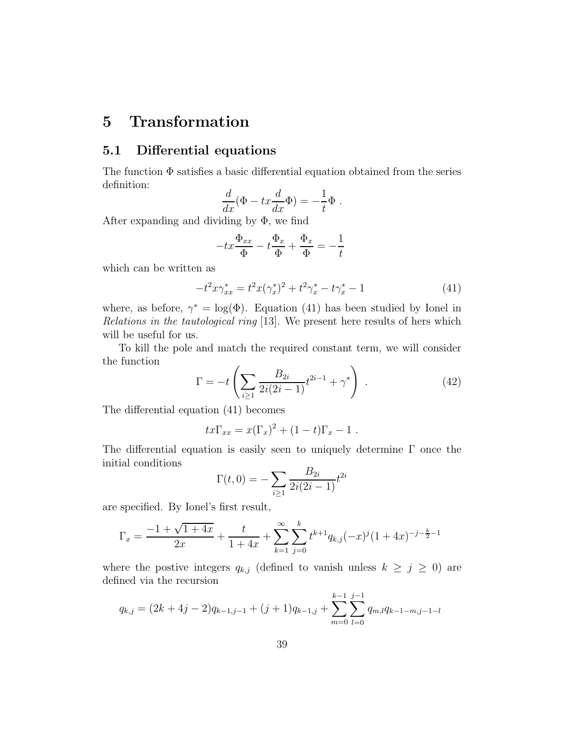# 5 Transformation

## 5.1 Differential equations

The function $\Phi$ satisfies a basic differential equation obtained from the series definition:

$$\frac{d}{dx}(\Phi - tx\frac{d}{dx}\Phi) = -\frac{1}{t}\Phi \ .$$

After expanding and dividing by $\Phi$, we find

$$-tx\frac{\Phi_{xx}}{\Phi} - t\frac{\Phi_x}{\Phi} + \frac{\Phi_x}{\Phi} = -\frac{1}{t}$$

which can be written as

$$-t^2 x\gamma^*_{xx} = t^2 x(\gamma^*_x)^2 + t^2\gamma^*_x - t\gamma^*_x - 1 \tag{41}$$

where, as before, $\gamma^* = \log(\Phi)$. Equation (41) has been studied by Ionel in *Relations in the tautological ring* [13]. We present here results of hers which will be useful for us.

To kill the pole and match the required constant term, we will consider the function

$$\Gamma = -t\left(\sum_{i\geq 1}\frac{B_{2i}}{2i(2i-1)}t^{2i-1} + \gamma^*\right) \ . \tag{42}$$

The differential equation (41) becomes

$$tx\Gamma_{xx} = x(\Gamma_x)^2 + (1-t)\Gamma_x - 1 \ .$$

The differential equation is easily seen to uniquely determine $\Gamma$ once the initial conditions

$$\Gamma(t,0) = -\sum_{i\geq 1}\frac{B_{2i}}{2i(2i-1)}t^{2i}$$

are specified. By Ionel's first result,

$$\Gamma_x = \frac{-1+\sqrt{1+4x}}{2x} + \frac{t}{1+4x} + \sum_{k=1}^{\infty}\sum_{j=0}^{k} t^{k+1}q_{k,j}(-x)^j(1+4x)^{-j-\frac{k}{2}-1}$$

where the postive integers $q_{k,j}$ (defined to vanish unless $k \geq j \geq 0$) are defined via the recursion

$$q_{k,j} = (2k+4j-2)q_{k-1,j-1} + (j+1)q_{k-1,j} + \sum_{m=0}^{k-1}\sum_{l=0}^{j-1} q_{m,l}q_{k-1-m,j-1-l}$$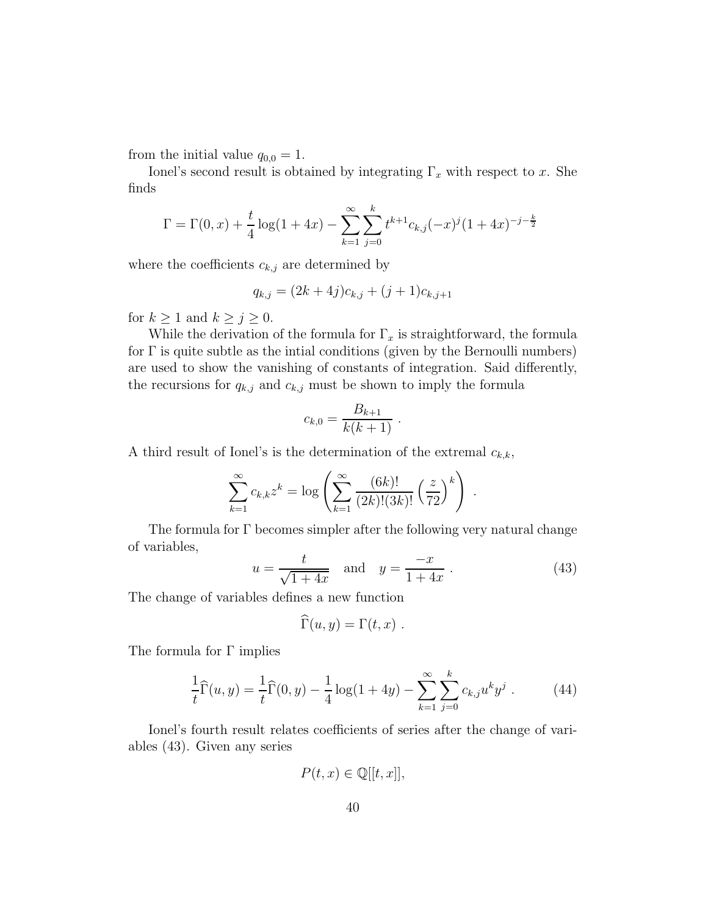from the initial value $q_{0,0} = 1$.

Ionel's second result is obtained by integrating $\Gamma_x$ with respect to $x$. She finds

$$\Gamma = \Gamma(0,x) + \frac{t}{4}\log(1+4x) - \sum_{k=1}^{\infty}\sum_{j=0}^{k} t^{k+1} c_{k,j} (-x)^j (1+4x)^{-j-\frac{k}{2}}$$

where the coefficients $c_{k,j}$ are determined by

$$q_{k,j} = (2k+4j)c_{k,j} + (j+1)c_{k,j+1}$$

for $k \geq 1$ and $k \geq j \geq 0$.

While the derivation of the formula for $\Gamma_x$ is straightforward, the formula for $\Gamma$ is quite subtle as the intial conditions (given by the Bernoulli numbers) are used to show the vanishing of constants of integration. Said differently, the recursions for $q_{k,j}$ and $c_{k,j}$ must be shown to imply the formula

$$c_{k,0} = \frac{B_{k+1}}{k(k+1)} \ .$$

A third result of Ionel's is the determination of the extremal $c_{k,k}$,

$$\sum_{k=1}^{\infty} c_{k,k} z^k = \log\left(\sum_{k=1}^{\infty} \frac{(6k)!}{(2k)!(3k)!}\left(\frac{z}{72}\right)^k\right) \ .$$

The formula for $\Gamma$ becomes simpler after the following very natural change of variables,

$$u = \frac{t}{\sqrt{1+4x}} \quad \text{and} \quad y = \frac{-x}{1+4x} \ . \tag{43}$$

The change of variables defines a new function

$$\widehat{\Gamma}(u,y) = \Gamma(t,x) \ .$$

The formula for $\Gamma$ implies

$$\frac{1}{t}\widehat{\Gamma}(u,y) = \frac{1}{t}\widehat{\Gamma}(0,y) - \frac{1}{4}\log(1+4y) - \sum_{k=1}^{\infty}\sum_{j=0}^{k} c_{k,j} u^k y^j \ . \tag{44}$$

Ionel's fourth result relates coefficients of series after the change of variables (43). Given any series

$$P(t,x) \in \mathbb{Q}[[t,x]],$$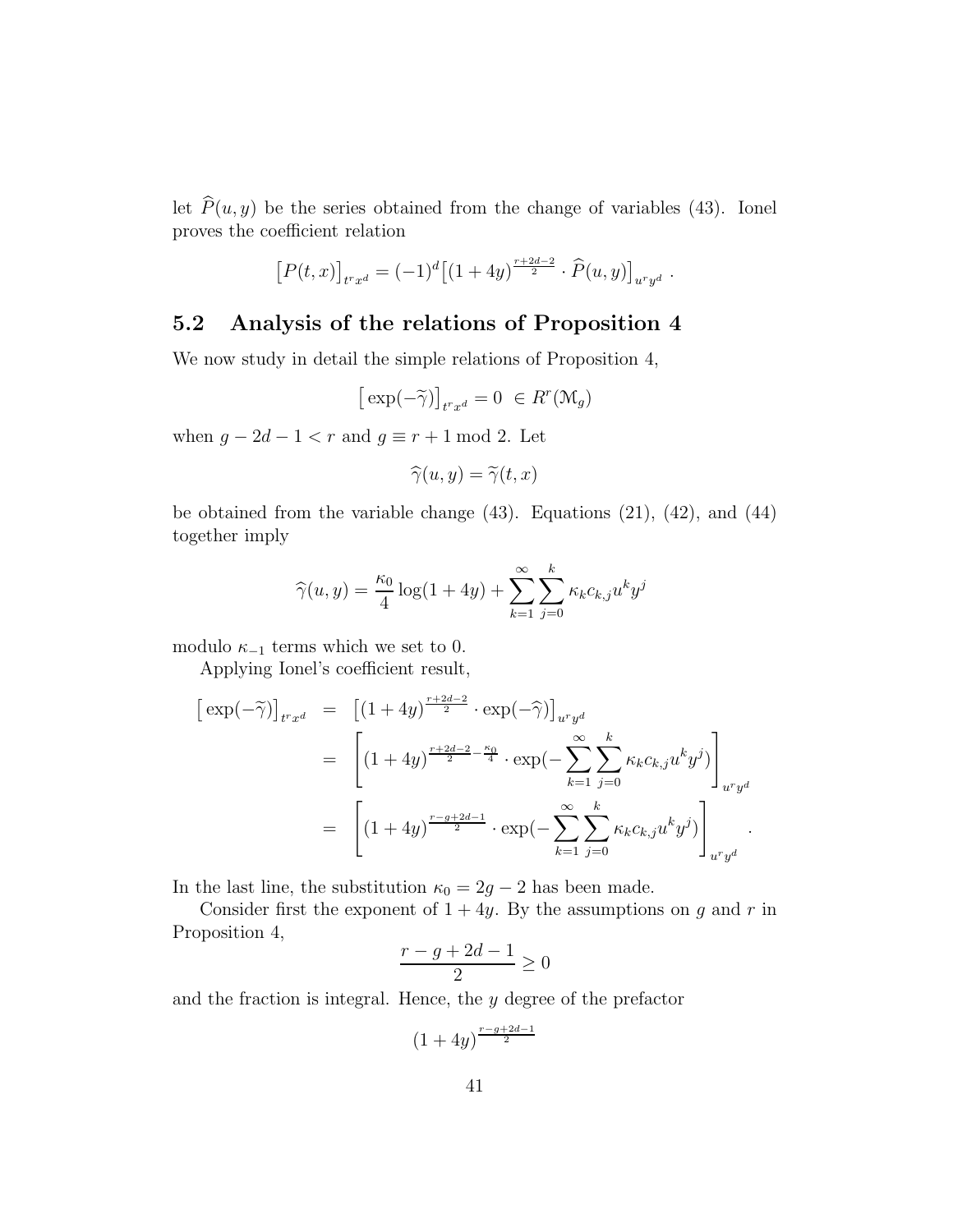let $\widehat{P}(u, y)$ be the series obtained from the change of variables (43). Ionel proves the coefficient relation

$$\big[P(t,x)\big]_{t^r x^d} = (-1)^d \big[(1+4y)^{\frac{r+2d-2}{2}} \cdot \widehat{P}(u,y)\big]_{u^r y^d} \ .$$

## 5.2 Analysis of the relations of Proposition 4

We now study in detail the simple relations of Proposition 4,

$$\big[\exp(-\widetilde{\gamma})\big]_{t^r x^d} = 0 \ \in R^r(\mathcal{M}_g)$$

when $g - 2d - 1 < r$ and $g \equiv r + 1 \bmod 2$. Let

$$\widehat{\gamma}(u, y) = \widetilde{\gamma}(t, x)$$

be obtained from the variable change (43). Equations (21), (42), and (44) together imply

$$\widehat{\gamma}(u,y) = \frac{\kappa_0}{4} \log(1+4y) + \sum_{k=1}^{\infty} \sum_{j=0}^{k} \kappa_k c_{k,j} u^k y^j$$

modulo $\kappa_{-1}$ terms which we set to 0.

Applying Ionel's coefficient result,

$$\begin{aligned}
\big[\exp(-\widetilde{\gamma})\big]_{t^r x^d} &= \big[(1+4y)^{\frac{r+2d-2}{2}} \cdot \exp(-\widehat{\gamma})\big]_{u^r y^d} \\
&= \left[(1+4y)^{\frac{r+2d-2}{2} - \frac{\kappa_0}{4}} \cdot \exp(-\sum_{k=1}^{\infty}\sum_{j=0}^{k} \kappa_k c_{k,j} u^k y^j)\right]_{u^r y^d} \\
&= \left[(1+4y)^{\frac{r-g+2d-1}{2}} \cdot \exp(-\sum_{k=1}^{\infty}\sum_{j=0}^{k} \kappa_k c_{k,j} u^k y^j)\right]_{u^r y^d} .
\end{aligned}$$

In the last line, the substitution $\kappa_0 = 2g - 2$ has been made.

Consider first the exponent of $1 + 4y$. By the assumptions on $g$ and $r$ in Proposition 4,

$$\frac{r - g + 2d - 1}{2} \geq 0$$

and the fraction is integral. Hence, the $y$ degree of the prefactor

$$(1+4y)^{\frac{r-g+2d-1}{2}}$$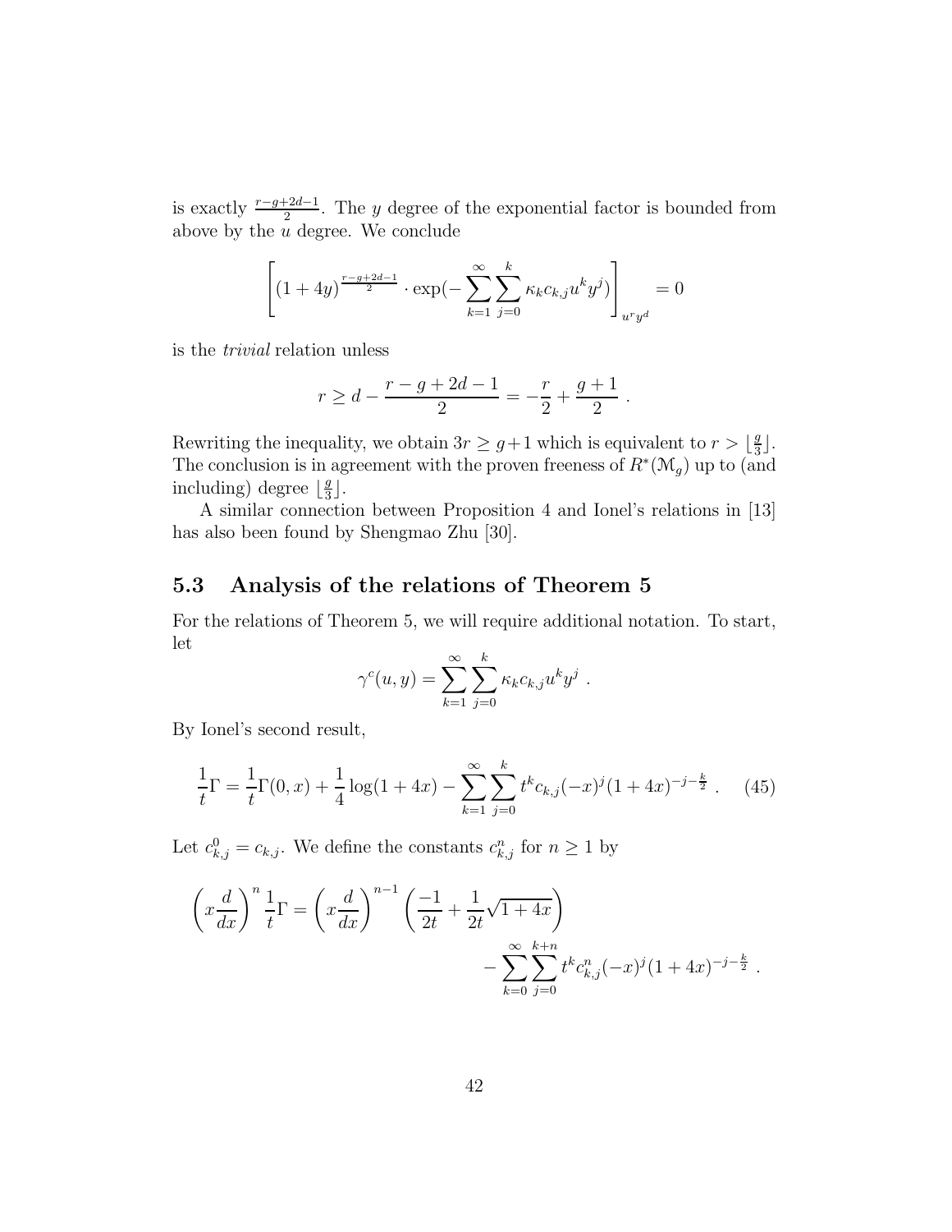is exactly $\frac{r-g+2d-1}{2}$. The $y$ degree of the exponential factor is bounded from above by the $u$ degree. We conclude

$$\left[(1+4y)^{\frac{r-g+2d-1}{2}} \cdot \exp(-\sum_{k=1}^{\infty}\sum_{j=0}^{k} \kappa_k c_{k,j} u^k y^j)\right]_{u^r y^d} = 0$$

is the *trivial* relation unless

$$r \geq d - \frac{r-g+2d-1}{2} = -\frac{r}{2} + \frac{g+1}{2} \ .$$

Rewriting the inequality, we obtain $3r \geq g+1$ which is equivalent to $r > \lfloor \frac{g}{3} \rfloor$. The conclusion is in agreement with the proven freeness of $R^*(\mathcal{M}_g)$ up to (and including) degree $\lfloor \frac{g}{3} \rfloor$.

A similar connection between Proposition 4 and Ionel's relations in [13] has also been found by Shengmao Zhu [30].

## 5.3 Analysis of the relations of Theorem 5

For the relations of Theorem 5, we will require additional notation. To start, let

$$\gamma^c(u,y) = \sum_{k=1}^{\infty}\sum_{j=0}^{k} \kappa_k c_{k,j} u^k y^j \ .$$

By Ionel's second result,

$$\frac{1}{t}\Gamma = \frac{1}{t}\Gamma(0,x) + \frac{1}{4}\log(1+4x) - \sum_{k=1}^{\infty}\sum_{j=0}^{k} t^k c_{k,j}(-x)^j (1+4x)^{-j-\frac{k}{2}} \ . \quad (45)$$

Let $c^0_{k,j} = c_{k,j}$. We define the constants $c^n_{k,j}$ for $n \geq 1$ by

$$\left(x\frac{d}{dx}\right)^n \frac{1}{t}\Gamma = \left(x\frac{d}{dx}\right)^{n-1}\left(\frac{-1}{2t} + \frac{1}{2t}\sqrt{1+4x}\right) - \sum_{k=0}^{\infty}\sum_{j=0}^{k+n} t^k c^n_{k,j}(-x)^j (1+4x)^{-j-\frac{k}{2}} \ .$$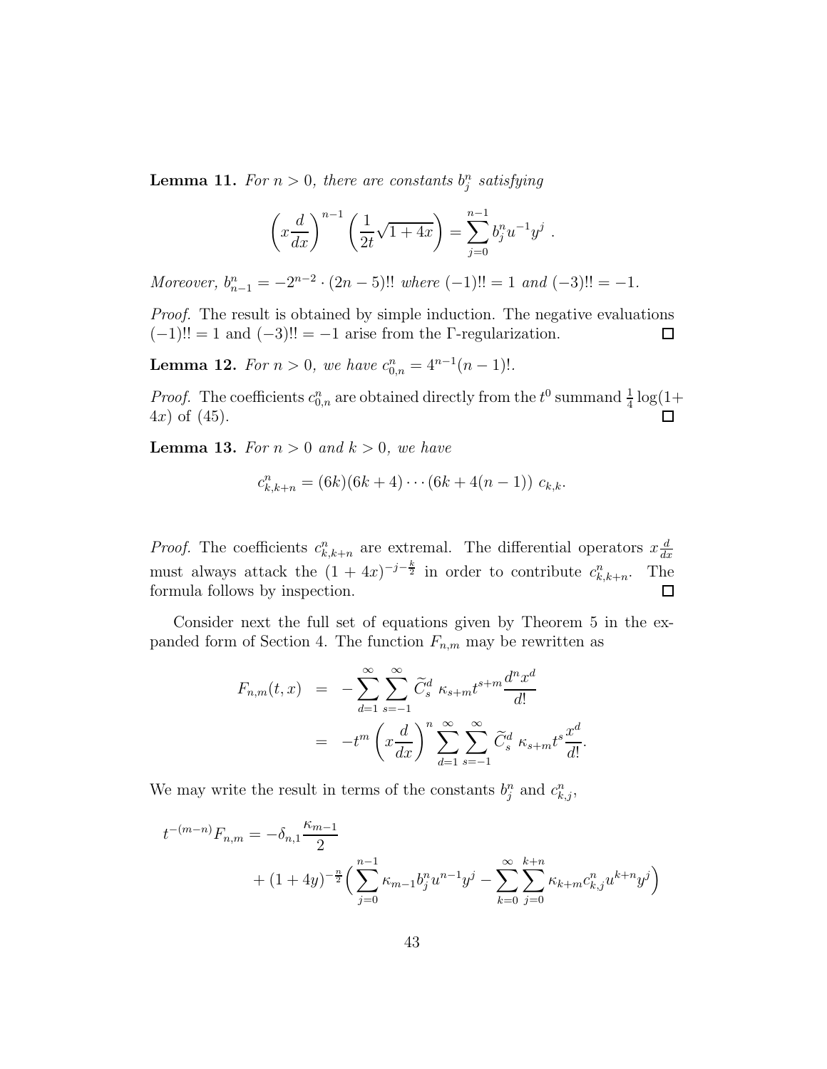**Lemma 11.** *For $n > 0$, there are constants $b^n_j$ satisfying*

$$\left(x\frac{d}{dx}\right)^{n-1}\left(\frac{1}{2t}\sqrt{1+4x}\right) = \sum_{j=0}^{n-1} b^n_j u^{-1} y^j \ .$$

*Moreover, $b^n_{n-1} = -2^{n-2}\cdot(2n-5)!!$ where $(-1)!! = 1$ and $(-3)!! = -1$.*

*Proof.* The result is obtained by simple induction. The negative evaluations $(-1)!! = 1$ and $(-3)!! = -1$ arise from the $\Gamma$-regularization. $\square$

**Lemma 12.** *For $n > 0$, we have $c^n_{0,n} = 4^{n-1}(n-1)!$.*

*Proof.* The coefficients $c^n_{0,n}$ are obtained directly from the $t^0$ summand $\frac{1}{4}\log(1+4x)$ of (45). $\square$

**Lemma 13.** *For $n > 0$ and $k > 0$, we have*

$$c^n_{k,k+n} = (6k)(6k+4)\cdots(6k+4(n-1))\ c_{k,k}.$$

*Proof.* The coefficients $c^n_{k,k+n}$ are extremal. The differential operators $x\frac{d}{dx}$ must always attack the $(1+4x)^{-j-\frac{k}{2}}$ in order to contribute $c^n_{k,k+n}$. The formula follows by inspection. $\square$

Consider next the full set of equations given by Theorem 5 in the expanded form of Section 4. The function $F_{n,m}$ may be rewritten as

$$\begin{aligned} F_{n,m}(t,x) &= -\sum_{d=1}^{\infty}\sum_{s=-1}^{\infty} \widetilde{C}^d_s\ \kappa_{s+m} t^{s+m}\frac{d^n x^d}{d!} \\ &= -t^m\left(x\frac{d}{dx}\right)^n \sum_{d=1}^{\infty}\sum_{s=-1}^{\infty} \widetilde{C}^d_s\ \kappa_{s+m} t^s \frac{x^d}{d!}. \end{aligned}$$

We may write the result in terms of the constants $b^n_j$ and $c^n_{k,j}$,

$$\begin{aligned} t^{-(m-n)}F_{n,m} = &-\delta_{n,1}\frac{\kappa_{m-1}}{2} \\ &+ (1+4y)^{-\frac{n}{2}}\Big(\sum_{j=0}^{n-1}\kappa_{m-1}b^n_j u^{n-1}y^j - \sum_{k=0}^{\infty}\sum_{j=0}^{k+n}\kappa_{k+m}c^n_{k,j}u^{k+n}y^j\Big) \end{aligned}$$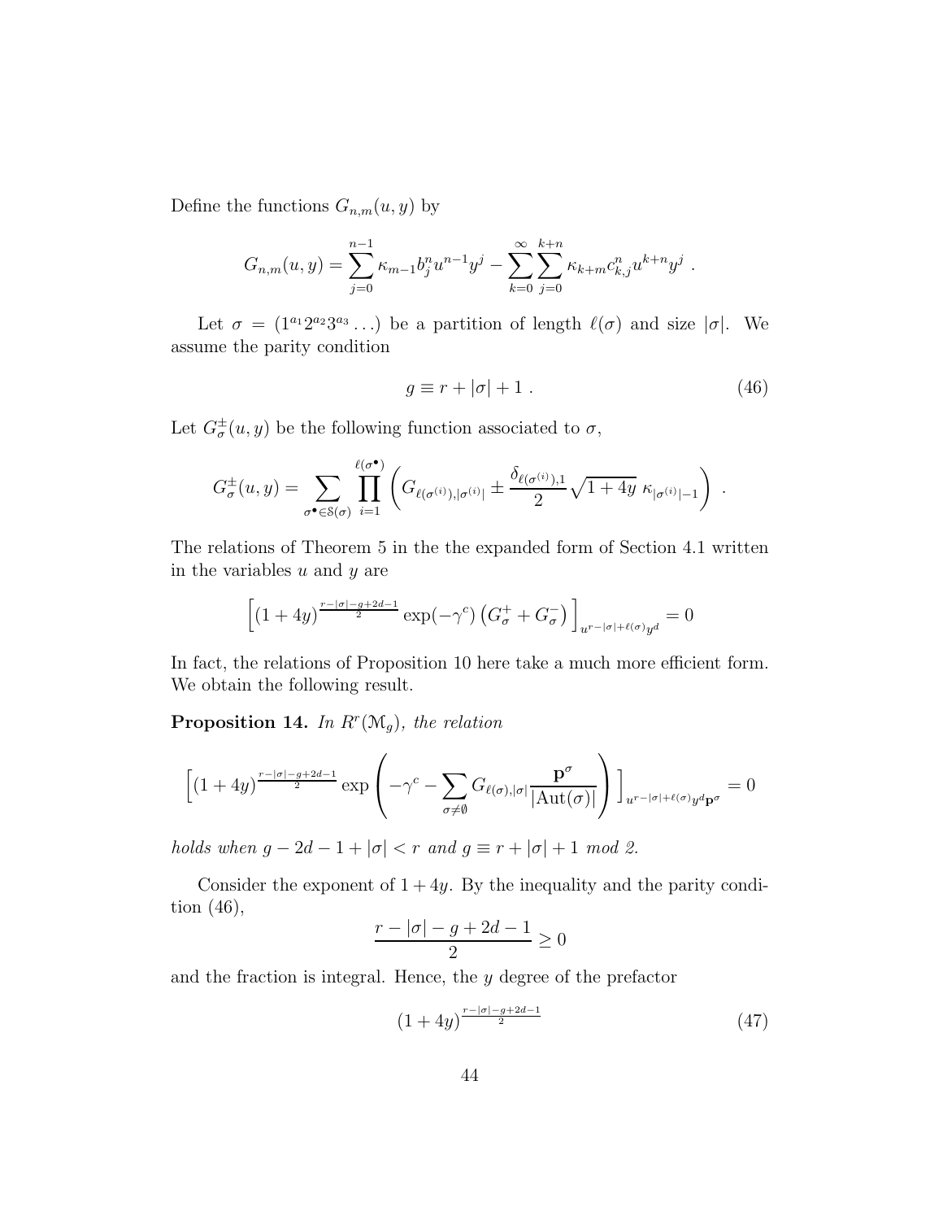Define the functions $G_{n,m}(u,y)$ by

$$G_{n,m}(u,y) = \sum_{j=0}^{n-1} \kappa_{m-1} b_j^n u^{n-1} y^j - \sum_{k=0}^{\infty} \sum_{j=0}^{k+n} \kappa_{k+m} c_{k,j}^n u^{k+n} y^j \ .$$

Let $\sigma = (1^{a_1} 2^{a_2} 3^{a_3} \ldots)$ be a partition of length $\ell(\sigma)$ and size $|\sigma|$. We assume the parity condition

$$g \equiv r + |\sigma| + 1 \ . \tag{46}$$

Let $G_\sigma^\pm(u,y)$ be the following function associated to $\sigma$,

$$G_\sigma^\pm(u,y) = \sum_{\sigma^\bullet \in \mathcal{S}(\sigma)} \prod_{i=1}^{\ell(\sigma^\bullet)} \left( G_{\ell(\sigma^{(i)}),|\sigma^{(i)}|} \pm \frac{\delta_{\ell(\sigma^{(i)}),1}}{2} \sqrt{1+4y}\ \kappa_{|\sigma^{(i)}|-1} \right) \ .$$

The relations of Theorem 5 in the the expanded form of Section 4.1 written in the variables $u$ and $y$ are

$$\left[ (1+4y)^{\frac{r-|\sigma|-g+2d-1}{2}} \exp(-\gamma^c) \left( G_\sigma^+ + G_\sigma^- \right) \right]_{u^{r-|\sigma|+\ell(\sigma)} y^d} = 0$$

In fact, the relations of Proposition 10 here take a much more efficient form. We obtain the following result.

**Proposition 14.** *In $R^r(\mathcal{M}_g)$, the relation*

$$\left[ (1+4y)^{\frac{r-|\sigma|-g+2d-1}{2}} \exp\left( -\gamma^c - \sum_{\sigma \neq \emptyset} G_{\ell(\sigma),|\sigma|} \frac{\mathbf{p}^\sigma}{|\mathrm{Aut}(\sigma)|} \right) \right]_{u^{r-|\sigma|+\ell(\sigma)} y^d \mathbf{p}^\sigma} = 0$$

*holds when $g - 2d - 1 + |\sigma| < r$ and $g \equiv r + |\sigma| + 1$ mod 2.*

Consider the exponent of $1+4y$. By the inequality and the parity condition (46),

$$\frac{r - |\sigma| - g + 2d - 1}{2} \geq 0$$

and the fraction is integral. Hence, the $y$ degree of the prefactor

$$(1+4y)^{\frac{r-|\sigma|-g+2d-1}{2}} \tag{47}$$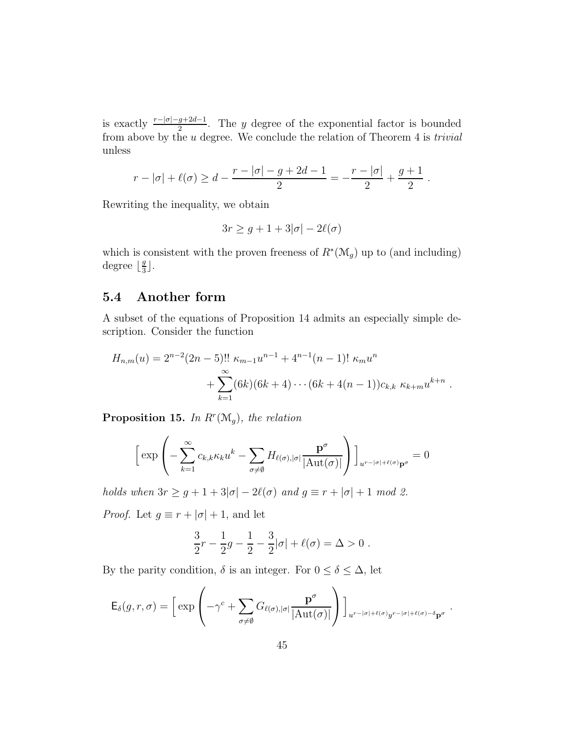is exactly $\frac{r-|\sigma|-g+2d-1}{2}$. The $y$ degree of the exponential factor is bounded from above by the $u$ degree. We conclude the relation of Theorem 4 is *trivial* unless

$$r - |\sigma| + \ell(\sigma) \geq d - \frac{r - |\sigma| - g + 2d - 1}{2} = -\frac{r - |\sigma|}{2} + \frac{g+1}{2} \ .$$

Rewriting the inequality, we obtain

$$3r \geq g + 1 + 3|\sigma| - 2\ell(\sigma)$$

which is consistent with the proven freeness of $R^*(\mathcal{M}_g)$ up to (and including) degree $\lfloor \frac{g}{3} \rfloor$.

## 5.4 Another form

A subset of the equations of Proposition 14 admits an especially simple description. Consider the function

$$H_{n,m}(u) = 2^{n-2}(2n-5)!! \ \kappa_{m-1}u^{n-1} + 4^{n-1}(n-1)! \ \kappa_m u^n + \sum_{k=1}^{\infty}(6k)(6k+4)\cdots(6k+4(n-1))c_{k,k} \ \kappa_{k+m}u^{k+n} \ .$$

**Proposition 15.** *In $R^r(\mathcal{M}_g)$, the relation*

$$\Big[ \exp\left( -\sum_{k=1}^{\infty} c_{k,k}\kappa_k u^k - \sum_{\sigma \neq \emptyset} H_{\ell(\sigma),|\sigma|} \frac{\mathbf{p}^\sigma}{|\mathrm{Aut}(\sigma)|} \right) \Big]_{u^{r-|\sigma|+\ell(\sigma)}\mathbf{p}^\sigma} = 0$$

*holds when $3r \geq g + 1 + 3|\sigma| - 2\ell(\sigma)$ and $g \equiv r + |\sigma| + 1$ mod 2.*

*Proof.* Let $g \equiv r + |\sigma| + 1$, and let

$$\frac{3}{2}r - \frac{1}{2}g - \frac{1}{2} - \frac{3}{2}|\sigma| + \ell(\sigma) = \Delta > 0 \ .$$

By the parity condition, $\delta$ is an integer. For $0 \leq \delta \leq \Delta$, let

$$\mathsf{E}_\delta(g, r, \sigma) = \Big[ \exp\left( -\gamma^c + \sum_{\sigma \neq \emptyset} G_{\ell(\sigma),|\sigma|} \frac{\mathbf{p}^\sigma}{|\mathrm{Aut}(\sigma)|} \right) \Big]_{u^{r-|\sigma|+\ell(\sigma)}y^{r-|\sigma|+\ell(\sigma)-\delta}\mathbf{p}^\sigma} \ .$$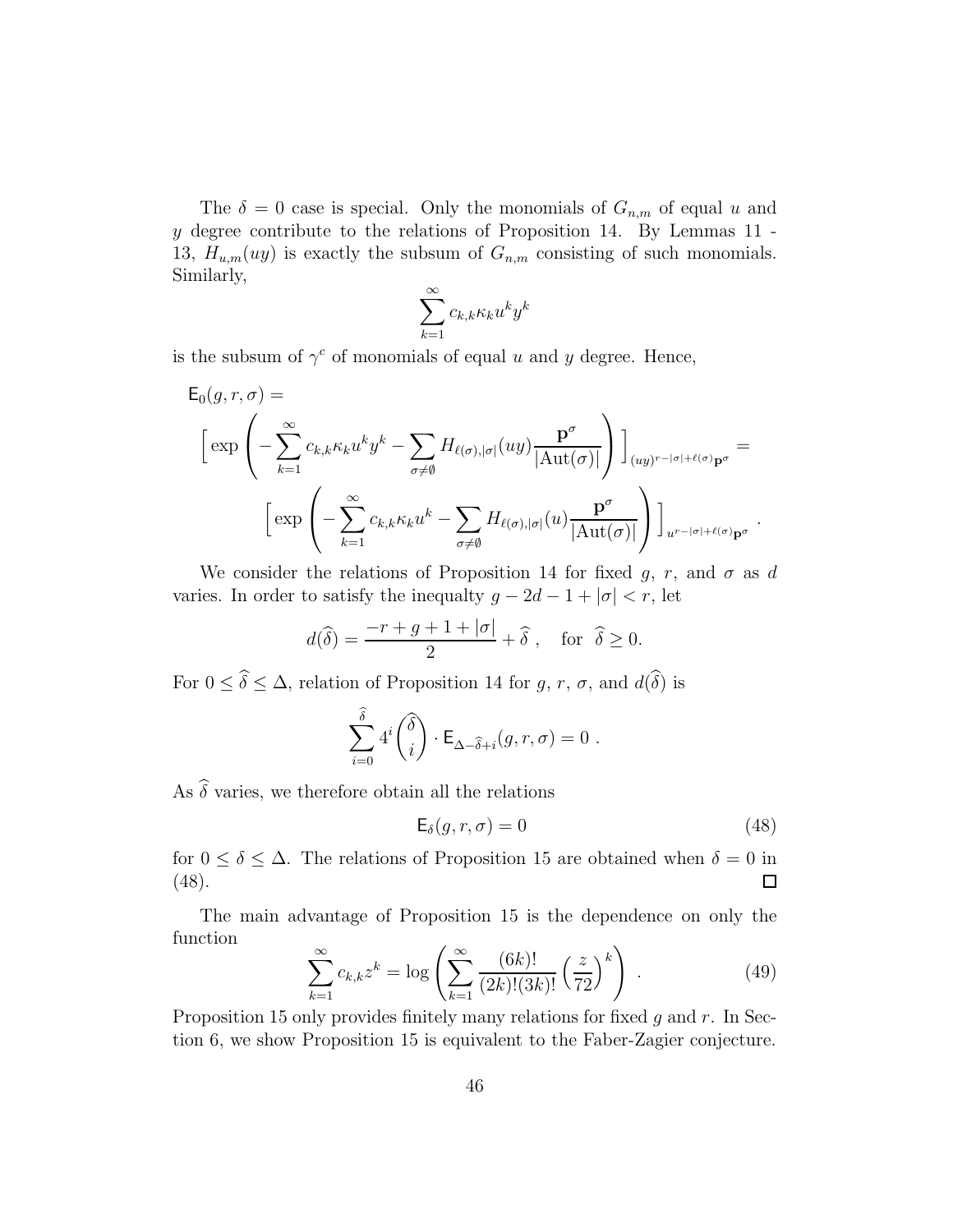The $\delta = 0$ case is special. Only the monomials of $G_{n,m}$ of equal $u$ and $y$ degree contribute to the relations of Proposition 14. By Lemmas 11 - 13, $H_{u,m}(uy)$ is exactly the subsum of $G_{n,m}$ consisting of such monomials. Similarly,

$$\sum_{k=1}^{\infty} c_{k,k} \kappa_k u^k y^k$$

is the subsum of $\gamma^c$ of monomials of equal $u$ and $y$ degree. Hence,

$$\begin{aligned}
&\mathsf{E}_0(g, r, \sigma) = \\
&\Big[ \exp\left( -\sum_{k=1}^{\infty} c_{k,k} \kappa_k u^k y^k - \sum_{\sigma \neq \emptyset} H_{\ell(\sigma),|\sigma|}(uy) \frac{\mathbf{p}^\sigma}{|\mathrm{Aut}(\sigma)|} \right) \Big]_{(uy)^{r-|\sigma|+\ell(\sigma)}\mathbf{p}^\sigma} = \\
&\qquad \Big[ \exp\left( -\sum_{k=1}^{\infty} c_{k,k} \kappa_k u^k - \sum_{\sigma \neq \emptyset} H_{\ell(\sigma),|\sigma|}(u) \frac{\mathbf{p}^\sigma}{|\mathrm{Aut}(\sigma)|} \right) \Big]_{u^{r-|\sigma|+\ell(\sigma)}\mathbf{p}^\sigma} .
\end{aligned}$$

We consider the relations of Proposition 14 for fixed $g$, $r$, and $\sigma$ as $d$ varies. In order to satisfy the inequalty $g - 2d - 1 + |\sigma| < r$, let

$$d(\widehat{\delta}) = \frac{-r + g + 1 + |\sigma|}{2} + \widehat{\delta} \ , \quad \text{for } \ \widehat{\delta} \geq 0.$$

For $0 \leq \widehat{\delta} \leq \Delta$, relation of Proposition 14 for $g$, $r$, $\sigma$, and $d(\widehat{\delta})$ is

$$\sum_{i=0}^{\widehat{\delta}} 4^i \binom{\widehat{\delta}}{i} \cdot \mathsf{E}_{\Delta - \widehat{\delta} + i}(g, r, \sigma) = 0 \ .$$

As $\widehat{\delta}$ varies, we therefore obtain all the relations

$$\mathsf{E}_\delta(g, r, \sigma) = 0 \tag{48}$$

for $0 \leq \delta \leq \Delta$. The relations of Proposition 15 are obtained when $\delta = 0$ in (48). □

The main advantage of Proposition 15 is the dependence on only the function

$$\sum_{k=1}^{\infty} c_{k,k} z^k = \log\left( \sum_{k=1}^{\infty} \frac{(6k)!}{(2k)!(3k)!} \left(\frac{z}{72}\right)^k \right) \ . \tag{49}$$

Proposition 15 only provides finitely many relations for fixed $g$ and $r$. In Section 6, we show Proposition 15 is equivalent to the Faber-Zagier conjecture.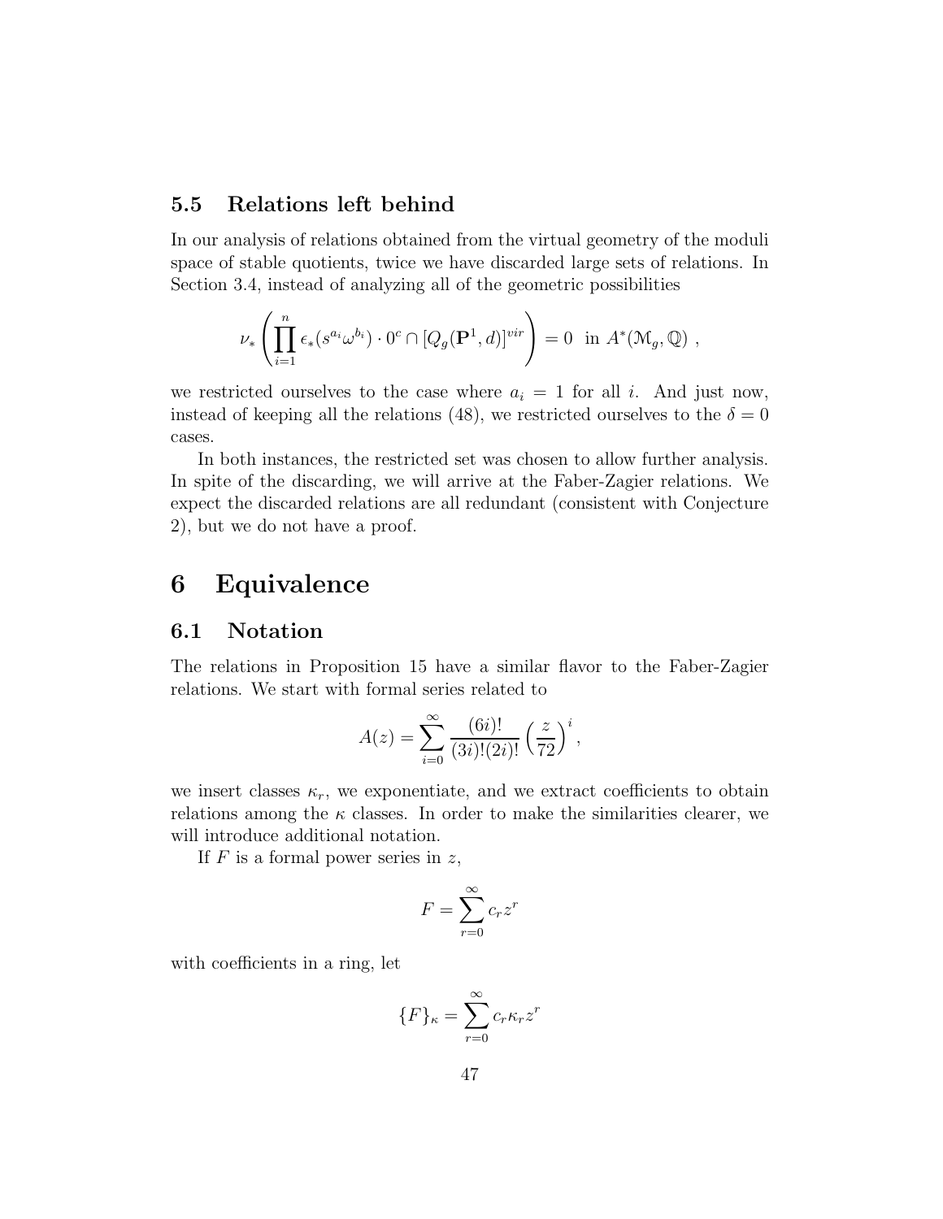### 5.5 Relations left behind

In our analysis of relations obtained from the virtual geometry of the moduli space of stable quotients, twice we have discarded large sets of relations. In Section 3.4, instead of analyzing all of the geometric possibilities

$$\nu_* \left( \prod_{i=1}^{n} \epsilon_*(s^{a_i}\omega^{b_i}) \cdot 0^c \cap [Q_g(\mathbf{P}^1, d)]^{vir} \right) = 0 \ \text{ in } A^*(\mathcal{M}_g, \mathbb{Q}) \ ,$$

we restricted ourselves to the case where $a_i = 1$ for all $i$. And just now, instead of keeping all the relations (48), we restricted ourselves to the $\delta = 0$ cases.

In both instances, the restricted set was chosen to allow further analysis. In spite of the discarding, we will arrive at the Faber-Zagier relations. We expect the discarded relations are all redundant (consistent with Conjecture 2), but we do not have a proof.

## 6 Equivalence

### 6.1 Notation

The relations in Proposition 15 have a similar flavor to the Faber-Zagier relations. We start with formal series related to

$$A(z) = \sum_{i=0}^{\infty} \frac{(6i)!}{(3i)!(2i)!} \left(\frac{z}{72}\right)^i ,$$

we insert classes $\kappa_r$, we exponentiate, and we extract coefficients to obtain relations among the $\kappa$ classes. In order to make the similarities clearer, we will introduce additional notation.

If $F$ is a formal power series in $z$,

$$F = \sum_{r=0}^{\infty} c_r z^r$$

with coefficients in a ring, let

$$\{F\}_\kappa = \sum_{r=0}^{\infty} c_r \kappa_r z^r$$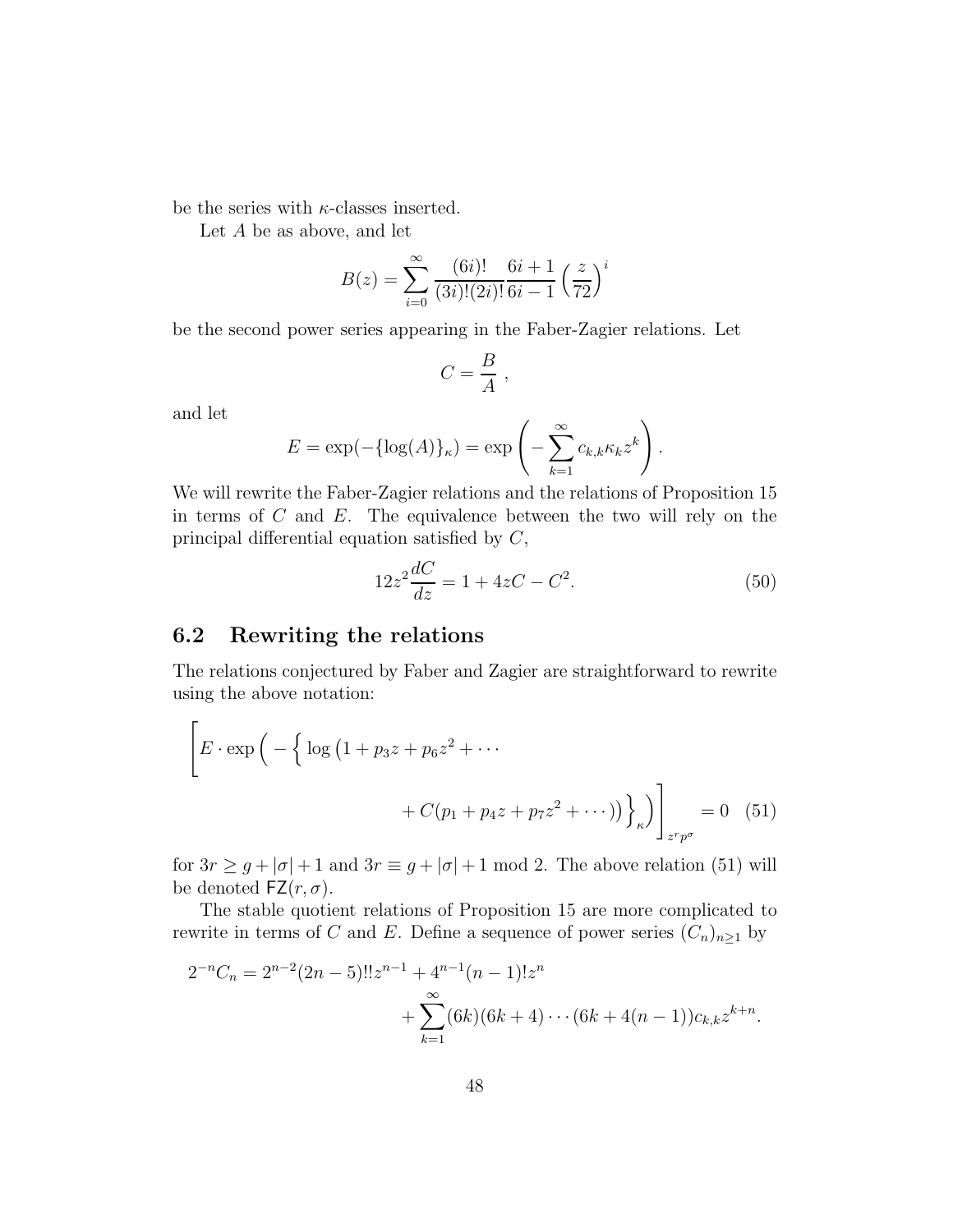be the series with $\kappa$-classes inserted.

Let $A$ be as above, and let

$$B(z) = \sum_{i=0}^{\infty} \frac{(6i)!}{(3i)!(2i)!} \frac{6i+1}{6i-1} \left(\frac{z}{72}\right)^i$$

be the second power series appearing in the Faber-Zagier relations. Let

$$C = \frac{B}{A} \ ,$$

and let

$$E = \exp(-\{\log(A)\}_\kappa) = \exp\left(-\sum_{k=1}^{\infty} c_{k,k}\kappa_k z^k\right).$$

We will rewrite the Faber-Zagier relations and the relations of Proposition 15 in terms of $C$ and $E$. The equivalence between the two will rely on the principal differential equation satisfied by $C$,

$$12z^2 \frac{dC}{dz} = 1 + 4zC - C^2. \tag{50}$$

## 6.2 Rewriting the relations

The relations conjectured by Faber and Zagier are straightforward to rewrite using the above notation:

$$\left[E \cdot \exp\Big( - \Big\{ \log\big(1 + p_3 z + p_6 z^2 + \cdots + C(p_1 + p_4 z + p_7 z^2 + \cdots)\big) \Big\}_\kappa \Big) \right]_{z^r p^\sigma} = 0 \tag{51}$$

for $3r \geq g + |\sigma| + 1$ and $3r \equiv g + |\sigma| + 1 \bmod 2$. The above relation (51) will be denoted $\mathsf{FZ}(r, \sigma)$.

The stable quotient relations of Proposition 15 are more complicated to rewrite in terms of $C$ and $E$. Define a sequence of power series $(C_n)_{n\geq 1}$ by

$$2^{-n}C_n = 2^{n-2}(2n-5)!!z^{n-1} + 4^{n-1}(n-1)!z^n + \sum_{k=1}^{\infty}(6k)(6k+4)\cdots(6k+4(n-1))c_{k,k}z^{k+n}.$$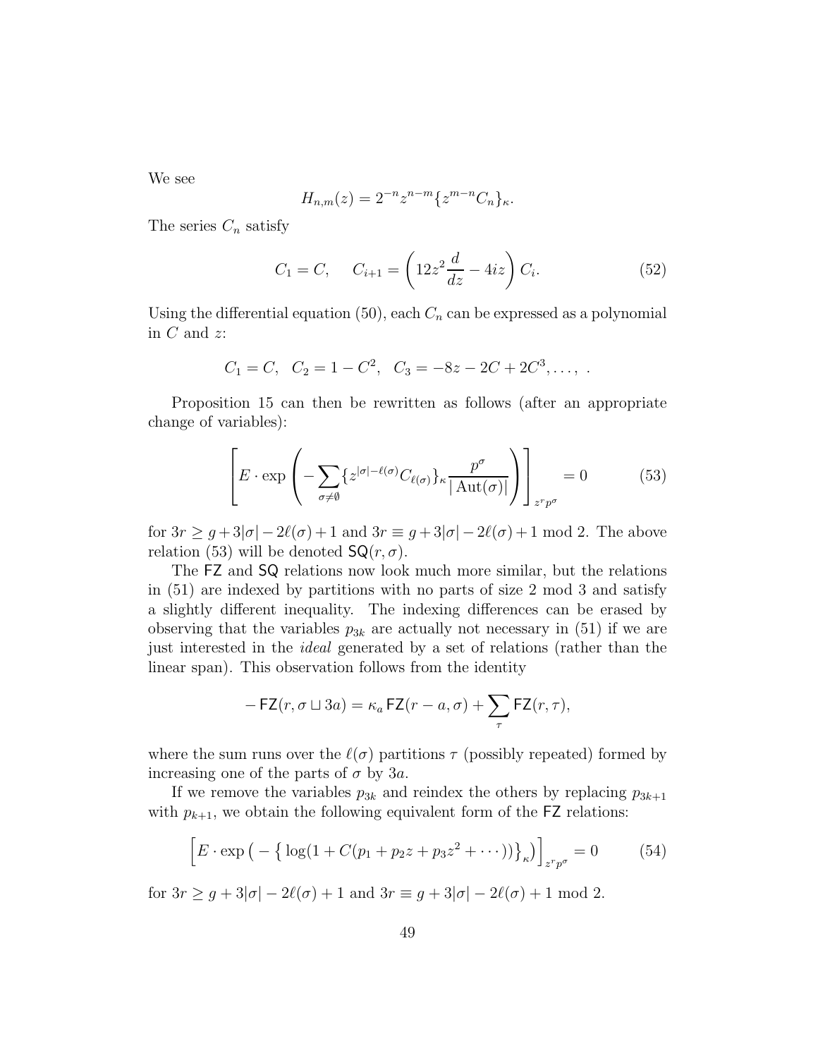We see

$$H_{n,m}(z) = 2^{-n} z^{n-m} \{z^{m-n} C_n\}_\kappa.$$

The series $C_n$ satisfy

$$C_1 = C, \quad C_{i+1} = \left(12z^2 \frac{d}{dz} - 4iz\right) C_i. \tag{52}$$

Using the differential equation (50), each $C_n$ can be expressed as a polynomial in $C$ and $z$:

$$C_1 = C, \quad C_2 = 1 - C^2, \quad C_3 = -8z - 2C + 2C^3, \ldots, \ .$$

Proposition 15 can then be rewritten as follows (after an appropriate change of variables):

$$\left[ E \cdot \exp\left( - \sum_{\sigma \neq \emptyset} \{z^{|\sigma| - \ell(\sigma)} C_{\ell(\sigma)}\}_\kappa \frac{p^\sigma}{|\operatorname{Aut}(\sigma)|} \right) \right]_{z^r p^\sigma} = 0 \tag{53}$$

for $3r \geq g + 3|\sigma| - 2\ell(\sigma) + 1$ and $3r \equiv g + 3|\sigma| - 2\ell(\sigma) + 1 \bmod 2$. The above relation (53) will be denoted $\mathsf{SQ}(r, \sigma)$.

The $\mathsf{FZ}$ and $\mathsf{SQ}$ relations now look much more similar, but the relations in (51) are indexed by partitions with no parts of size 2 mod 3 and satisfy a slightly different inequality. The indexing differences can be erased by observing that the variables $p_{3k}$ are actually not necessary in (51) if we are just interested in the *ideal* generated by a set of relations (rather than the linear span). This observation follows from the identity

$$-\mathsf{FZ}(r, \sigma \sqcup 3a) = \kappa_a \mathsf{FZ}(r - a, \sigma) + \sum_\tau \mathsf{FZ}(r, \tau),$$

where the sum runs over the $\ell(\sigma)$ partitions $\tau$ (possibly repeated) formed by increasing one of the parts of $\sigma$ by $3a$.

If we remove the variables $p_{3k}$ and reindex the others by replacing $p_{3k+1}$ with $p_{k+1}$, we obtain the following equivalent form of the $\mathsf{FZ}$ relations:

$$\left[ E \cdot \exp\left( - \left\{ \log(1 + C(p_1 + p_2 z + p_3 z^2 + \cdots)) \right\}_\kappa \right) \right]_{z^r p^\sigma} = 0 \tag{54}$$

for $3r \geq g + 3|\sigma| - 2\ell(\sigma) + 1$ and $3r \equiv g + 3|\sigma| - 2\ell(\sigma) + 1 \bmod 2$.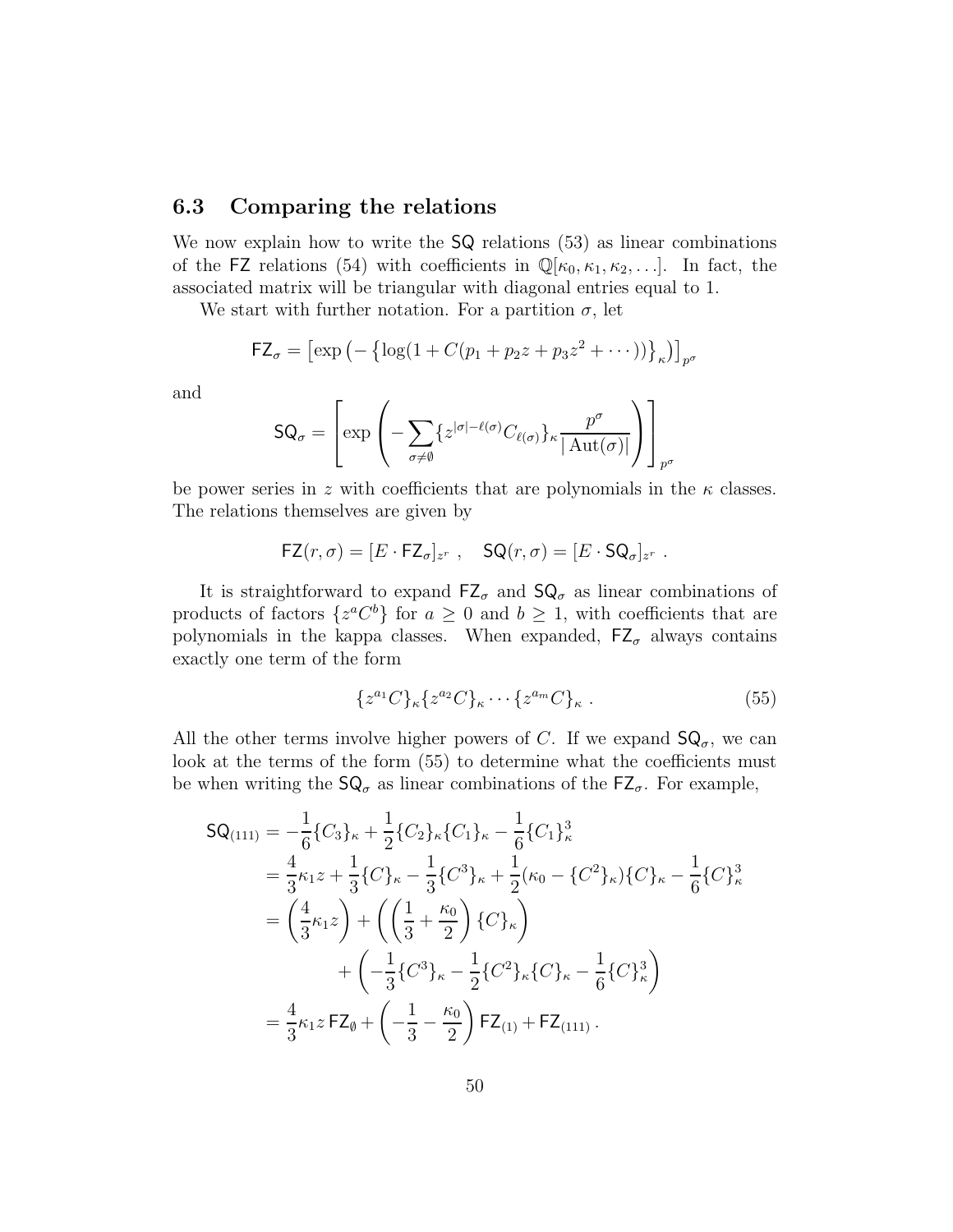### 6.3 Comparing the relations

We now explain how to write the $\mathsf{SQ}$ relations (53) as linear combinations of the $\mathsf{FZ}$ relations (54) with coefficients in $\mathbb{Q}[\kappa_0, \kappa_1, \kappa_2, \ldots]$. In fact, the associated matrix will be triangular with diagonal entries equal to 1.

We start with further notation. For a partition $\sigma$, let

$$\mathsf{FZ}_\sigma = \left[\exp\left(-\left\{\log(1 + C(p_1 + p_2 z + p_3 z^2 + \cdots))\right\}_\kappa\right)\right]_{p^\sigma}$$

and

$$\mathsf{SQ}_\sigma = \left[\exp\left(-\sum_{\sigma \neq \emptyset} \{z^{|\sigma| - \ell(\sigma)} C_{\ell(\sigma)}\}_\kappa \frac{p^\sigma}{|\operatorname{Aut}(\sigma)|}\right)\right]_{p^\sigma}$$

be power series in $z$ with coefficients that are polynomials in the $\kappa$ classes. The relations themselves are given by

$$\mathsf{FZ}(r, \sigma) = [E \cdot \mathsf{FZ}_\sigma]_{z^r}, \quad \mathsf{SQ}(r, \sigma) = [E \cdot \mathsf{SQ}_\sigma]_{z^r}.$$

It is straightforward to expand $\mathsf{FZ}_\sigma$ and $\mathsf{SQ}_\sigma$ as linear combinations of products of factors $\{z^a C^b\}$ for $a \geq 0$ and $b \geq 1$, with coefficients that are polynomials in the kappa classes. When expanded, $\mathsf{FZ}_\sigma$ always contains exactly one term of the form

$$\{z^{a_1} C\}_\kappa \{z^{a_2} C\}_\kappa \cdots \{z^{a_m} C\}_\kappa . \tag{55}$$

All the other terms involve higher powers of $C$. If we expand $\mathsf{SQ}_\sigma$, we can look at the terms of the form (55) to determine what the coefficients must be when writing the $\mathsf{SQ}_\sigma$ as linear combinations of the $\mathsf{FZ}_\sigma$. For example,

$$\begin{aligned}
\mathsf{SQ}_{(111)} &= -\frac{1}{6}\{C_3\}_\kappa + \frac{1}{2}\{C_2\}_\kappa\{C_1\}_\kappa - \frac{1}{6}\{C_1\}_\kappa^3 \\
&= \frac{4}{3}\kappa_1 z + \frac{1}{3}\{C\}_\kappa - \frac{1}{3}\{C^3\}_\kappa + \frac{1}{2}(\kappa_0 - \{C^2\}_\kappa)\{C\}_\kappa - \frac{1}{6}\{C\}_\kappa^3 \\
&= \left(\frac{4}{3}\kappa_1 z\right) + \left(\left(\frac{1}{3} + \frac{\kappa_0}{2}\right)\{C\}_\kappa\right) \\
&\qquad + \left(-\frac{1}{3}\{C^3\}_\kappa - \frac{1}{2}\{C^2\}_\kappa\{C\}_\kappa - \frac{1}{6}\{C\}_\kappa^3\right) \\
&= \frac{4}{3}\kappa_1 z\, \mathsf{FZ}_\emptyset + \left(-\frac{1}{3} - \frac{\kappa_0}{2}\right)\mathsf{FZ}_{(1)} + \mathsf{FZ}_{(111)} .
\end{aligned}$$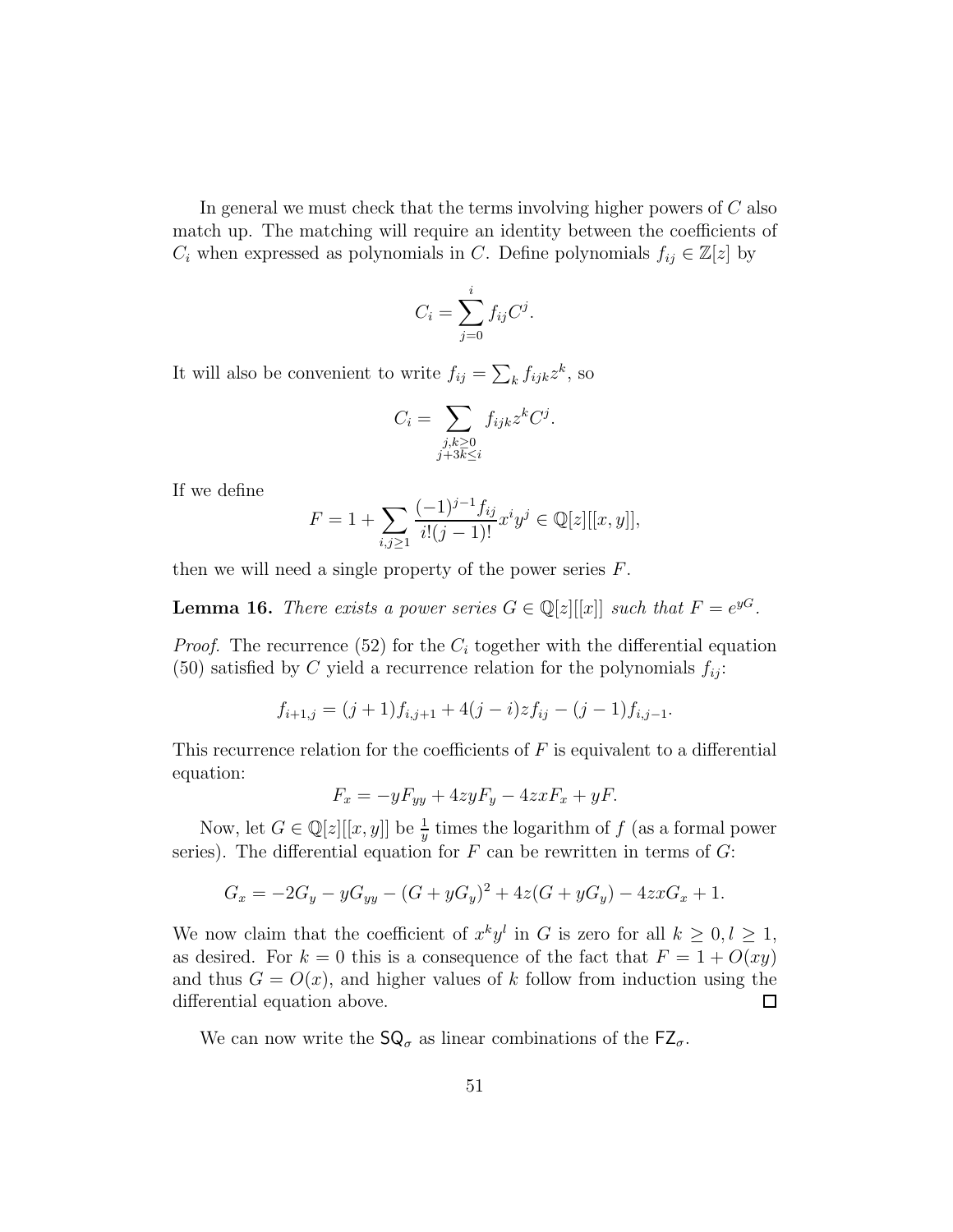In general we must check that the terms involving higher powers of $C$ also match up. The matching will require an identity between the coefficients of $C_i$ when expressed as polynomials in $C$. Define polynomials $f_{ij} \in \mathbb{Z}[z]$ by

$$C_i = \sum_{j=0}^{i} f_{ij} C^j.$$

It will also be convenient to write $f_{ij} = \sum_k f_{ijk} z^k$, so

$$C_i = \sum_{\substack{j,k \geq 0 \\ j+3k \leq i}} f_{ijk} z^k C^j.$$

If we define

$$F = 1 + \sum_{i,j \geq 1} \frac{(-1)^{j-1} f_{ij}}{i!(j-1)!} x^i y^j \in \mathbb{Q}[z][[x,y]],$$

then we will need a single property of the power series $F$.

**Lemma 16.** *There exists a power series $G \in \mathbb{Q}[z][[x]]$ such that $F = e^{yG}$.*

*Proof.* The recurrence (52) for the $C_i$ together with the differential equation (50) satisfied by $C$ yield a recurrence relation for the polynomials $f_{ij}$:

$$f_{i+1,j} = (j+1) f_{i,j+1} + 4(j-i) z f_{ij} - (j-1) f_{i,j-1}.$$

This recurrence relation for the coefficients of $F$ is equivalent to a differential equation:

$$F_x = -y F_{yy} + 4zy F_y - 4zx F_x + y F.$$

Now, let $G \in \mathbb{Q}[z][[x,y]]$ be $\frac{1}{y}$ times the logarithm of $f$ (as a formal power series). The differential equation for $F$ can be rewritten in terms of $G$:

$$G_x = -2G_y - yG_{yy} - (G + yG_y)^2 + 4z(G + yG_y) - 4zxG_x + 1.$$

We now claim that the coefficient of $x^k y^l$ in $G$ is zero for all $k \geq 0, l \geq 1$, as desired. For $k = 0$ this is a consequence of the fact that $F = 1 + O(xy)$ and thus $G = O(x)$, and higher values of $k$ follow from induction using the differential equation above. $\square$

We can now write the $\mathsf{SQ}_\sigma$ as linear combinations of the $\mathsf{FZ}_\sigma$.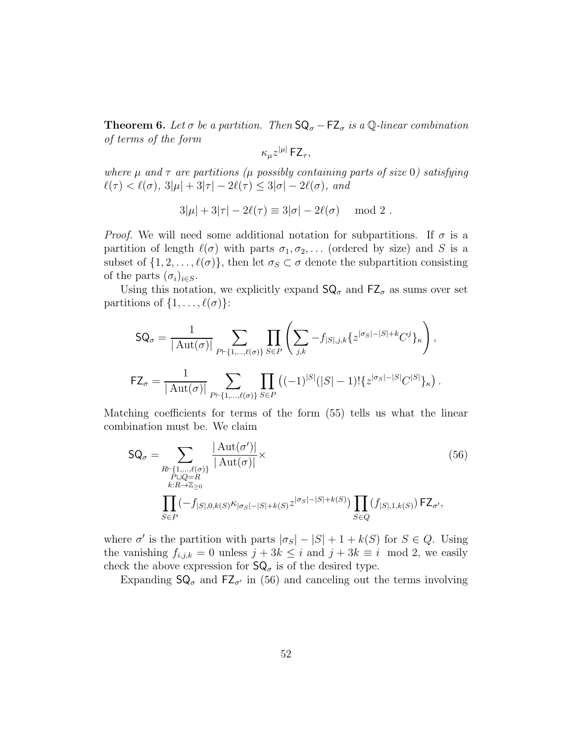**Theorem 6.** *Let $\sigma$ be a partition. Then $\mathsf{SQ}_\sigma - \mathsf{FZ}_\sigma$ is a $\mathbb{Q}$-linear combination of terms of the form*

$$\kappa_\mu z^{|\mu|}\,\mathsf{FZ}_\tau,$$

*where $\mu$ and $\tau$ are partitions ($\mu$ possibly containing parts of size $0$) satisfying $\ell(\tau) < \ell(\sigma)$, $3|\mu| + 3|\tau| - 2\ell(\tau) \leq 3|\sigma| - 2\ell(\sigma)$, and*

$$3|\mu| + 3|\tau| - 2\ell(\tau) \equiv 3|\sigma| - 2\ell(\sigma) \mod 2 .$$

*Proof.* We will need some additional notation for subpartitions. If $\sigma$ is a partition of length $\ell(\sigma)$ with parts $\sigma_1, \sigma_2, \ldots$ (ordered by size) and $S$ is a subset of $\{1, 2, \ldots, \ell(\sigma)\}$, then let $\sigma_S \subset \sigma$ denote the subpartition consisting of the parts $(\sigma_i)_{i \in S}$.

Using this notation, we explicitly expand $\mathsf{SQ}_\sigma$ and $\mathsf{FZ}_\sigma$ as sums over set partitions of $\{1, \ldots, \ell(\sigma)\}$:

$$\mathsf{SQ}_\sigma = \frac{1}{|\operatorname{Aut}(\sigma)|} \sum_{P \vdash \{1,\ldots,\ell(\sigma)\}} \prod_{S \in P} \left( \sum_{j,k} -f_{|S|,j,k} \{ z^{|\sigma_S| - |S| + k} C^j \}_\kappa \right),$$

$$\mathsf{FZ}_\sigma = \frac{1}{|\operatorname{Aut}(\sigma)|} \sum_{P \vdash \{1,\ldots,\ell(\sigma)\}} \prod_{S \in P} \left( (-1)^{|S|} (|S| - 1)! \{ z^{|\sigma_S| - |S|} C^{|S|} \}_\kappa \right).$$

Matching coefficients for terms of the form (55) tells us what the linear combination must be. We claim

$$\begin{aligned}
\mathsf{SQ}_\sigma = \sum_{\substack{R \vdash \{1,\ldots,\ell(\sigma)\} \\ P \sqcup Q = R \\ k : R \to \mathbb{Z}_{\geq 0}}} & \frac{|\operatorname{Aut}(\sigma')|}{|\operatorname{Aut}(\sigma)|} \times \\
& \prod_{S \in P} \left( -f_{|S|,0,k(S)} \kappa_{|\sigma_S| - |S| + k(S)} z^{|\sigma_S| - |S| + k(S)} \right) \prod_{S \in Q} \left( f_{|S|,1,k(S)} \right) \mathsf{FZ}_{\sigma'},
\end{aligned} \tag{56}$$

where $\sigma'$ is the partition with parts $|\sigma_S| - |S| + 1 + k(S)$ for $S \in Q$. Using the vanishing $f_{i,j,k} = 0$ unless $j + 3k \leq i$ and $j + 3k \equiv i \mod 2$, we easily check the above expression for $\mathsf{SQ}_\sigma$ is of the desired type.

Expanding $\mathsf{SQ}_\sigma$ and $\mathsf{FZ}_{\sigma'}$ in (56) and canceling out the terms involving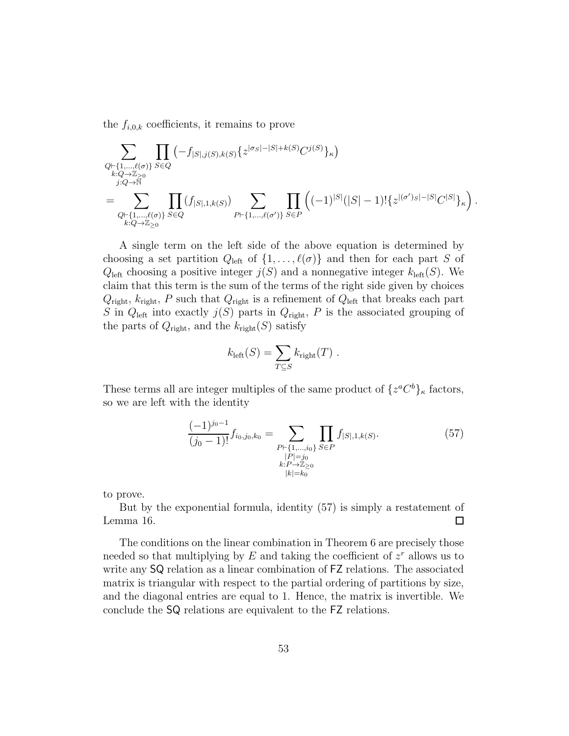the $f_{i,0,k}$ coefficients, it remains to prove

$$\sum_{\substack{Q\vdash\{1,\ldots,\ell(\sigma)\}\\ k:Q\to\mathbb{Z}_{\geq 0}\\ j:Q\to\mathbb{N}}} \prod_{S\in Q} \left(-f_{|S|,j(S),k(S)}\{z^{|\sigma_S|-|S|+k(S)}C^{j(S)}\}_\kappa\right)$$

$$= \sum_{\substack{Q\vdash\{1,\ldots,\ell(\sigma)\}\\ k:Q\to\mathbb{Z}_{\geq 0}}} \prod_{S\in Q} (f_{|S|,1,k(S)}) \sum_{P\vdash\{1,\ldots,\ell(\sigma')\}} \prod_{S\in P} \left((-1)^{|S|}(|S|-1)!\{z^{|(\sigma')_S|-|S|}C^{|S|}\}_\kappa\right).$$

A single term on the left side of the above equation is determined by choosing a set partition $Q_{\text{left}}$ of $\{1,\ldots,\ell(\sigma)\}$ and then for each part $S$ of $Q_{\text{left}}$ choosing a positive integer $j(S)$ and a nonnegative integer $k_{\text{left}}(S)$. We claim that this term is the sum of the terms of the right side given by choices $Q_{\text{right}}$, $k_{\text{right}}$, $P$ such that $Q_{\text{right}}$ is a refinement of $Q_{\text{left}}$ that breaks each part $S$ in $Q_{\text{left}}$ into exactly $j(S)$ parts in $Q_{\text{right}}$, $P$ is the associated grouping of the parts of $Q_{\text{right}}$, and the $k_{\text{right}}(S)$ satisfy

$$k_{\text{left}}(S) = \sum_{T\subseteq S} k_{\text{right}}(T)\ .$$

These terms all are integer multiples of the same product of $\{z^aC^b\}_\kappa$ factors, so we are left with the identity

$$\frac{(-1)^{j_0-1}}{(j_0-1)!} f_{i_0,j_0,k_0} = \sum_{\substack{P\vdash\{1,\ldots,i_0\}\\ |P|=j_0\\ k:P\to\mathbb{Z}_{\geq 0}\\ |k|=k_0}} \prod_{S\in P} f_{|S|,1,k(S)}. \tag{57}$$

to prove.

But by the exponential formula, identity (57) is simply a restatement of Lemma 16. $\square$

The conditions on the linear combination in Theorem 6 are precisely those needed so that multiplying by $E$ and taking the coefficient of $z^r$ allows us to write any SQ relation as a linear combination of FZ relations. The associated matrix is triangular with respect to the partial ordering of partitions by size, and the diagonal entries are equal to 1. Hence, the matrix is invertible. We conclude the SQ relations are equivalent to the FZ relations.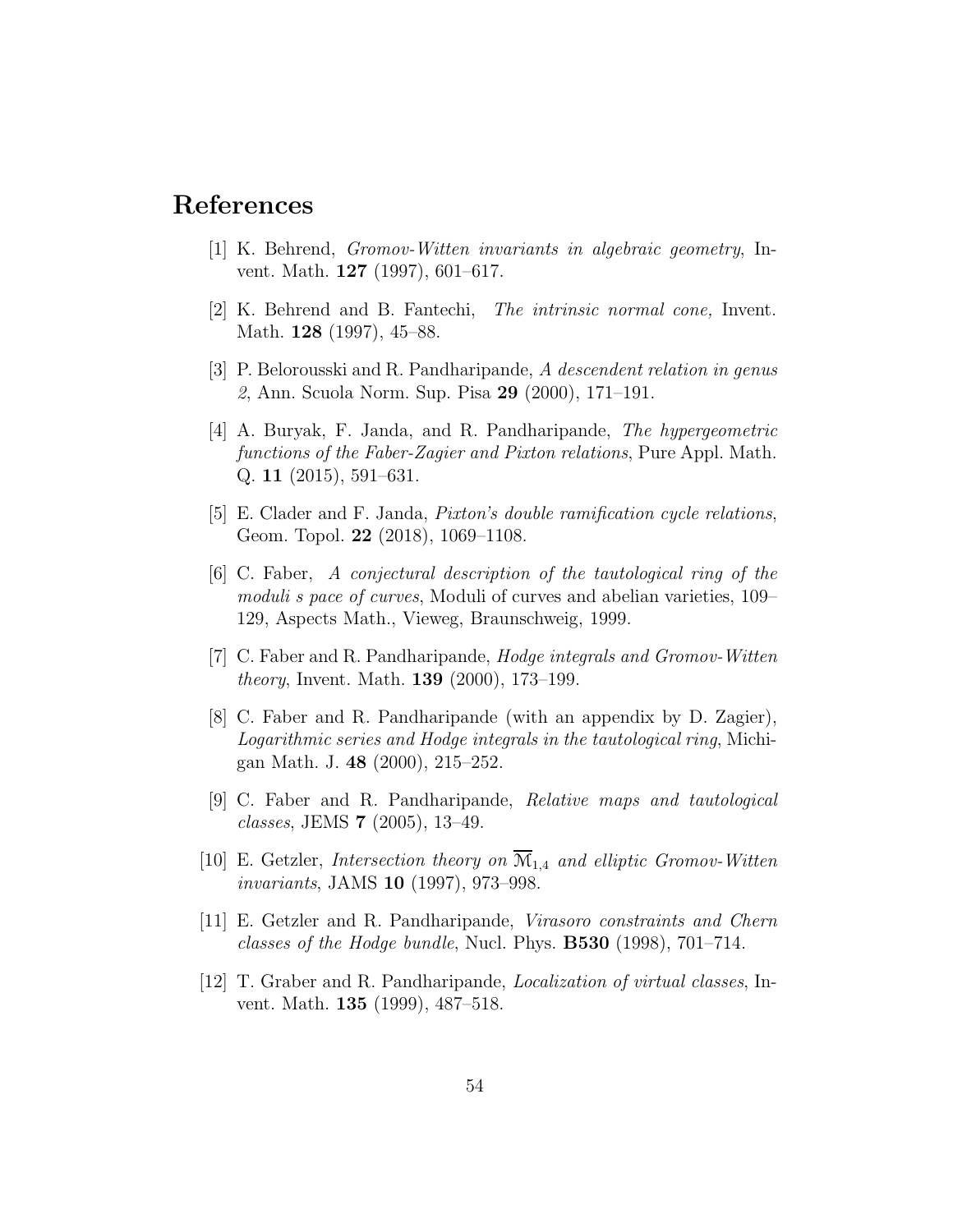# References

[1] K. Behrend, *Gromov-Witten invariants in algebraic geometry*, Invent. Math. **127** (1997), 601–617.

[2] K. Behrend and B. Fantechi, *The intrinsic normal cone,* Invent. Math. **128** (1997), 45–88.

[3] P. Belorousski and R. Pandharipande, *A descendent relation in genus 2*, Ann. Scuola Norm. Sup. Pisa **29** (2000), 171–191.

[4] A. Buryak, F. Janda, and R. Pandharipande, *The hypergeometric functions of the Faber-Zagier and Pixton relations*, Pure Appl. Math. Q. **11** (2015), 591–631.

[5] E. Clader and F. Janda, *Pixton's double ramification cycle relations*, Geom. Topol. **22** (2018), 1069–1108.

[6] C. Faber, *A conjectural description of the tautological ring of the moduli s pace of curves*, Moduli of curves and abelian varieties, 109–129, Aspects Math., Vieweg, Braunschweig, 1999.

[7] C. Faber and R. Pandharipande, *Hodge integrals and Gromov-Witten theory*, Invent. Math. **139** (2000), 173–199.

[8] C. Faber and R. Pandharipande (with an appendix by D. Zagier), *Logarithmic series and Hodge integrals in the tautological ring*, Michigan Math. J. **48** (2000), 215–252.

[9] C. Faber and R. Pandharipande, *Relative maps and tautological classes*, JEMS **7** (2005), 13–49.

[10] E. Getzler, *Intersection theory on $\overline{\mathcal{M}}_{1,4}$ and elliptic Gromov-Witten invariants*, JAMS **10** (1997), 973–998.

[11] E. Getzler and R. Pandharipande, *Virasoro constraints and Chern classes of the Hodge bundle*, Nucl. Phys. **B530** (1998), 701–714.

[12] T. Graber and R. Pandharipande, *Localization of virtual classes*, Invent. Math. **135** (1999), 487–518.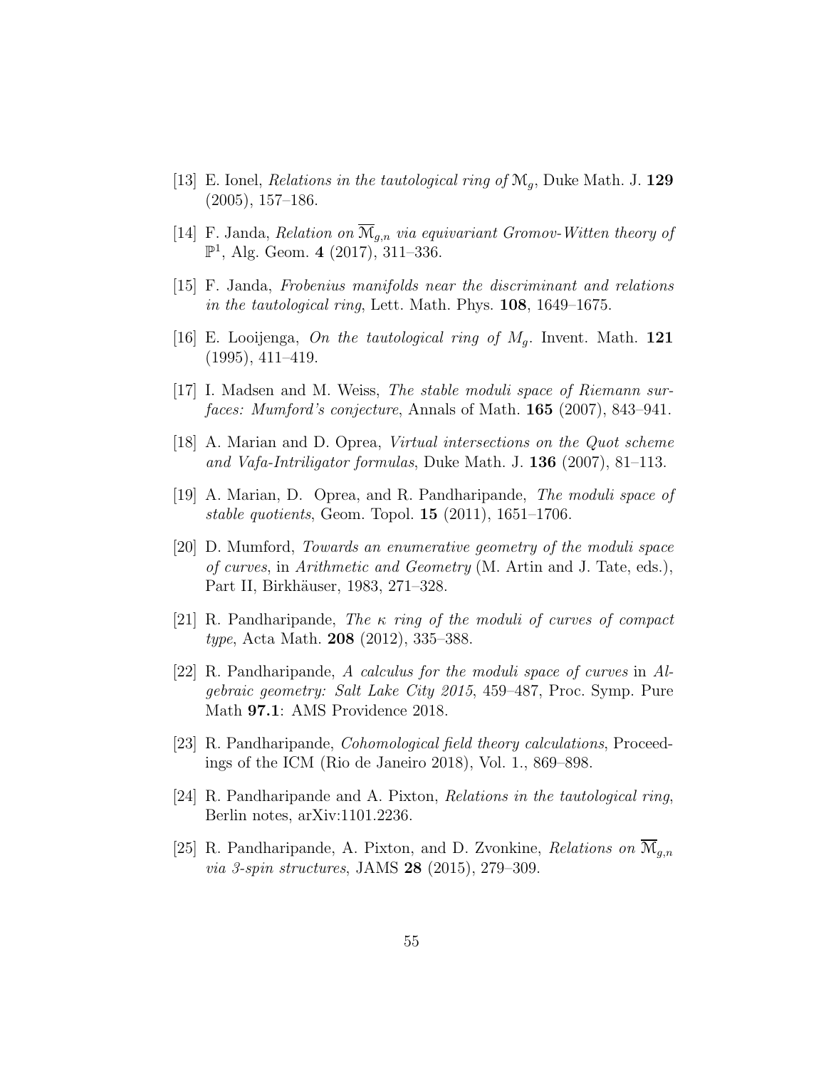[13] E. Ionel, *Relations in the tautological ring of* $\mathcal{M}_g$, Duke Math. J. **129** (2005), 157–186.

[14] F. Janda, *Relation on* $\overline{\mathcal{M}}_{g,n}$ *via equivariant Gromov-Witten theory of* $\mathbb{P}^1$, Alg. Geom. **4** (2017), 311–336.

[15] F. Janda, *Frobenius manifolds near the discriminant and relations in the tautological ring*, Lett. Math. Phys. **108**, 1649–1675.

[16] E. Looijenga, *On the tautological ring of* $M_g$. Invent. Math. **121** (1995), 411–419.

[17] I. Madsen and M. Weiss, *The stable moduli space of Riemann surfaces: Mumford's conjecture*, Annals of Math. **165** (2007), 843–941.

[18] A. Marian and D. Oprea, *Virtual intersections on the Quot scheme and Vafa-Intriligator formulas*, Duke Math. J. **136** (2007), 81–113.

[19] A. Marian, D. Oprea, and R. Pandharipande, *The moduli space of stable quotients*, Geom. Topol. **15** (2011), 1651–1706.

[20] D. Mumford, *Towards an enumerative geometry of the moduli space of curves*, in *Arithmetic and Geometry* (M. Artin and J. Tate, eds.), Part II, Birkhäuser, 1983, 271–328.

[21] R. Pandharipande, *The* $\kappa$ *ring of the moduli of curves of compact type*, Acta Math. **208** (2012), 335–388.

[22] R. Pandharipande, *A calculus for the moduli space of curves* in *Algebraic geometry: Salt Lake City 2015*, 459–487, Proc. Symp. Pure Math **97.1**: AMS Providence 2018.

[23] R. Pandharipande, *Cohomological field theory calculations*, Proceedings of the ICM (Rio de Janeiro 2018), Vol. 1., 869–898.

[24] R. Pandharipande and A. Pixton, *Relations in the tautological ring*, Berlin notes, arXiv:1101.2236.

[25] R. Pandharipande, A. Pixton, and D. Zvonkine, *Relations on* $\overline{\mathcal{M}}_{g,n}$ *via 3-spin structures*, JAMS **28** (2015), 279–309.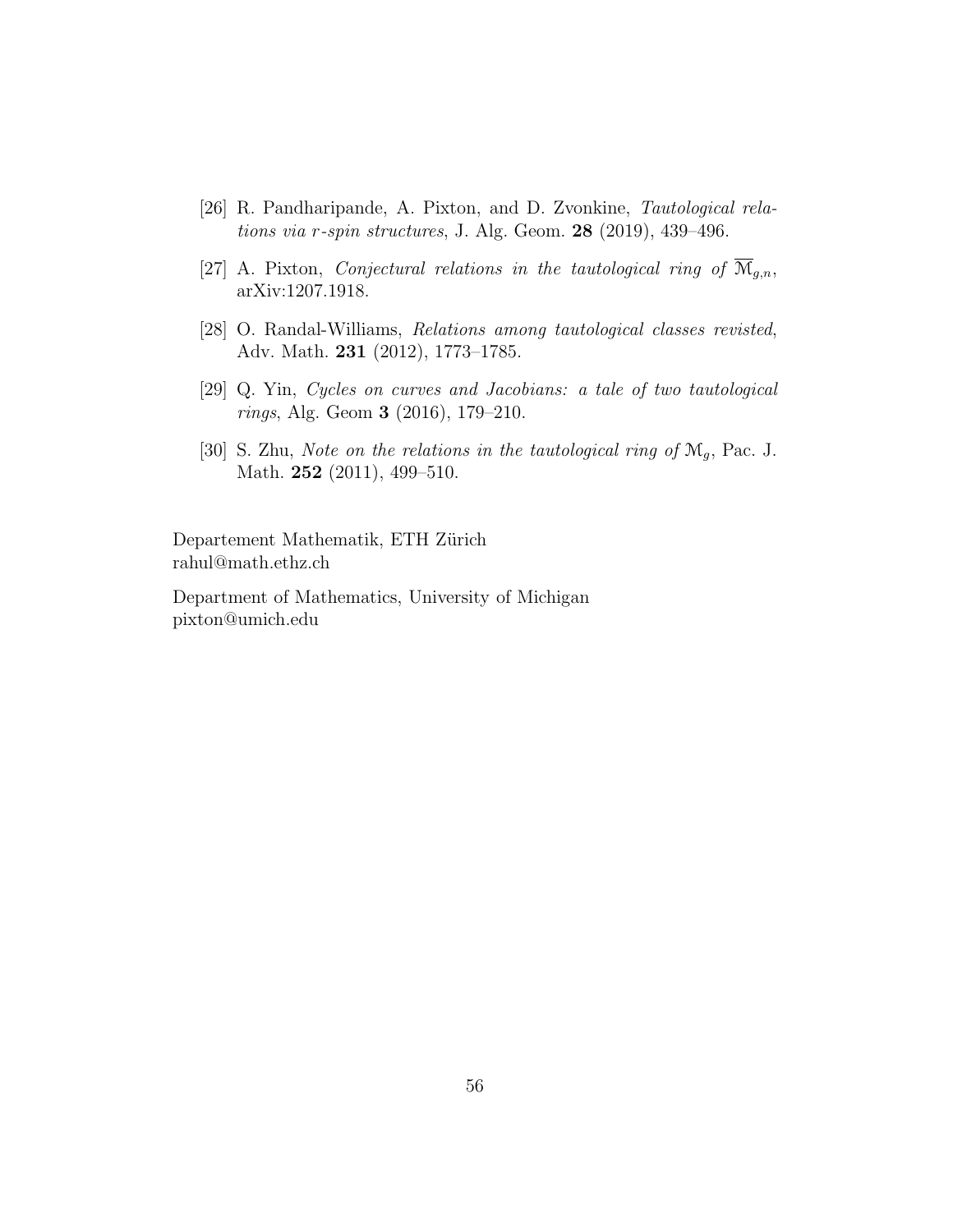[26] R. Pandharipande, A. Pixton, and D. Zvonkine, *Tautological relations via $r$-spin structures*, J. Alg. Geom. **28** (2019), 439–496.

[27] A. Pixton, *Conjectural relations in the tautological ring of $\overline{\mathcal{M}}_{g,n}$*, arXiv:1207.1918.

[28] O. Randal-Williams, *Relations among tautological classes revisted*, Adv. Math. **231** (2012), 1773–1785.

[29] Q. Yin, *Cycles on curves and Jacobians: a tale of two tautological rings*, Alg. Geom **3** (2016), 179–210.

[30] S. Zhu, *Note on the relations in the tautological ring of $\mathcal{M}_g$*, Pac. J. Math. **252** (2011), 499–510.

Departement Mathematik, ETH Zürich
rahul@math.ethz.ch

Department of Mathematics, University of Michigan
pixton@umich.edu